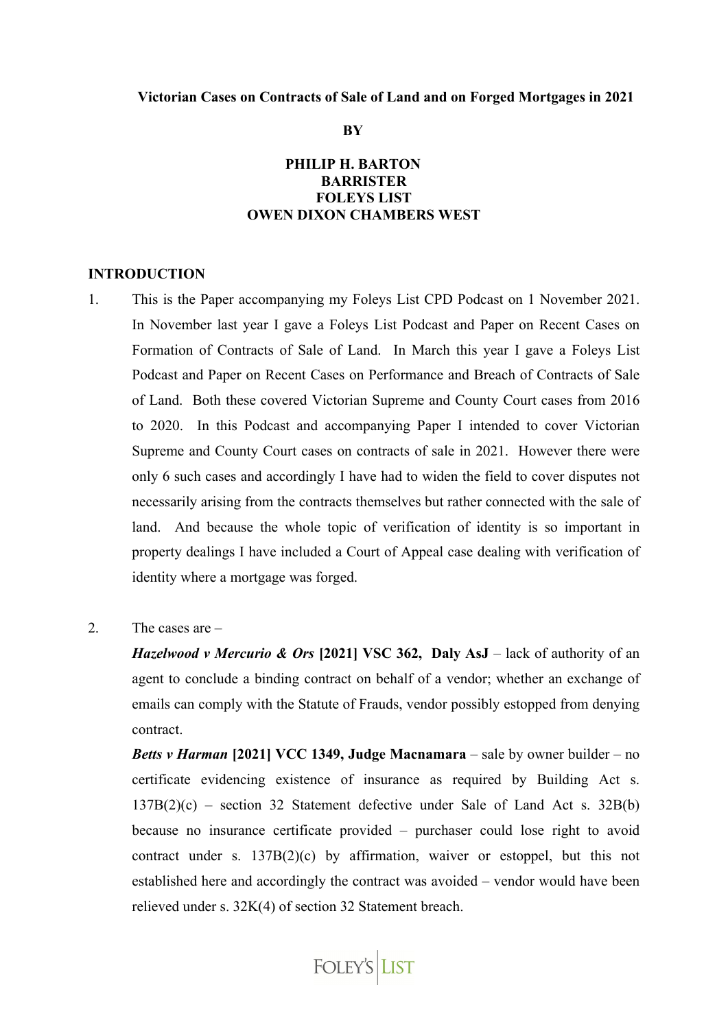**Victorian Cases on Contracts of Sale of Land and on Forged Mortgages in 2021**

**BY**

**PHILIP H. BARTON**
**BARRISTER**
**FOLEYS LIST**
**OWEN DIXON CHAMBERS WEST**

## INTRODUCTION

1. This is the Paper accompanying my Foleys List CPD Podcast on 1 November 2021. In November last year I gave a Foleys List Podcast and Paper on Recent Cases on Formation of Contracts of Sale of Land. In March this year I gave a Foleys List Podcast and Paper on Recent Cases on Performance and Breach of Contracts of Sale of Land. Both these covered Victorian Supreme and County Court cases from 2016 to 2020. In this Podcast and accompanying Paper I intended to cover Victorian Supreme and County Court cases on contracts of sale in 2021. However there were only 6 such cases and accordingly I have had to widen the field to cover disputes not necessarily arising from the contracts themselves but rather connected with the sale of land. And because the whole topic of verification of identity is so important in property dealings I have included a Court of Appeal case dealing with verification of identity where a mortgage was forged.

2. The cases are –

   ***Hazelwood v Mercurio & Ors* [2021] VSC 362, Daly AsJ** – lack of authority of an agent to conclude a binding contract on behalf of a vendor; whether an exchange of emails can comply with the Statute of Frauds, vendor possibly estopped from denying contract.

   ***Betts v Harman* [2021] VCC 1349, Judge Macnamara** – sale by owner builder – no certificate evidencing existence of insurance as required by Building Act s. 137B(2)(c) – section 32 Statement defective under Sale of Land Act s. 32B(b) because no insurance certificate provided – purchaser could lose right to avoid contract under s. 137B(2)(c) by affirmation, waiver or estoppel, but this not established here and accordingly the contract was avoided – vendor would have been relieved under s. 32K(4) of section 32 Statement breach.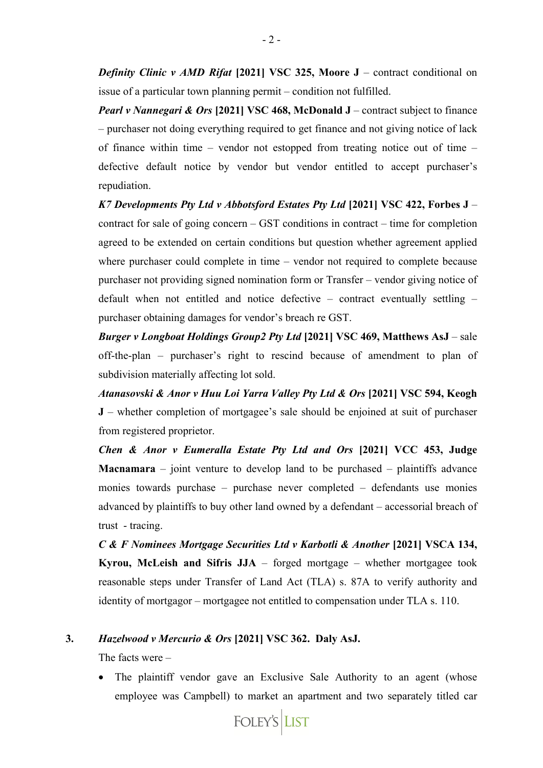***Definity Clinic v AMD Rifat* [2021] VSC 325, Moore J** – contract conditional on issue of a particular town planning permit – condition not fulfilled.

***Pearl v Nannegari & Ors* [2021] VSC 468, McDonald J** – contract subject to finance – purchaser not doing everything required to get finance and not giving notice of lack of finance within time – vendor not estopped from treating notice out of time – defective default notice by vendor but vendor entitled to accept purchaser's repudiation.

***K7 Developments Pty Ltd v Abbotsford Estates Pty Ltd* [2021] VSC 422, Forbes J** – contract for sale of going concern – GST conditions in contract – time for completion agreed to be extended on certain conditions but question whether agreement applied where purchaser could complete in time – vendor not required to complete because purchaser not providing signed nomination form or Transfer – vendor giving notice of default when not entitled and notice defective – contract eventually settling – purchaser obtaining damages for vendor's breach re GST.

***Burger v Longboat Holdings Group2 Pty Ltd* [2021] VSC 469, Matthews AsJ** – sale off-the-plan – purchaser's right to rescind because of amendment to plan of subdivision materially affecting lot sold.

***Atanasovski & Anor v Huu Loi Yarra Valley Pty Ltd & Ors* [2021] VSC 594, Keogh J** – whether completion of mortgagee's sale should be enjoined at suit of purchaser from registered proprietor.

***Chen & Anor v Eumeralla Estate Pty Ltd and Ors* [2021] VCC 453, Judge Macnamara** – joint venture to develop land to be purchased – plaintiffs advance monies towards purchase – purchase never completed – defendants use monies advanced by plaintiffs to buy other land owned by a defendant – accessorial breach of trust - tracing.

***C & F Nominees Mortgage Securities Ltd v Karbotli & Another* [2021] VSCA 134, Kyrou, McLeish and Sifris JJA** – forged mortgage – whether mortgagee took reasonable steps under Transfer of Land Act (TLA) s. 87A to verify authority and identity of mortgagor – mortgagee not entitled to compensation under TLA s. 110.

**3.** ***Hazelwood v Mercurio & Ors* [2021] VSC 362. Daly AsJ.**

The facts were –

- The plaintiff vendor gave an Exclusive Sale Authority to an agent (whose employee was Campbell) to market an apartment and two separately titled car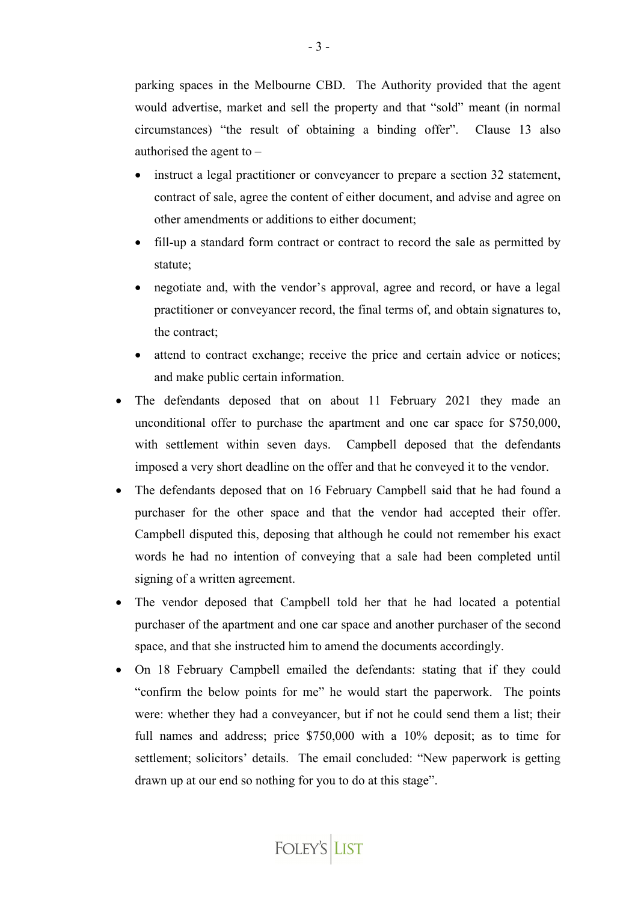parking spaces in the Melbourne CBD. The Authority provided that the agent would advertise, market and sell the property and that "sold" meant (in normal circumstances) "the result of obtaining a binding offer". Clause 13 also authorised the agent to –

  - instruct a legal practitioner or conveyancer to prepare a section 32 statement, contract of sale, agree the content of either document, and advise and agree on other amendments or additions to either document;
  - fill-up a standard form contract or contract to record the sale as permitted by statute;
  - negotiate and, with the vendor's approval, agree and record, or have a legal practitioner or conveyancer record, the final terms of, and obtain signatures to, the contract;
  - attend to contract exchange; receive the price and certain advice or notices; and make public certain information.

- The defendants deposed that on about 11 February 2021 they made an unconditional offer to purchase the apartment and one car space for $750,000, with settlement within seven days. Campbell deposed that the defendants imposed a very short deadline on the offer and that he conveyed it to the vendor.
- The defendants deposed that on 16 February Campbell said that he had found a purchaser for the other space and that the vendor had accepted their offer. Campbell disputed this, deposing that although he could not remember his exact words he had no intention of conveying that a sale had been completed until signing of a written agreement.
- The vendor deposed that Campbell told her that he had located a potential purchaser of the apartment and one car space and another purchaser of the second space, and that she instructed him to amend the documents accordingly.
- On 18 February Campbell emailed the defendants: stating that if they could "confirm the below points for me" he would start the paperwork. The points were: whether they had a conveyancer, but if not he could send them a list; their full names and address; price $750,000 with a 10% deposit; as to time for settlement; solicitors' details. The email concluded: "New paperwork is getting drawn up at our end so nothing for you to do at this stage".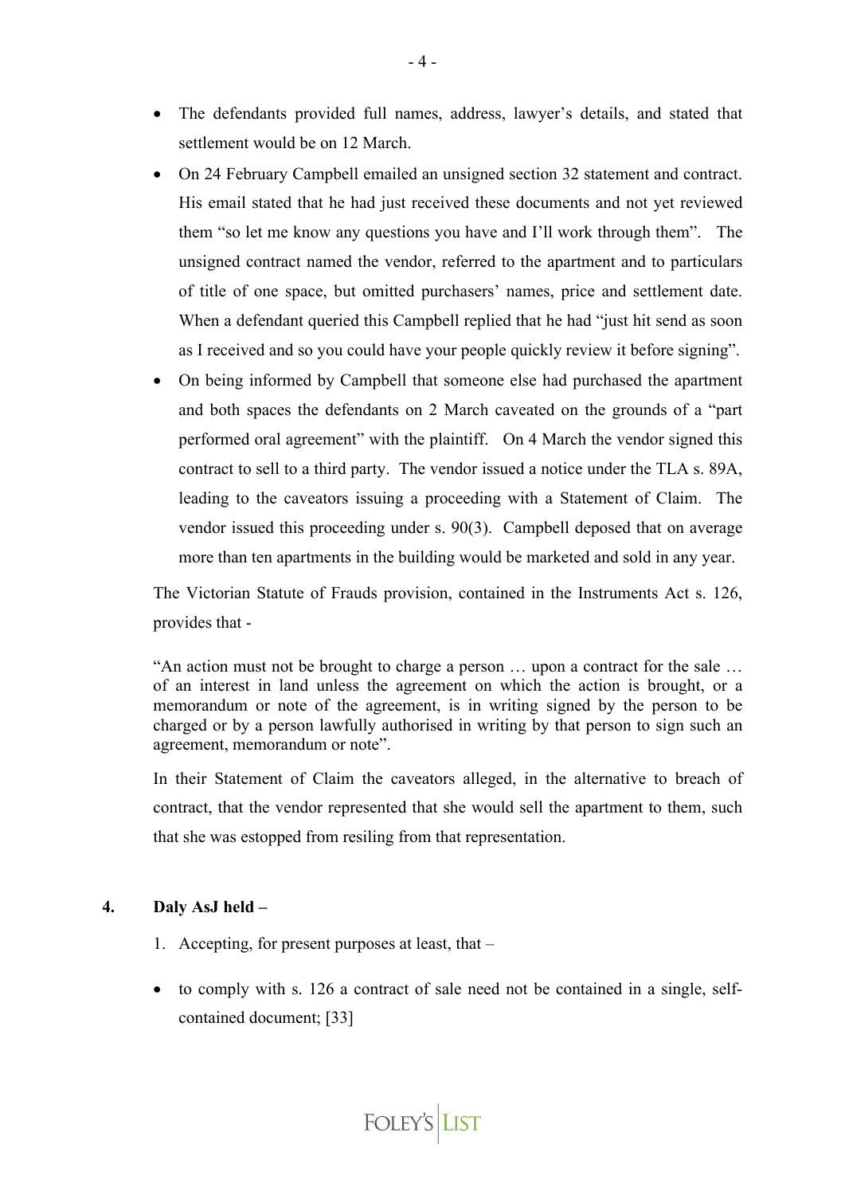- The defendants provided full names, address, lawyer's details, and stated that settlement would be on 12 March.
- On 24 February Campbell emailed an unsigned section 32 statement and contract. His email stated that he had just received these documents and not yet reviewed them "so let me know any questions you have and I'll work through them". The unsigned contract named the vendor, referred to the apartment and to particulars of title of one space, but omitted purchasers' names, price and settlement date. When a defendant queried this Campbell replied that he had "just hit send as soon as I received and so you could have your people quickly review it before signing".
- On being informed by Campbell that someone else had purchased the apartment and both spaces the defendants on 2 March caveated on the grounds of a "part performed oral agreement" with the plaintiff. On 4 March the vendor signed this contract to sell to a third party. The vendor issued a notice under the TLA s. 89A, leading to the caveators issuing a proceeding with a Statement of Claim. The vendor issued this proceeding under s. 90(3). Campbell deposed that on average more than ten apartments in the building would be marketed and sold in any year.

The Victorian Statute of Frauds provision, contained in the Instruments Act s. 126, provides that -

> "An action must not be brought to charge a person … upon a contract for the sale … of an interest in land unless the agreement on which the action is brought, or a memorandum or note of the agreement, is in writing signed by the person to be charged or by a person lawfully authorised in writing by that person to sign such an agreement, memorandum or note".

In their Statement of Claim the caveators alleged, in the alternative to breach of contract, that the vendor represented that she would sell the apartment to them, such that she was estopped from resiling from that representation.

**4. Daly AsJ held –**

1. Accepting, for present purposes at least, that –

- to comply with s. 126 a contract of sale need not be contained in a single, self-contained document; [33]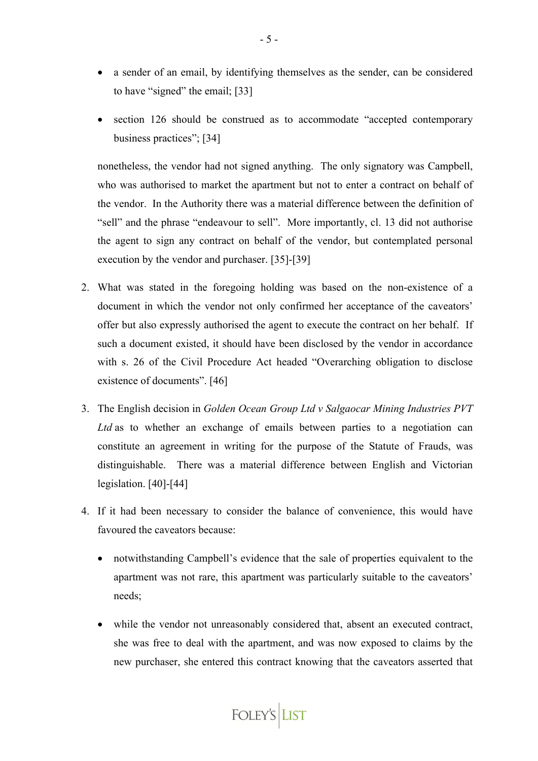- a sender of an email, by identifying themselves as the sender, can be considered to have "signed" the email; [33]
- section 126 should be construed as to accommodate "accepted contemporary business practices"; [34]

nonetheless, the vendor had not signed anything. The only signatory was Campbell, who was authorised to market the apartment but not to enter a contract on behalf of the vendor. In the Authority there was a material difference between the definition of "sell" and the phrase "endeavour to sell". More importantly, cl. 13 did not authorise the agent to sign any contract on behalf of the vendor, but contemplated personal execution by the vendor and purchaser. [35]-[39]

2. What was stated in the foregoing holding was based on the non-existence of a document in which the vendor not only confirmed her acceptance of the caveators' offer but also expressly authorised the agent to execute the contract on her behalf. If such a document existed, it should have been disclosed by the vendor in accordance with s. 26 of the Civil Procedure Act headed "Overarching obligation to disclose existence of documents". [46]

3. The English decision in *Golden Ocean Group Ltd v Salgaocar Mining Industries PVT Ltd* as to whether an exchange of emails between parties to a negotiation can constitute an agreement in writing for the purpose of the Statute of Frauds, was distinguishable. There was a material difference between English and Victorian legislation. [40]-[44]

4. If it had been necessary to consider the balance of convenience, this would have favoured the caveators because:

   - notwithstanding Campbell's evidence that the sale of properties equivalent to the apartment was not rare, this apartment was particularly suitable to the caveators' needs;
   - while the vendor not unreasonably considered that, absent an executed contract, she was free to deal with the apartment, and was now exposed to claims by the new purchaser, she entered this contract knowing that the caveators asserted that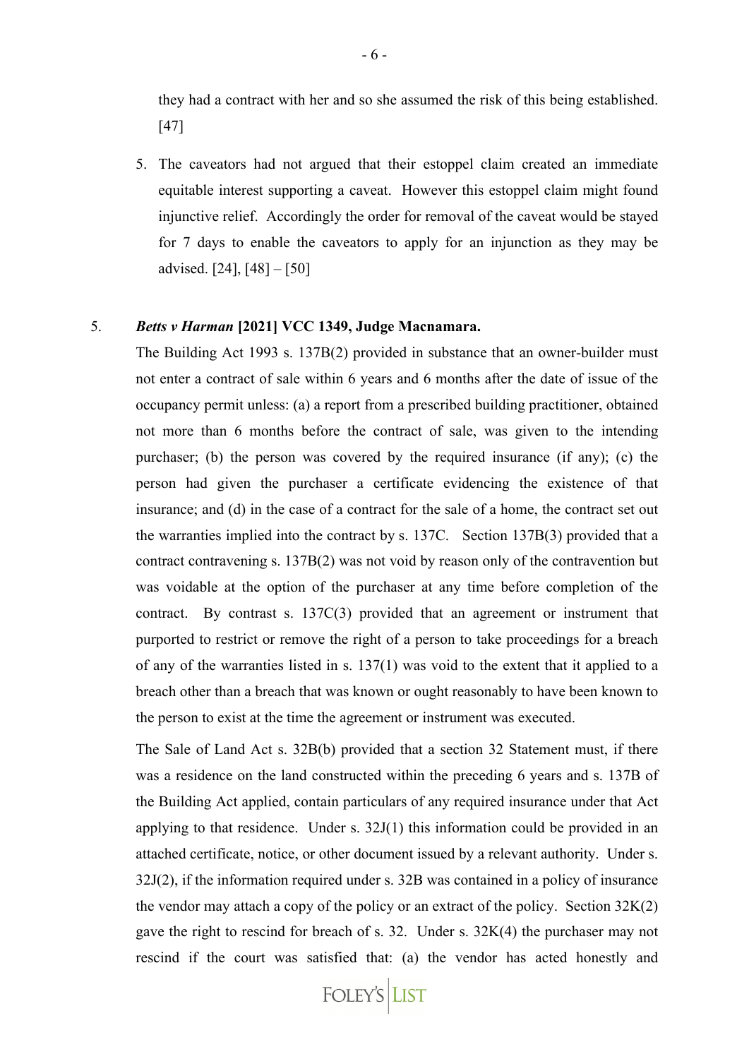they had a contract with her and so she assumed the risk of this being established. [47]

5. The caveators had not argued that their estoppel claim created an immediate equitable interest supporting a caveat. However this estoppel claim might found injunctive relief. Accordingly the order for removal of the caveat would be stayed for 7 days to enable the caveators to apply for an injunction as they may be advised. [24], [48] – [50]

5. ***Betts v Harman* [2021] VCC 1349, Judge Macnamara.**

The Building Act 1993 s. 137B(2) provided in substance that an owner-builder must not enter a contract of sale within 6 years and 6 months after the date of issue of the occupancy permit unless: (a) a report from a prescribed building practitioner, obtained not more than 6 months before the contract of sale, was given to the intending purchaser; (b) the person was covered by the required insurance (if any); (c) the person had given the purchaser a certificate evidencing the existence of that insurance; and (d) in the case of a contract for the sale of a home, the contract set out the warranties implied into the contract by s. 137C. Section 137B(3) provided that a contract contravening s. 137B(2) was not void by reason only of the contravention but was voidable at the option of the purchaser at any time before completion of the contract. By contrast s. 137C(3) provided that an agreement or instrument that purported to restrict or remove the right of a person to take proceedings for a breach of any of the warranties listed in s. 137(1) was void to the extent that it applied to a breach other than a breach that was known or ought reasonably to have been known to the person to exist at the time the agreement or instrument was executed.

The Sale of Land Act s. 32B(b) provided that a section 32 Statement must, if there was a residence on the land constructed within the preceding 6 years and s. 137B of the Building Act applied, contain particulars of any required insurance under that Act applying to that residence. Under s. 32J(1) this information could be provided in an attached certificate, notice, or other document issued by a relevant authority. Under s. 32J(2), if the information required under s. 32B was contained in a policy of insurance the vendor may attach a copy of the policy or an extract of the policy. Section 32K(2) gave the right to rescind for breach of s. 32. Under s. 32K(4) the purchaser may not rescind if the court was satisfied that: (a) the vendor has acted honestly and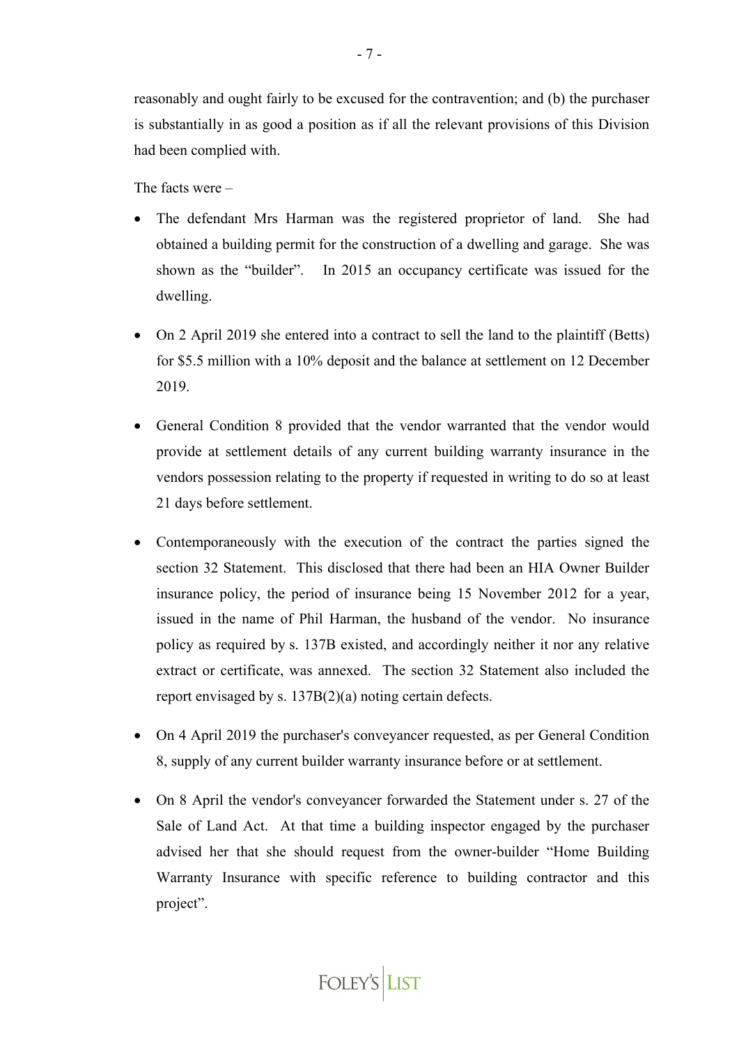reasonably and ought fairly to be excused for the contravention; and (b) the purchaser is substantially in as good a position as if all the relevant provisions of this Division had been complied with.

The facts were –

- The defendant Mrs Harman was the registered proprietor of land. She had obtained a building permit for the construction of a dwelling and garage. She was shown as the "builder". In 2015 an occupancy certificate was issued for the dwelling.

- On 2 April 2019 she entered into a contract to sell the land to the plaintiff (Betts) for $5.5 million with a 10% deposit and the balance at settlement on 12 December 2019.

- General Condition 8 provided that the vendor warranted that the vendor would provide at settlement details of any current building warranty insurance in the vendors possession relating to the property if requested in writing to do so at least 21 days before settlement.

- Contemporaneously with the execution of the contract the parties signed the section 32 Statement. This disclosed that there had been an HIA Owner Builder insurance policy, the period of insurance being 15 November 2012 for a year, issued in the name of Phil Harman, the husband of the vendor. No insurance policy as required by s. 137B existed, and accordingly neither it nor any relative extract or certificate, was annexed. The section 32 Statement also included the report envisaged by s. 137B(2)(a) noting certain defects.

- On 4 April 2019 the purchaser's conveyancer requested, as per General Condition 8, supply of any current builder warranty insurance before or at settlement.

- On 8 April the vendor's conveyancer forwarded the Statement under s. 27 of the Sale of Land Act. At that time a building inspector engaged by the purchaser advised her that she should request from the owner-builder "Home Building Warranty Insurance with specific reference to building contractor and this project".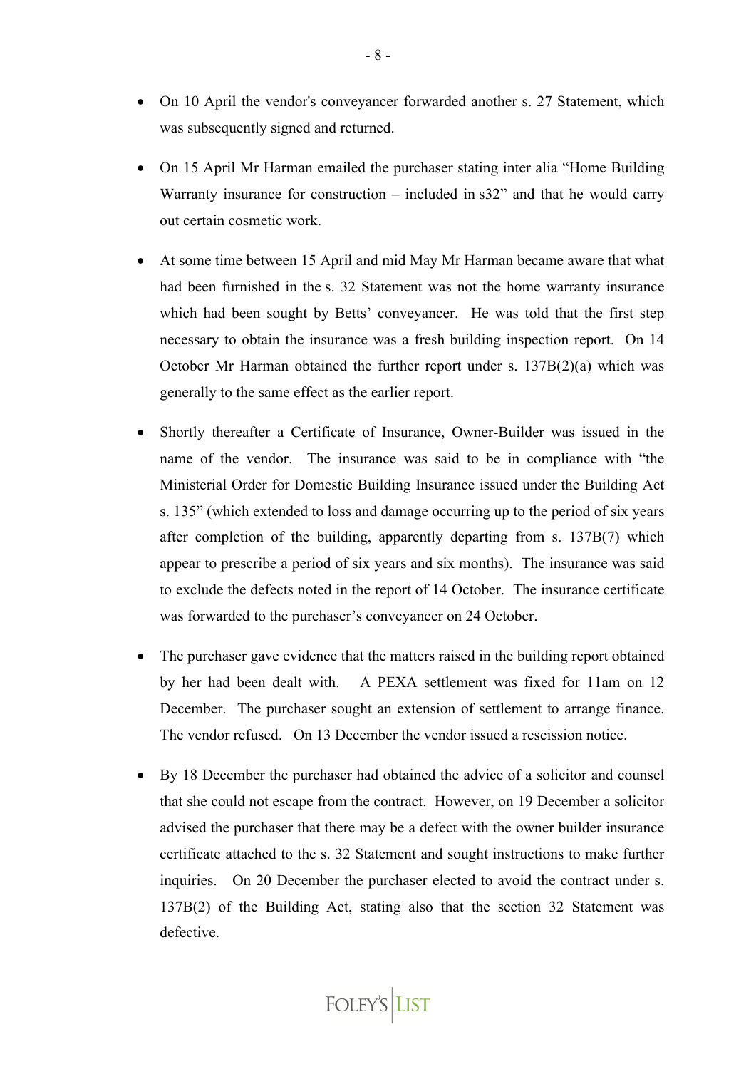- On 10 April the vendor's conveyancer forwarded another s. 27 Statement, which was subsequently signed and returned.

- On 15 April Mr Harman emailed the purchaser stating inter alia "Home Building Warranty insurance for construction – included in s32" and that he would carry out certain cosmetic work.

- At some time between 15 April and mid May Mr Harman became aware that what had been furnished in the s. 32 Statement was not the home warranty insurance which had been sought by Betts' conveyancer. He was told that the first step necessary to obtain the insurance was a fresh building inspection report. On 14 October Mr Harman obtained the further report under s. 137B(2)(a) which was generally to the same effect as the earlier report.

- Shortly thereafter a Certificate of Insurance, Owner-Builder was issued in the name of the vendor. The insurance was said to be in compliance with "the Ministerial Order for Domestic Building Insurance issued under the Building Act s. 135" (which extended to loss and damage occurring up to the period of six years after completion of the building, apparently departing from s. 137B(7) which appear to prescribe a period of six years and six months). The insurance was said to exclude the defects noted in the report of 14 October. The insurance certificate was forwarded to the purchaser's conveyancer on 24 October.

- The purchaser gave evidence that the matters raised in the building report obtained by her had been dealt with. A PEXA settlement was fixed for 11am on 12 December. The purchaser sought an extension of settlement to arrange finance. The vendor refused. On 13 December the vendor issued a rescission notice.

- By 18 December the purchaser had obtained the advice of a solicitor and counsel that she could not escape from the contract. However, on 19 December a solicitor advised the purchaser that there may be a defect with the owner builder insurance certificate attached to the s. 32 Statement and sought instructions to make further inquiries. On 20 December the purchaser elected to avoid the contract under s. 137B(2) of the Building Act, stating also that the section 32 Statement was defective.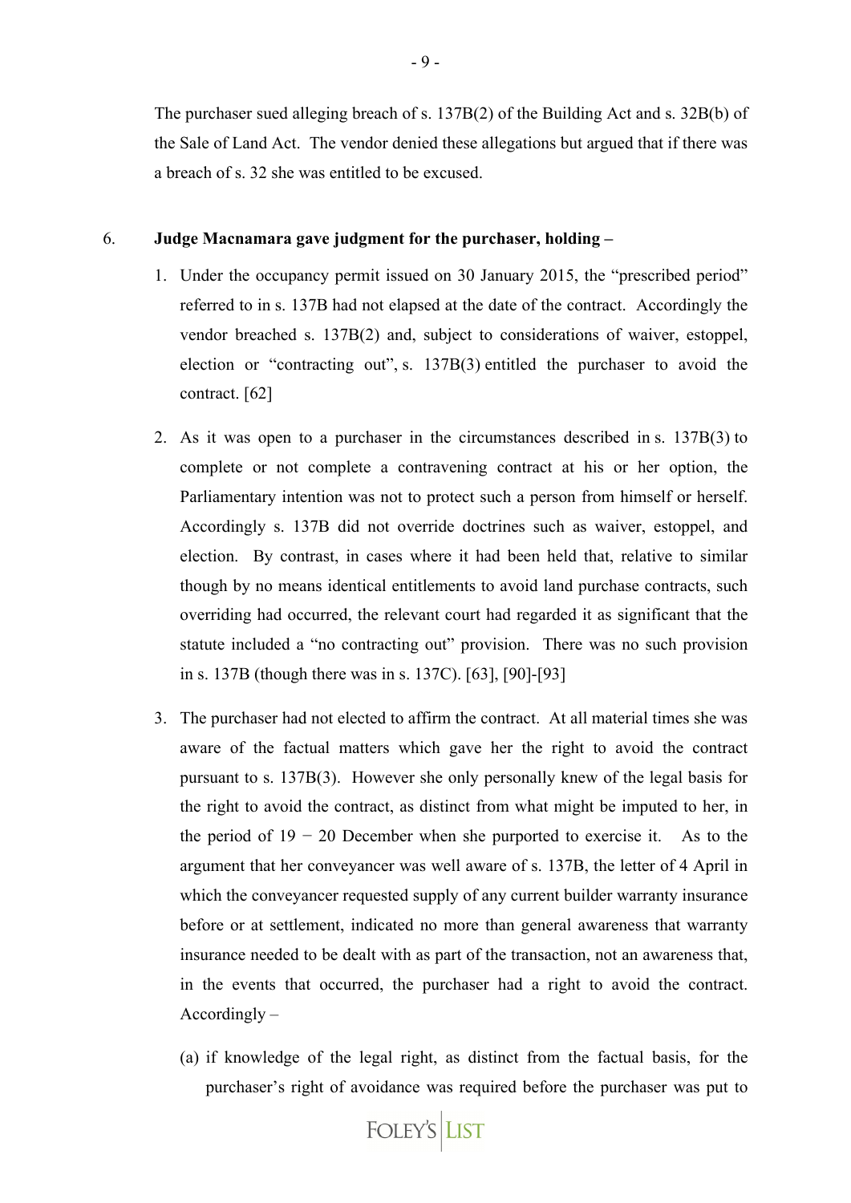The purchaser sued alleging breach of s. 137B(2) of the Building Act and s. 32B(b) of the Sale of Land Act. The vendor denied these allegations but argued that if there was a breach of s. 32 she was entitled to be excused.

6. **Judge Macnamara gave judgment for the purchaser, holding –**

   1. Under the occupancy permit issued on 30 January 2015, the "prescribed period" referred to in s. 137B had not elapsed at the date of the contract. Accordingly the vendor breached s. 137B(2) and, subject to considerations of waiver, estoppel, election or "contracting out", s. 137B(3) entitled the purchaser to avoid the contract. [62]

   2. As it was open to a purchaser in the circumstances described in s. 137B(3) to complete or not complete a contravening contract at his or her option, the Parliamentary intention was not to protect such a person from himself or herself. Accordingly s. 137B did not override doctrines such as waiver, estoppel, and election. By contrast, in cases where it had been held that, relative to similar though by no means identical entitlements to avoid land purchase contracts, such overriding had occurred, the relevant court had regarded it as significant that the statute included a "no contracting out" provision. There was no such provision in s. 137B (though there was in s. 137C). [63], [90]-[93]

   3. The purchaser had not elected to affirm the contract. At all material times she was aware of the factual matters which gave her the right to avoid the contract pursuant to s. 137B(3). However she only personally knew of the legal basis for the right to avoid the contract, as distinct from what might be imputed to her, in the period of 19 − 20 December when she purported to exercise it. As to the argument that her conveyancer was well aware of s. 137B, the letter of 4 April in which the conveyancer requested supply of any current builder warranty insurance before or at settlement, indicated no more than general awareness that warranty insurance needed to be dealt with as part of the transaction, not an awareness that, in the events that occurred, the purchaser had a right to avoid the contract. Accordingly –

      (a) if knowledge of the legal right, as distinct from the factual basis, for the purchaser's right of avoidance was required before the purchaser was put to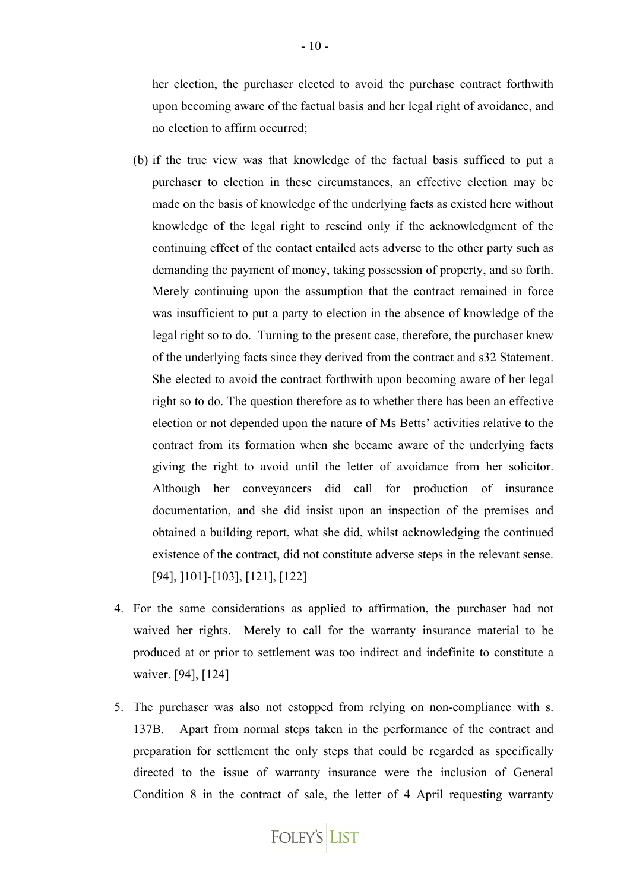her election, the purchaser elected to avoid the purchase contract forthwith upon becoming aware of the factual basis and her legal right of avoidance, and no election to affirm occurred;

(b) if the true view was that knowledge of the factual basis sufficed to put a purchaser to election in these circumstances, an effective election may be made on the basis of knowledge of the underlying facts as existed here without knowledge of the legal right to rescind only if the acknowledgment of the continuing effect of the contact entailed acts adverse to the other party such as demanding the payment of money, taking possession of property, and so forth. Merely continuing upon the assumption that the contract remained in force was insufficient to put a party to election in the absence of knowledge of the legal right so to do. Turning to the present case, therefore, the purchaser knew of the underlying facts since they derived from the contract and s32 Statement. She elected to avoid the contract forthwith upon becoming aware of her legal right so to do. The question therefore as to whether there has been an effective election or not depended upon the nature of Ms Betts' activities relative to the contract from its formation when she became aware of the underlying facts giving the right to avoid until the letter of avoidance from her solicitor. Although her conveyancers did call for production of insurance documentation, and she did insist upon an inspection of the premises and obtained a building report, what she did, whilst acknowledging the continued existence of the contract, did not constitute adverse steps in the relevant sense. [94], ]101]-[103], [121], [122]

4. For the same considerations as applied to affirmation, the purchaser had not waived her rights. Merely to call for the warranty insurance material to be produced at or prior to settlement was too indirect and indefinite to constitute a waiver. [94], [124]

5. The purchaser was also not estopped from relying on non-compliance with s. 137B. Apart from normal steps taken in the performance of the contract and preparation for settlement the only steps that could be regarded as specifically directed to the issue of warranty insurance were the inclusion of General Condition 8 in the contract of sale, the letter of 4 April requesting warranty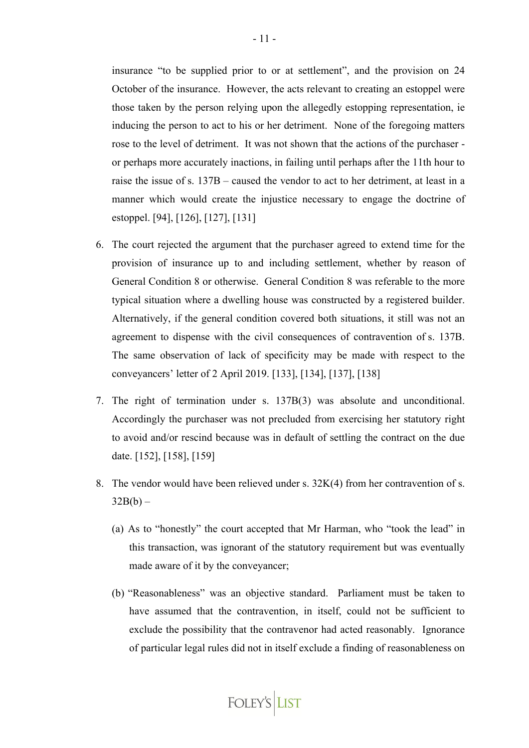insurance "to be supplied prior to or at settlement", and the provision on 24 October of the insurance. However, the acts relevant to creating an estoppel were those taken by the person relying upon the allegedly estopping representation, ie inducing the person to act to his or her detriment. None of the foregoing matters rose to the level of detriment. It was not shown that the actions of the purchaser - or perhaps more accurately inactions, in failing until perhaps after the 11th hour to raise the issue of s. 137B – caused the vendor to act to her detriment, at least in a manner which would create the injustice necessary to engage the doctrine of estoppel. [94], [126], [127], [131]

6. The court rejected the argument that the purchaser agreed to extend time for the provision of insurance up to and including settlement, whether by reason of General Condition 8 or otherwise. General Condition 8 was referable to the more typical situation where a dwelling house was constructed by a registered builder. Alternatively, if the general condition covered both situations, it still was not an agreement to dispense with the civil consequences of contravention of s. 137B. The same observation of lack of specificity may be made with respect to the conveyancers' letter of 2 April 2019. [133], [134], [137], [138]

7. The right of termination under s. 137B(3) was absolute and unconditional. Accordingly the purchaser was not precluded from exercising her statutory right to avoid and/or rescind because was in default of settling the contract on the due date. [152], [158], [159]

8. The vendor would have been relieved under s. 32K(4) from her contravention of s. 32B(b) –

   (a) As to "honestly" the court accepted that Mr Harman, who "took the lead" in this transaction, was ignorant of the statutory requirement but was eventually made aware of it by the conveyancer;

   (b) "Reasonableness" was an objective standard. Parliament must be taken to have assumed that the contravention, in itself, could not be sufficient to exclude the possibility that the contravenor had acted reasonably. Ignorance of particular legal rules did not in itself exclude a finding of reasonableness on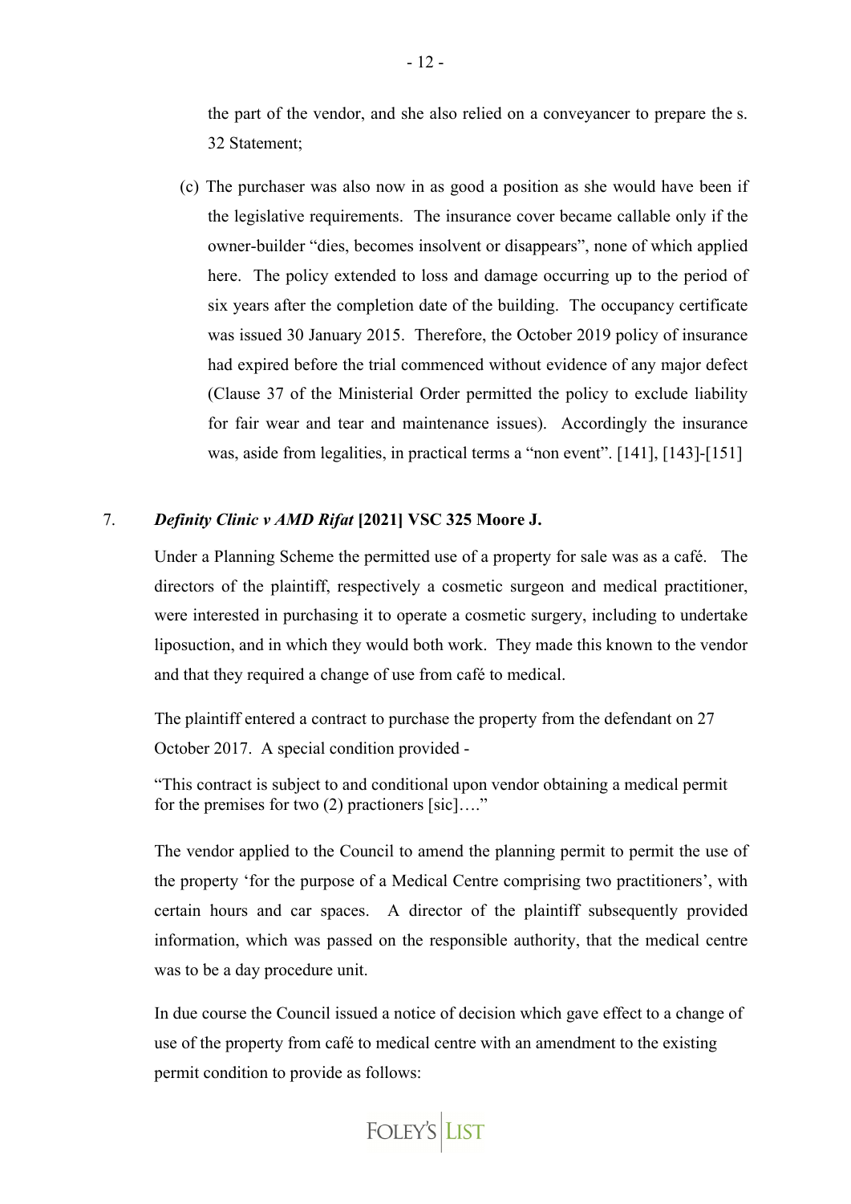the part of the vendor, and she also relied on a conveyancer to prepare the s. 32 Statement;

(c) The purchaser was also now in as good a position as she would have been if the legislative requirements. The insurance cover became callable only if the owner-builder "dies, becomes insolvent or disappears", none of which applied here. The policy extended to loss and damage occurring up to the period of six years after the completion date of the building. The occupancy certificate was issued 30 January 2015. Therefore, the October 2019 policy of insurance had expired before the trial commenced without evidence of any major defect (Clause 37 of the Ministerial Order permitted the policy to exclude liability for fair wear and tear and maintenance issues). Accordingly the insurance was, aside from legalities, in practical terms a "non event". [141], [143]-[151]

7. ***Definity Clinic v AMD Rifat* [2021] VSC 325 Moore J.**

Under a Planning Scheme the permitted use of a property for sale was as a café. The directors of the plaintiff, respectively a cosmetic surgeon and medical practitioner, were interested in purchasing it to operate a cosmetic surgery, including to undertake liposuction, and in which they would both work. They made this known to the vendor and that they required a change of use from café to medical.

The plaintiff entered a contract to purchase the property from the defendant on 27 October 2017. A special condition provided -

"This contract is subject to and conditional upon vendor obtaining a medical permit for the premises for two (2) practioners [sic]…."

The vendor applied to the Council to amend the planning permit to permit the use of the property 'for the purpose of a Medical Centre comprising two practitioners', with certain hours and car spaces. A director of the plaintiff subsequently provided information, which was passed on the responsible authority, that the medical centre was to be a day procedure unit.

In due course the Council issued a notice of decision which gave effect to a change of use of the property from café to medical centre with an amendment to the existing permit condition to provide as follows: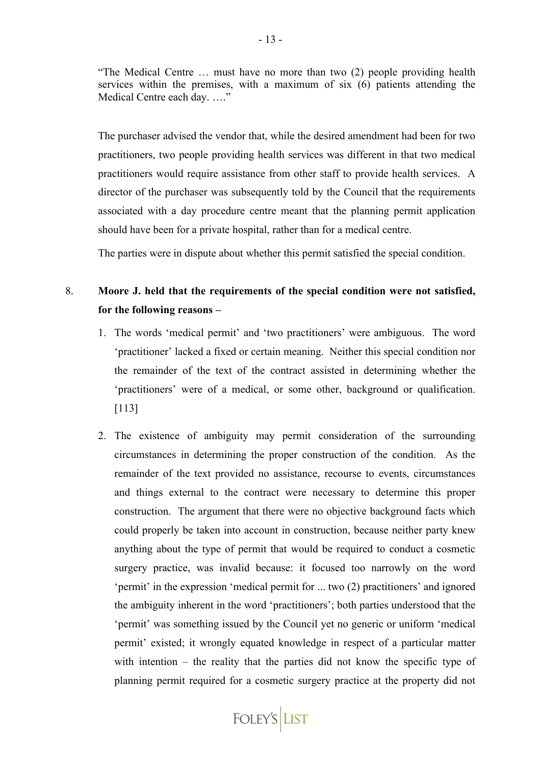"The Medical Centre … must have no more than two (2) people providing health services within the premises, with a maximum of six (6) patients attending the Medical Centre each day. …."

The purchaser advised the vendor that, while the desired amendment had been for two practitioners, two people providing health services was different in that two medical practitioners would require assistance from other staff to provide health services. A director of the purchaser was subsequently told by the Council that the requirements associated with a day procedure centre meant that the planning permit application should have been for a private hospital, rather than for a medical centre.

The parties were in dispute about whether this permit satisfied the special condition.

8. **Moore J. held that the requirements of the special condition were not satisfied, for the following reasons –**

   1. The words 'medical permit' and 'two practitioners' were ambiguous. The word 'practitioner' lacked a fixed or certain meaning. Neither this special condition nor the remainder of the text of the contract assisted in determining whether the 'practitioners' were of a medical, or some other, background or qualification. [113]

   2. The existence of ambiguity may permit consideration of the surrounding circumstances in determining the proper construction of the condition. As the remainder of the text provided no assistance, recourse to events, circumstances and things external to the contract were necessary to determine this proper construction. The argument that there were no objective background facts which could properly be taken into account in construction, because neither party knew anything about the type of permit that would be required to conduct a cosmetic surgery practice, was invalid because: it focused too narrowly on the word 'permit' in the expression 'medical permit for ... two (2) practitioners' and ignored the ambiguity inherent in the word 'practitioners'; both parties understood that the 'permit' was something issued by the Council yet no generic or uniform 'medical permit' existed; it wrongly equated knowledge in respect of a particular matter with intention – the reality that the parties did not know the specific type of planning permit required for a cosmetic surgery practice at the property did not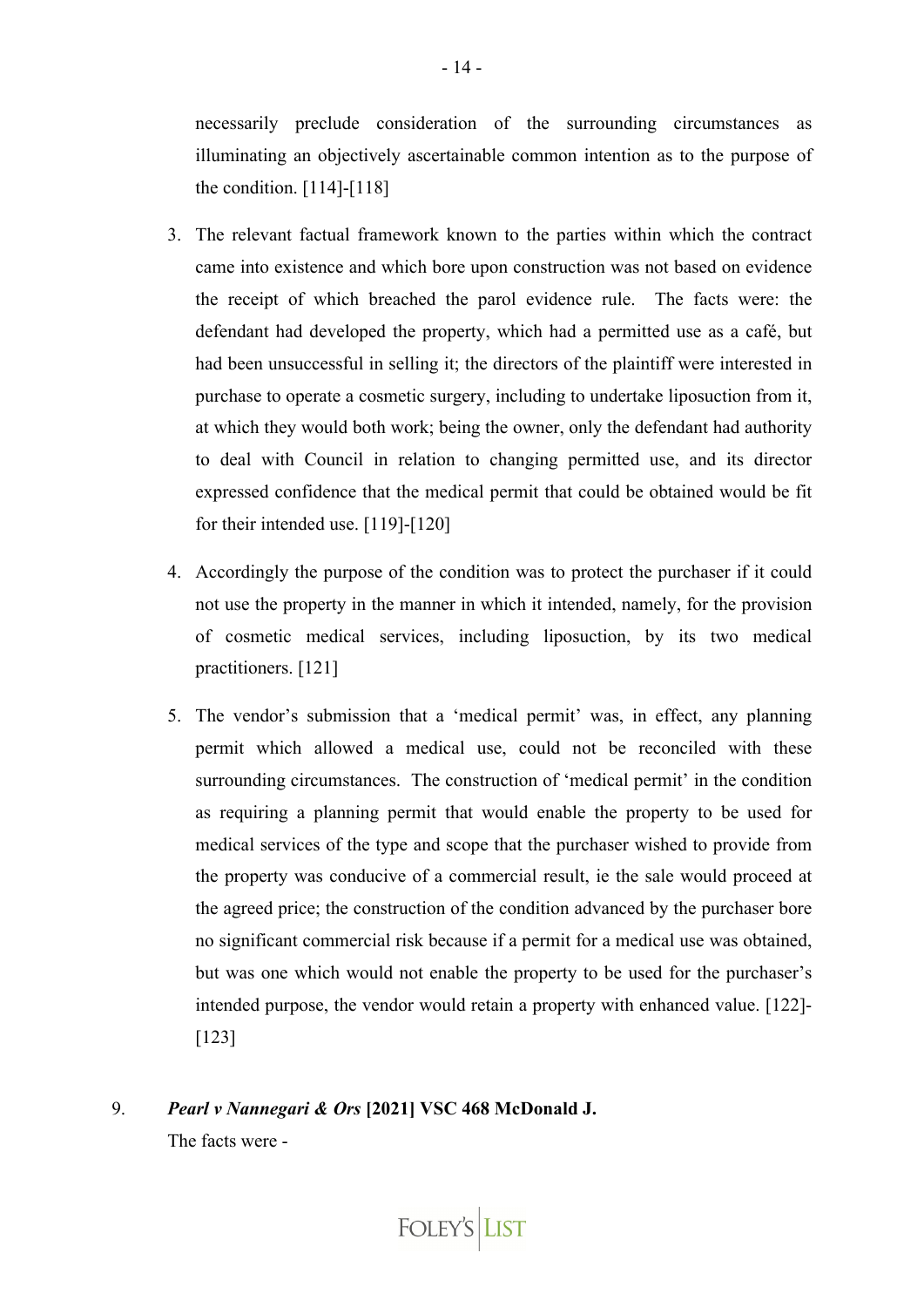necessarily preclude consideration of the surrounding circumstances as illuminating an objectively ascertainable common intention as to the purpose of the condition. [114]-[118]

3. The relevant factual framework known to the parties within which the contract came into existence and which bore upon construction was not based on evidence the receipt of which breached the parol evidence rule. The facts were: the defendant had developed the property, which had a permitted use as a café, but had been unsuccessful in selling it; the directors of the plaintiff were interested in purchase to operate a cosmetic surgery, including to undertake liposuction from it, at which they would both work; being the owner, only the defendant had authority to deal with Council in relation to changing permitted use, and its director expressed confidence that the medical permit that could be obtained would be fit for their intended use. [119]-[120]

4. Accordingly the purpose of the condition was to protect the purchaser if it could not use the property in the manner in which it intended, namely, for the provision of cosmetic medical services, including liposuction, by its two medical practitioners. [121]

5. The vendor's submission that a 'medical permit' was, in effect, any planning permit which allowed a medical use, could not be reconciled with these surrounding circumstances. The construction of 'medical permit' in the condition as requiring a planning permit that would enable the property to be used for medical services of the type and scope that the purchaser wished to provide from the property was conducive of a commercial result, ie the sale would proceed at the agreed price; the construction of the condition advanced by the purchaser bore no significant commercial risk because if a permit for a medical use was obtained, but was one which would not enable the property to be used for the purchaser's intended purpose, the vendor would retain a property with enhanced value. [122]-[123]

9. ***Pearl v Nannegari & Ors* [2021] VSC 468 McDonald J.**

The facts were -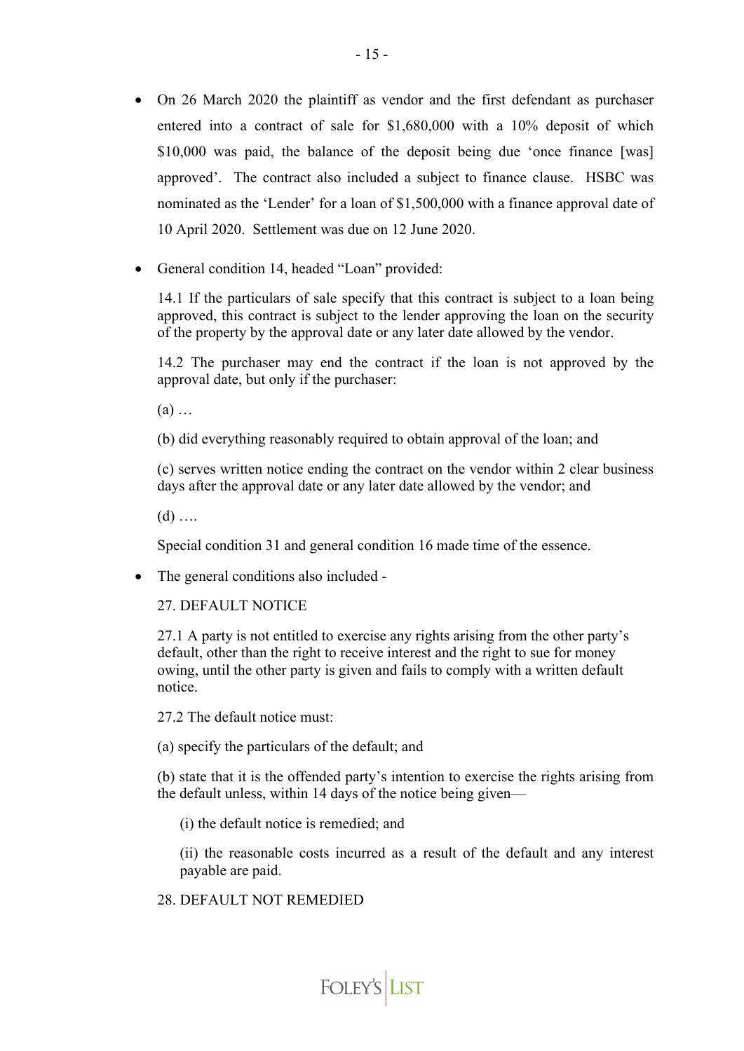- On 26 March 2020 the plaintiff as vendor and the first defendant as purchaser entered into a contract of sale for $1,680,000 with a 10% deposit of which $10,000 was paid, the balance of the deposit being due 'once finance [was] approved'. The contract also included a subject to finance clause. HSBC was nominated as the 'Lender' for a loan of $1,500,000 with a finance approval date of 10 April 2020. Settlement was due on 12 June 2020.

- General condition 14, headed "Loan" provided:

  14.1 If the particulars of sale specify that this contract is subject to a loan being approved, this contract is subject to the lender approving the loan on the security of the property by the approval date or any later date allowed by the vendor.

  14.2 The purchaser may end the contract if the loan is not approved by the approval date, but only if the purchaser:

  (a) …

  (b) did everything reasonably required to obtain approval of the loan; and

  (c) serves written notice ending the contract on the vendor within 2 clear business days after the approval date or any later date allowed by the vendor; and

  (d) ….

  Special condition 31 and general condition 16 made time of the essence.

- The general conditions also included -

  27. DEFAULT NOTICE

  27.1 A party is not entitled to exercise any rights arising from the other party's default, other than the right to receive interest and the right to sue for money owing, until the other party is given and fails to comply with a written default notice.

  27.2 The default notice must:

  (a) specify the particulars of the default; and

  (b) state that it is the offended party's intention to exercise the rights arising from the default unless, within 14 days of the notice being given—

  (i) the default notice is remedied; and

  (ii) the reasonable costs incurred as a result of the default and any interest payable are paid.

  28. DEFAULT NOT REMEDIED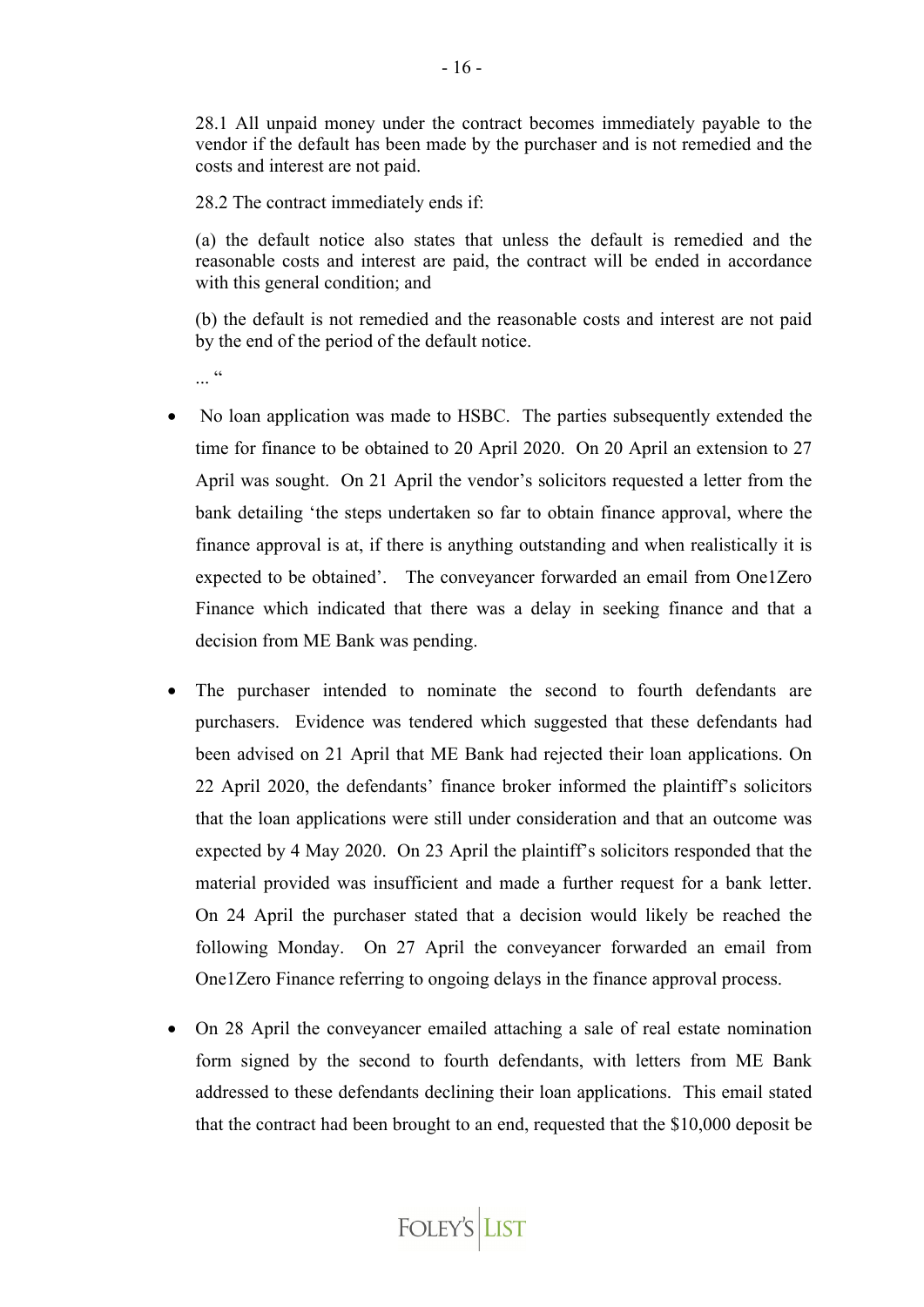28.1 All unpaid money under the contract becomes immediately payable to the vendor if the default has been made by the purchaser and is not remedied and the costs and interest are not paid.

28.2 The contract immediately ends if:

(a) the default notice also states that unless the default is remedied and the reasonable costs and interest are paid, the contract will be ended in accordance with this general condition; and

(b) the default is not remedied and the reasonable costs and interest are not paid by the end of the period of the default notice.

... "

- No loan application was made to HSBC. The parties subsequently extended the time for finance to be obtained to 20 April 2020. On 20 April an extension to 27 April was sought. On 21 April the vendor's solicitors requested a letter from the bank detailing 'the steps undertaken so far to obtain finance approval, where the finance approval is at, if there is anything outstanding and when realistically it is expected to be obtained'. The conveyancer forwarded an email from One1Zero Finance which indicated that there was a delay in seeking finance and that a decision from ME Bank was pending.

- The purchaser intended to nominate the second to fourth defendants are purchasers. Evidence was tendered which suggested that these defendants had been advised on 21 April that ME Bank had rejected their loan applications. On 22 April 2020, the defendants' finance broker informed the plaintiff's solicitors that the loan applications were still under consideration and that an outcome was expected by 4 May 2020. On 23 April the plaintiff's solicitors responded that the material provided was insufficient and made a further request for a bank letter. On 24 April the purchaser stated that a decision would likely be reached the following Monday. On 27 April the conveyancer forwarded an email from One1Zero Finance referring to ongoing delays in the finance approval process.

- On 28 April the conveyancer emailed attaching a sale of real estate nomination form signed by the second to fourth defendants, with letters from ME Bank addressed to these defendants declining their loan applications. This email stated that the contract had been brought to an end, requested that the $10,000 deposit be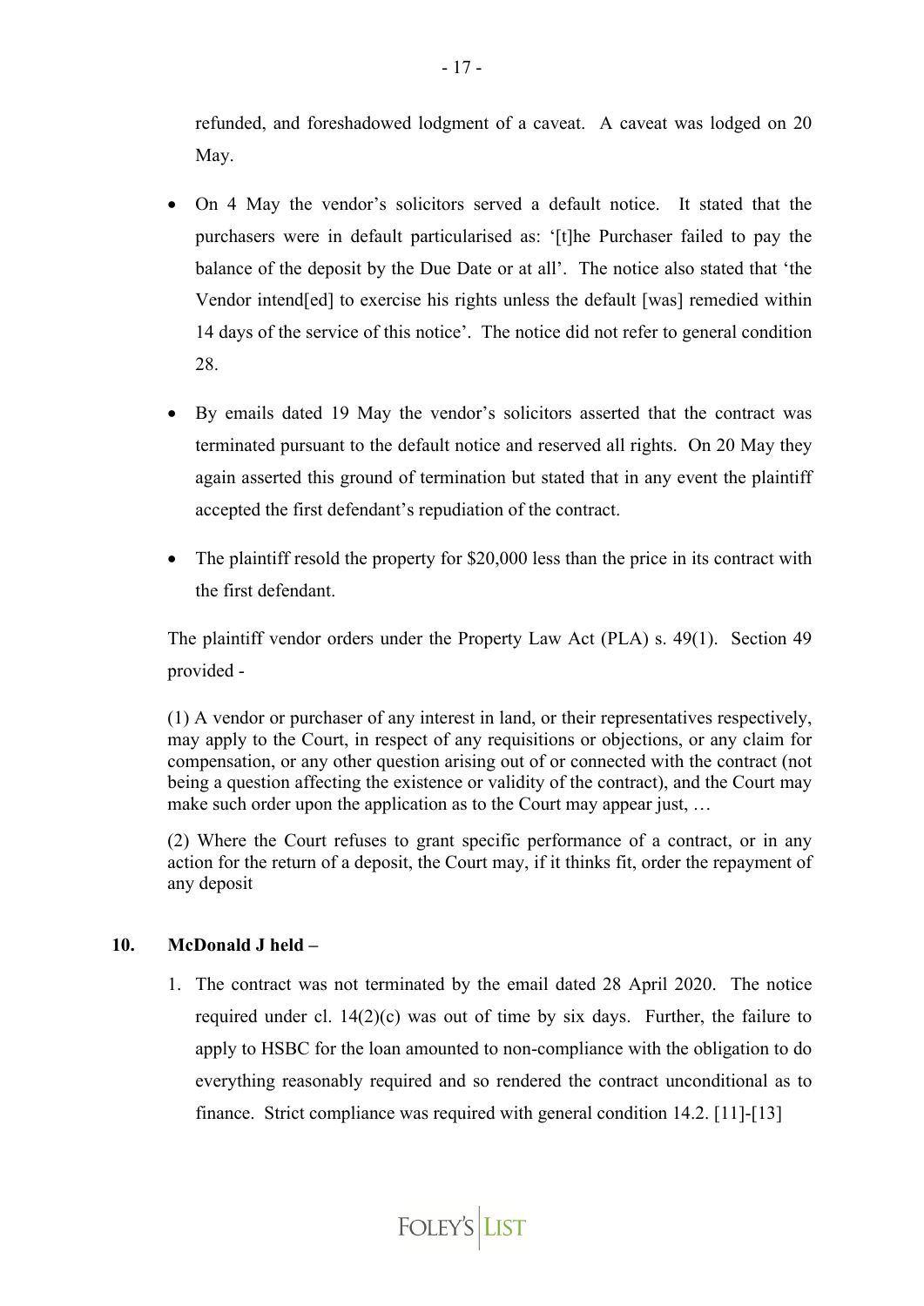refunded, and foreshadowed lodgment of a caveat. A caveat was lodged on 20 May.

- On 4 May the vendor's solicitors served a default notice. It stated that the purchasers were in default particularised as: '[t]he Purchaser failed to pay the balance of the deposit by the Due Date or at all'. The notice also stated that 'the Vendor intend[ed] to exercise his rights unless the default [was] remedied within 14 days of the service of this notice'. The notice did not refer to general condition 28.

- By emails dated 19 May the vendor's solicitors asserted that the contract was terminated pursuant to the default notice and reserved all rights. On 20 May they again asserted this ground of termination but stated that in any event the plaintiff accepted the first defendant's repudiation of the contract.

- The plaintiff resold the property for $20,000 less than the price in its contract with the first defendant.

The plaintiff vendor orders under the Property Law Act (PLA) s. 49(1). Section 49 provided -

> (1) A vendor or purchaser of any interest in land, or their representatives respectively, may apply to the Court, in respect of any requisitions or objections, or any claim for compensation, or any other question arising out of or connected with the contract (not being a question affecting the existence or validity of the contract), and the Court may make such order upon the application as to the Court may appear just, …
>
> (2) Where the Court refuses to grant specific performance of a contract, or in any action for the return of a deposit, the Court may, if it thinks fit, order the repayment of any deposit

**10. McDonald J held –**

1. The contract was not terminated by the email dated 28 April 2020. The notice required under cl. 14(2)(c) was out of time by six days. Further, the failure to apply to HSBC for the loan amounted to non-compliance with the obligation to do everything reasonably required and so rendered the contract unconditional as to finance. Strict compliance was required with general condition 14.2. [11]-[13]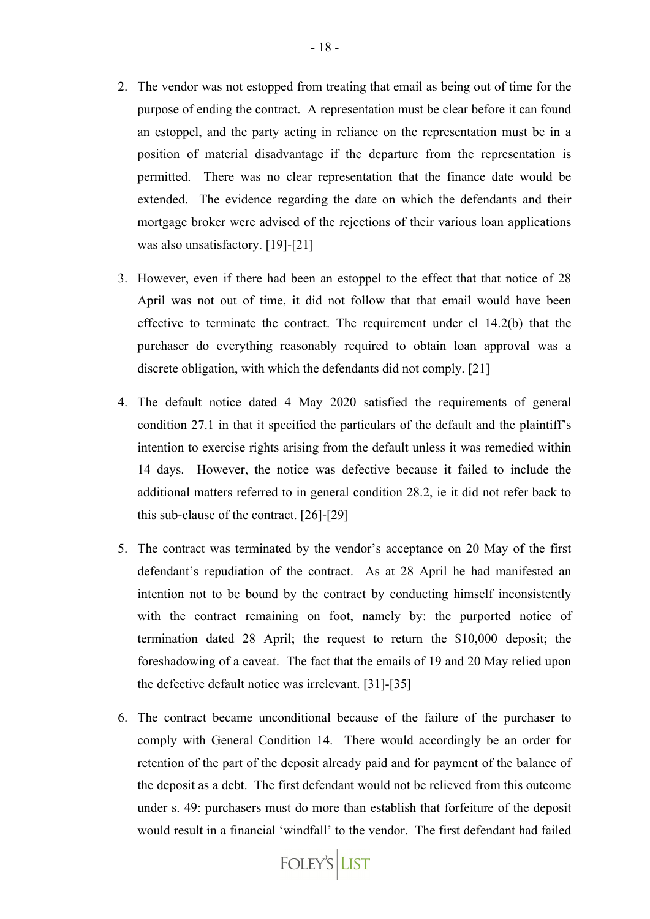2. The vendor was not estopped from treating that email as being out of time for the purpose of ending the contract. A representation must be clear before it can found an estoppel, and the party acting in reliance on the representation must be in a position of material disadvantage if the departure from the representation is permitted. There was no clear representation that the finance date would be extended. The evidence regarding the date on which the defendants and their mortgage broker were advised of the rejections of their various loan applications was also unsatisfactory. [19]-[21]

3. However, even if there had been an estoppel to the effect that that notice of 28 April was not out of time, it did not follow that that email would have been effective to terminate the contract. The requirement under cl 14.2(b) that the purchaser do everything reasonably required to obtain loan approval was a discrete obligation, with which the defendants did not comply. [21]

4. The default notice dated 4 May 2020 satisfied the requirements of general condition 27.1 in that it specified the particulars of the default and the plaintiff's intention to exercise rights arising from the default unless it was remedied within 14 days. However, the notice was defective because it failed to include the additional matters referred to in general condition 28.2, ie it did not refer back to this sub-clause of the contract. [26]-[29]

5. The contract was terminated by the vendor's acceptance on 20 May of the first defendant's repudiation of the contract. As at 28 April he had manifested an intention not to be bound by the contract by conducting himself inconsistently with the contract remaining on foot, namely by: the purported notice of termination dated 28 April; the request to return the $10,000 deposit; the foreshadowing of a caveat. The fact that the emails of 19 and 20 May relied upon the defective default notice was irrelevant. [31]-[35]

6. The contract became unconditional because of the failure of the purchaser to comply with General Condition 14. There would accordingly be an order for retention of the part of the deposit already paid and for payment of the balance of the deposit as a debt. The first defendant would not be relieved from this outcome under s. 49: purchasers must do more than establish that forfeiture of the deposit would result in a financial 'windfall' to the vendor. The first defendant had failed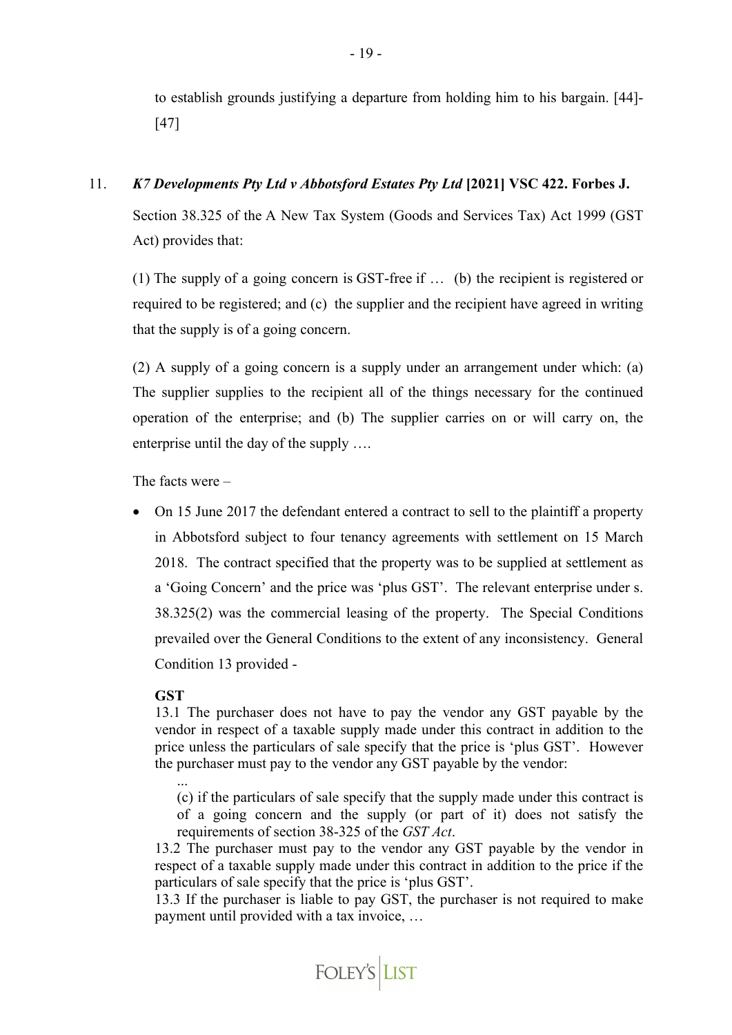to establish grounds justifying a departure from holding him to his bargain. [44]-[47]

11. ***K7 Developments Pty Ltd v Abbotsford Estates Pty Ltd* [2021] VSC 422. Forbes J.**

Section 38.325 of the A New Tax System (Goods and Services Tax) Act 1999 (GST Act) provides that:

(1) The supply of a going concern is GST-free if … (b) the recipient is registered or required to be registered; and (c) the supplier and the recipient have agreed in writing that the supply is of a going concern.

(2) A supply of a going concern is a supply under an arrangement under which: (a) The supplier supplies to the recipient all of the things necessary for the continued operation of the enterprise; and (b) The supplier carries on or will carry on, the enterprise until the day of the supply ….

The facts were –

- On 15 June 2017 the defendant entered a contract to sell to the plaintiff a property in Abbotsford subject to four tenancy agreements with settlement on 15 March 2018. The contract specified that the property was to be supplied at settlement as a 'Going Concern' and the price was 'plus GST'. The relevant enterprise under s. 38.325(2) was the commercial leasing of the property. The Special Conditions prevailed over the General Conditions to the extent of any inconsistency. General Condition 13 provided -

  **GST**
  13.1 The purchaser does not have to pay the vendor any GST payable by the vendor in respect of a taxable supply made under this contract in addition to the price unless the particulars of sale specify that the price is 'plus GST'. However the purchaser must pay to the vendor any GST payable by the vendor:

  ...
  (c) if the particulars of sale specify that the supply made under this contract is of a going concern and the supply (or part of it) does not satisfy the requirements of section 38-325 of the *GST Act*.

  13.2 The purchaser must pay to the vendor any GST payable by the vendor in respect of a taxable supply made under this contract in addition to the price if the particulars of sale specify that the price is 'plus GST'.
  13.3 If the purchaser is liable to pay GST, the purchaser is not required to make payment until provided with a tax invoice, …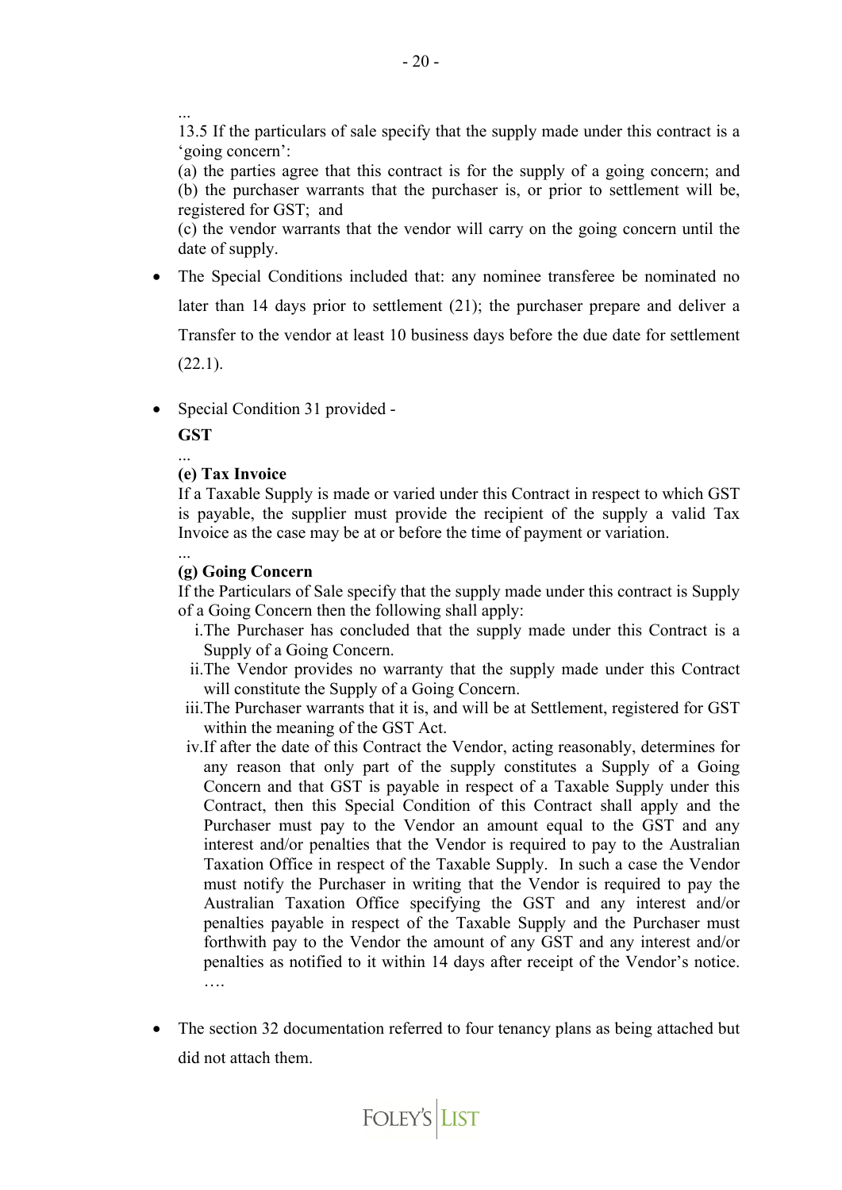...

13.5 If the particulars of sale specify that the supply made under this contract is a 'going concern':

(a) the parties agree that this contract is for the supply of a going concern; and
(b) the purchaser warrants that the purchaser is, or prior to settlement will be, registered for GST; and
(c) the vendor warrants that the vendor will carry on the going concern until the date of supply.

- The Special Conditions included that: any nominee transferee be nominated no later than 14 days prior to settlement (21); the purchaser prepare and deliver a Transfer to the vendor at least 10 business days before the due date for settlement (22.1).

- Special Condition 31 provided -

  **GST**

  ...

  **(e) Tax Invoice**

  If a Taxable Supply is made or varied under this Contract in respect to which GST is payable, the supplier must provide the recipient of the supply a valid Tax Invoice as the case may be at or before the time of payment or variation.

  ...

  **(g) Going Concern**

  If the Particulars of Sale specify that the supply made under this contract is Supply of a Going Concern then the following shall apply:

  i. The Purchaser has concluded that the supply made under this Contract is a Supply of a Going Concern.
  ii. The Vendor provides no warranty that the supply made under this Contract will constitute the Supply of a Going Concern.
  iii. The Purchaser warrants that it is, and will be at Settlement, registered for GST within the meaning of the GST Act.
  iv. If after the date of this Contract the Vendor, acting reasonably, determines for any reason that only part of the supply constitutes a Supply of a Going Concern and that GST is payable in respect of a Taxable Supply under this Contract, then this Special Condition of this Contract shall apply and the Purchaser must pay to the Vendor an amount equal to the GST and any interest and/or penalties that the Vendor is required to pay to the Australian Taxation Office in respect of the Taxable Supply. In such a case the Vendor must notify the Purchaser in writing that the Vendor is required to pay the Australian Taxation Office specifying the GST and any interest and/or penalties payable in respect of the Taxable Supply and the Purchaser must forthwith pay to the Vendor the amount of any GST and any interest and/or penalties as notified to it within 14 days after receipt of the Vendor's notice. ….

- The section 32 documentation referred to four tenancy plans as being attached but did not attach them.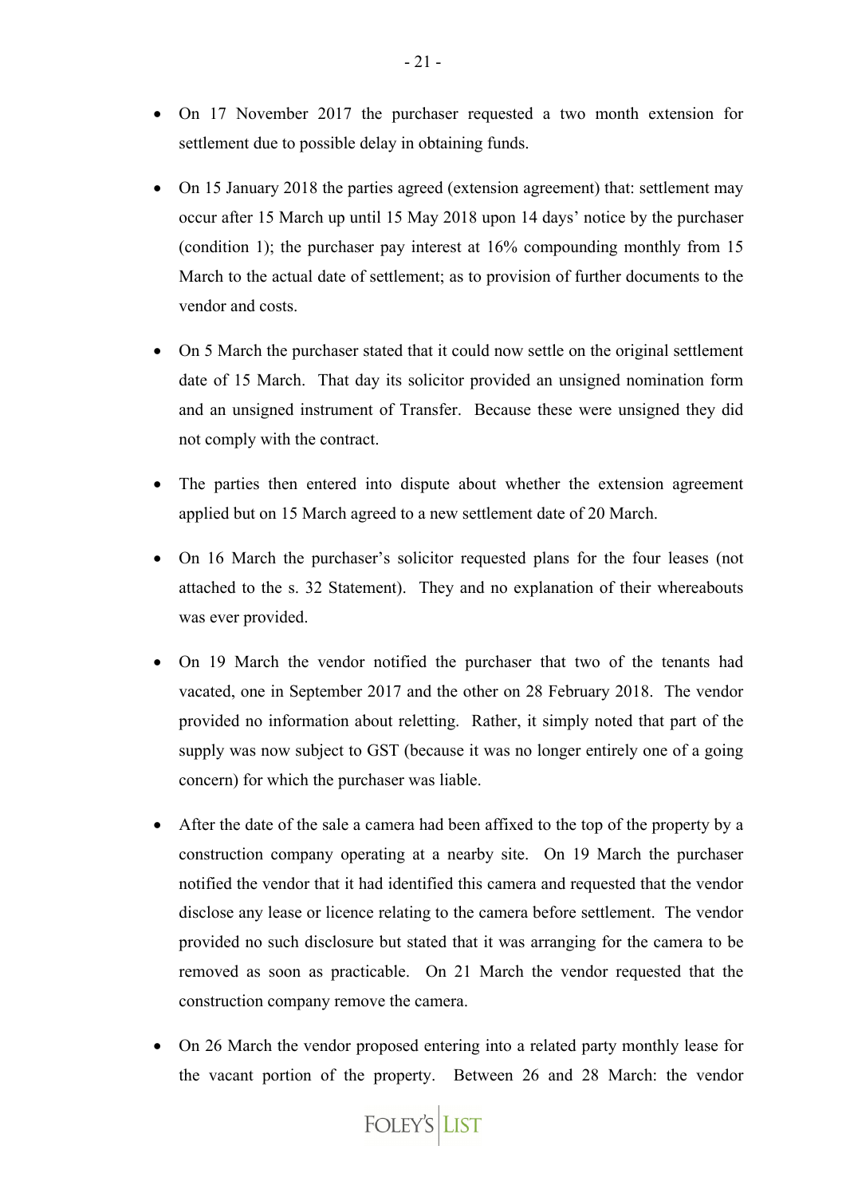- On 17 November 2017 the purchaser requested a two month extension for settlement due to possible delay in obtaining funds.

- On 15 January 2018 the parties agreed (extension agreement) that: settlement may occur after 15 March up until 15 May 2018 upon 14 days' notice by the purchaser (condition 1); the purchaser pay interest at 16% compounding monthly from 15 March to the actual date of settlement; as to provision of further documents to the vendor and costs.

- On 5 March the purchaser stated that it could now settle on the original settlement date of 15 March. That day its solicitor provided an unsigned nomination form and an unsigned instrument of Transfer. Because these were unsigned they did not comply with the contract.

- The parties then entered into dispute about whether the extension agreement applied but on 15 March agreed to a new settlement date of 20 March.

- On 16 March the purchaser's solicitor requested plans for the four leases (not attached to the s. 32 Statement). They and no explanation of their whereabouts was ever provided.

- On 19 March the vendor notified the purchaser that two of the tenants had vacated, one in September 2017 and the other on 28 February 2018. The vendor provided no information about reletting. Rather, it simply noted that part of the supply was now subject to GST (because it was no longer entirely one of a going concern) for which the purchaser was liable.

- After the date of the sale a camera had been affixed to the top of the property by a construction company operating at a nearby site. On 19 March the purchaser notified the vendor that it had identified this camera and requested that the vendor disclose any lease or licence relating to the camera before settlement. The vendor provided no such disclosure but stated that it was arranging for the camera to be removed as soon as practicable. On 21 March the vendor requested that the construction company remove the camera.

- On 26 March the vendor proposed entering into a related party monthly lease for the vacant portion of the property. Between 26 and 28 March: the vendor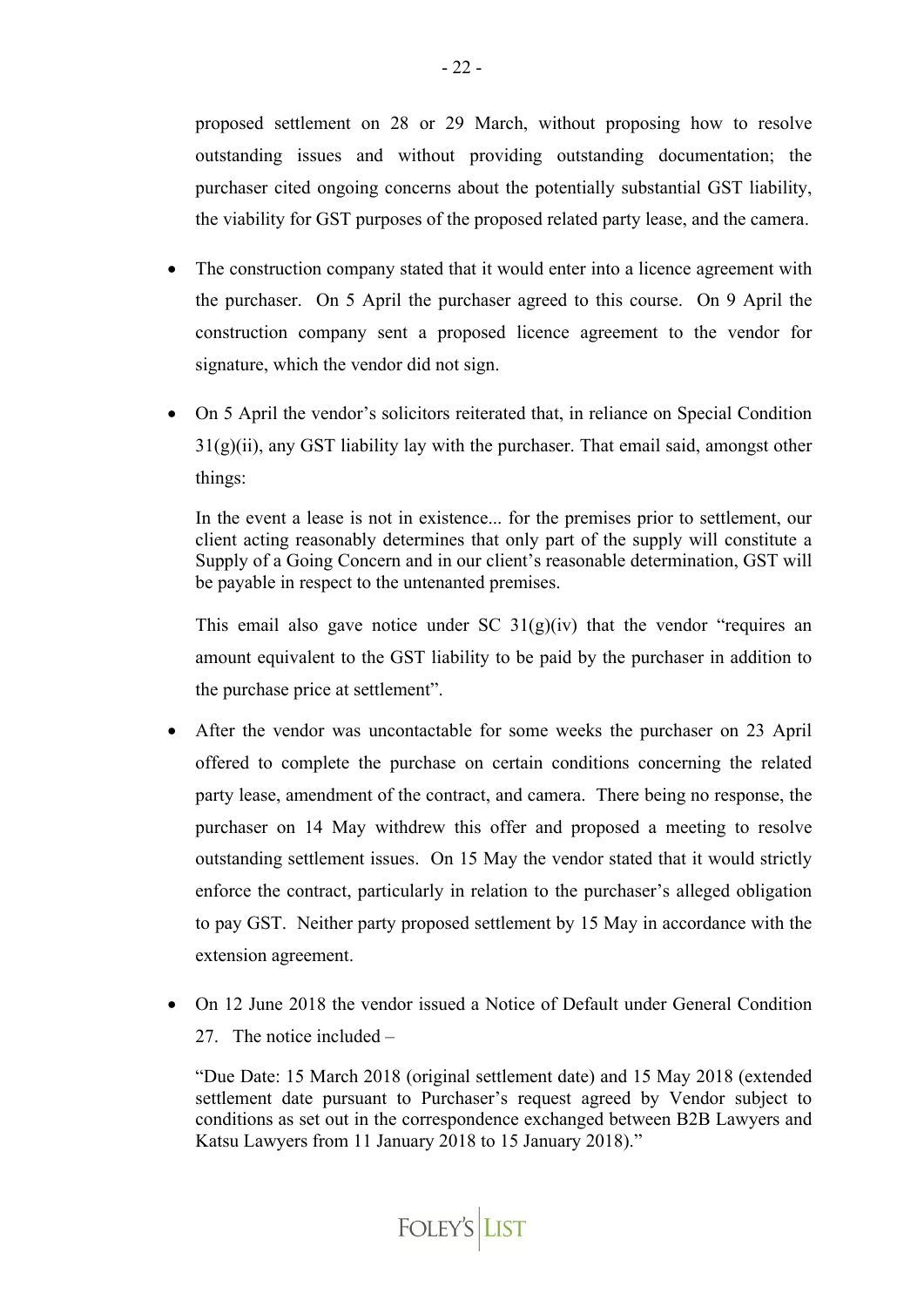proposed settlement on 28 or 29 March, without proposing how to resolve outstanding issues and without providing outstanding documentation; the purchaser cited ongoing concerns about the potentially substantial GST liability, the viability for GST purposes of the proposed related party lease, and the camera.

- The construction company stated that it would enter into a licence agreement with the purchaser. On 5 April the purchaser agreed to this course. On 9 April the construction company sent a proposed licence agreement to the vendor for signature, which the vendor did not sign.

- On 5 April the vendor's solicitors reiterated that, in reliance on Special Condition 31(g)(ii), any GST liability lay with the purchaser. That email said, amongst other things:

  > In the event a lease is not in existence... for the premises prior to settlement, our client acting reasonably determines that only part of the supply will constitute a Supply of a Going Concern and in our client's reasonable determination, GST will be payable in respect to the untenanted premises.

  This email also gave notice under SC 31(g)(iv) that the vendor "requires an amount equivalent to the GST liability to be paid by the purchaser in addition to the purchase price at settlement".

- After the vendor was uncontactable for some weeks the purchaser on 23 April offered to complete the purchase on certain conditions concerning the related party lease, amendment of the contract, and camera. There being no response, the purchaser on 14 May withdrew this offer and proposed a meeting to resolve outstanding settlement issues. On 15 May the vendor stated that it would strictly enforce the contract, particularly in relation to the purchaser's alleged obligation to pay GST. Neither party proposed settlement by 15 May in accordance with the extension agreement.

- On 12 June 2018 the vendor issued a Notice of Default under General Condition 27. The notice included –

  > "Due Date: 15 March 2018 (original settlement date) and 15 May 2018 (extended settlement date pursuant to Purchaser's request agreed by Vendor subject to conditions as set out in the correspondence exchanged between B2B Lawyers and Katsu Lawyers from 11 January 2018 to 15 January 2018)."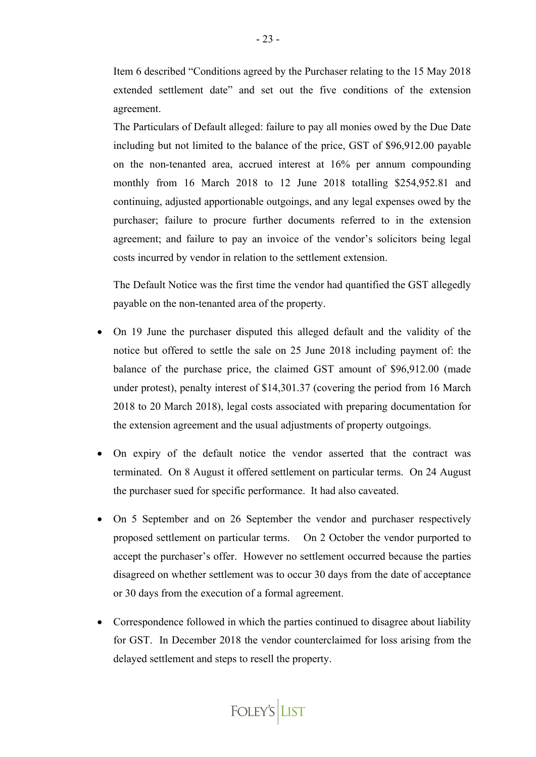Item 6 described "Conditions agreed by the Purchaser relating to the 15 May 2018 extended settlement date" and set out the five conditions of the extension agreement.

The Particulars of Default alleged: failure to pay all monies owed by the Due Date including but not limited to the balance of the price, GST of $96,912.00 payable on the non-tenanted area, accrued interest at 16% per annum compounding monthly from 16 March 2018 to 12 June 2018 totalling $254,952.81 and continuing, adjusted apportionable outgoings, and any legal expenses owed by the purchaser; failure to procure further documents referred to in the extension agreement; and failure to pay an invoice of the vendor's solicitors being legal costs incurred by vendor in relation to the settlement extension.

The Default Notice was the first time the vendor had quantified the GST allegedly payable on the non-tenanted area of the property.

- On 19 June the purchaser disputed this alleged default and the validity of the notice but offered to settle the sale on 25 June 2018 including payment of: the balance of the purchase price, the claimed GST amount of $96,912.00 (made under protest), penalty interest of $14,301.37 (covering the period from 16 March 2018 to 20 March 2018), legal costs associated with preparing documentation for the extension agreement and the usual adjustments of property outgoings.

- On expiry of the default notice the vendor asserted that the contract was terminated. On 8 August it offered settlement on particular terms. On 24 August the purchaser sued for specific performance. It had also caveated.

- On 5 September and on 26 September the vendor and purchaser respectively proposed settlement on particular terms. On 2 October the vendor purported to accept the purchaser's offer. However no settlement occurred because the parties disagreed on whether settlement was to occur 30 days from the date of acceptance or 30 days from the execution of a formal agreement.

- Correspondence followed in which the parties continued to disagree about liability for GST. In December 2018 the vendor counterclaimed for loss arising from the delayed settlement and steps to resell the property.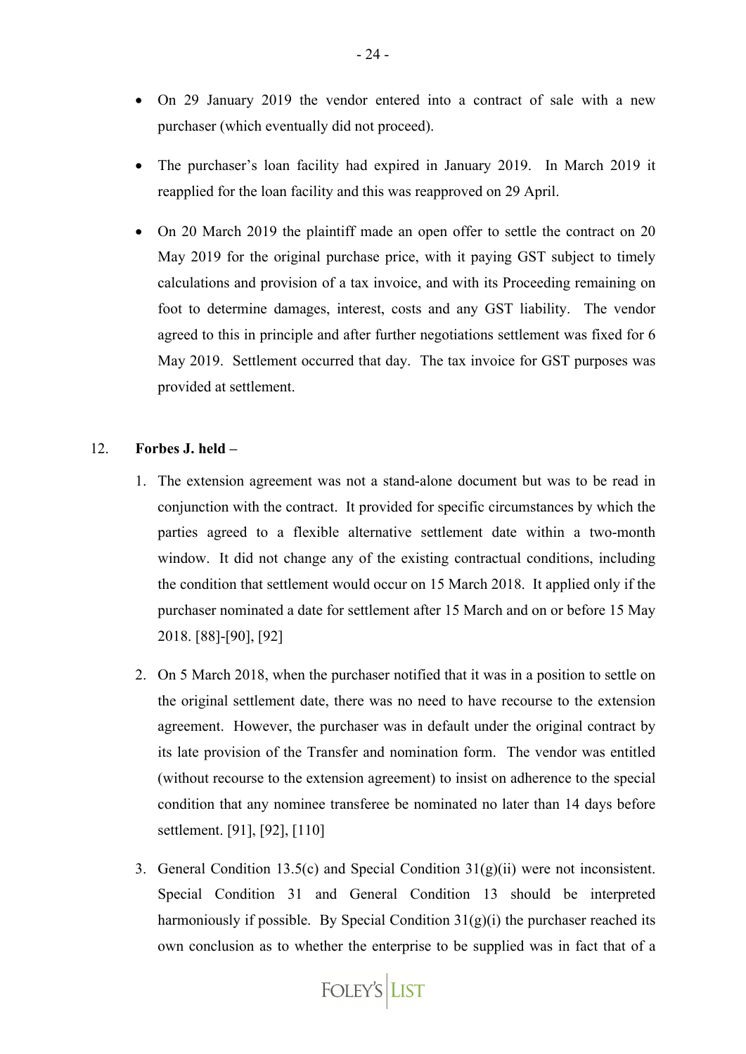- On 29 January 2019 the vendor entered into a contract of sale with a new purchaser (which eventually did not proceed).

- The purchaser's loan facility had expired in January 2019. In March 2019 it reapplied for the loan facility and this was reapproved on 29 April.

- On 20 March 2019 the plaintiff made an open offer to settle the contract on 20 May 2019 for the original purchase price, with it paying GST subject to timely calculations and provision of a tax invoice, and with its Proceeding remaining on foot to determine damages, interest, costs and any GST liability. The vendor agreed to this in principle and after further negotiations settlement was fixed for 6 May 2019. Settlement occurred that day. The tax invoice for GST purposes was provided at settlement.

12. **Forbes J. held –**

    1. The extension agreement was not a stand-alone document but was to be read in conjunction with the contract. It provided for specific circumstances by which the parties agreed to a flexible alternative settlement date within a two-month window. It did not change any of the existing contractual conditions, including the condition that settlement would occur on 15 March 2018. It applied only if the purchaser nominated a date for settlement after 15 March and on or before 15 May 2018. [88]-[90], [92]

    2. On 5 March 2018, when the purchaser notified that it was in a position to settle on the original settlement date, there was no need to have recourse to the extension agreement. However, the purchaser was in default under the original contract by its late provision of the Transfer and nomination form. The vendor was entitled (without recourse to the extension agreement) to insist on adherence to the special condition that any nominee transferee be nominated no later than 14 days before settlement. [91], [92], [110]

    3. General Condition 13.5(c) and Special Condition 31(g)(ii) were not inconsistent. Special Condition 31 and General Condition 13 should be interpreted harmoniously if possible. By Special Condition 31(g)(i) the purchaser reached its own conclusion as to whether the enterprise to be supplied was in fact that of a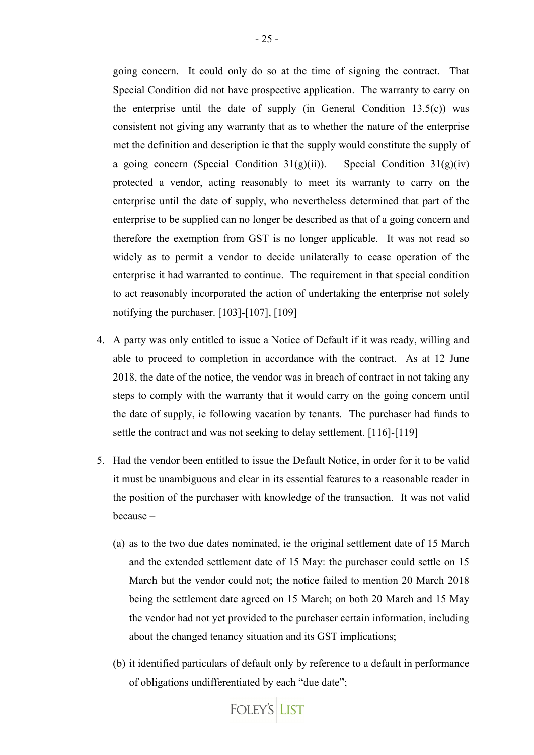going concern. It could only do so at the time of signing the contract. That Special Condition did not have prospective application. The warranty to carry on the enterprise until the date of supply (in General Condition 13.5(c)) was consistent not giving any warranty that as to whether the nature of the enterprise met the definition and description ie that the supply would constitute the supply of a going concern (Special Condition 31(g)(ii)). Special Condition 31(g)(iv) protected a vendor, acting reasonably to meet its warranty to carry on the enterprise until the date of supply, who nevertheless determined that part of the enterprise to be supplied can no longer be described as that of a going concern and therefore the exemption from GST is no longer applicable. It was not read so widely as to permit a vendor to decide unilaterally to cease operation of the enterprise it had warranted to continue. The requirement in that special condition to act reasonably incorporated the action of undertaking the enterprise not solely notifying the purchaser. [103]-[107], [109]

4. A party was only entitled to issue a Notice of Default if it was ready, willing and able to proceed to completion in accordance with the contract. As at 12 June 2018, the date of the notice, the vendor was in breach of contract in not taking any steps to comply with the warranty that it would carry on the going concern until the date of supply, ie following vacation by tenants. The purchaser had funds to settle the contract and was not seeking to delay settlement. [116]-[119]

5. Had the vendor been entitled to issue the Default Notice, in order for it to be valid it must be unambiguous and clear in its essential features to a reasonable reader in the position of the purchaser with knowledge of the transaction. It was not valid because –

   (a) as to the two due dates nominated, ie the original settlement date of 15 March and the extended settlement date of 15 May: the purchaser could settle on 15 March but the vendor could not; the notice failed to mention 20 March 2018 being the settlement date agreed on 15 March; on both 20 March and 15 May the vendor had not yet provided to the purchaser certain information, including about the changed tenancy situation and its GST implications;

   (b) it identified particulars of default only by reference to a default in performance of obligations undifferentiated by each "due date";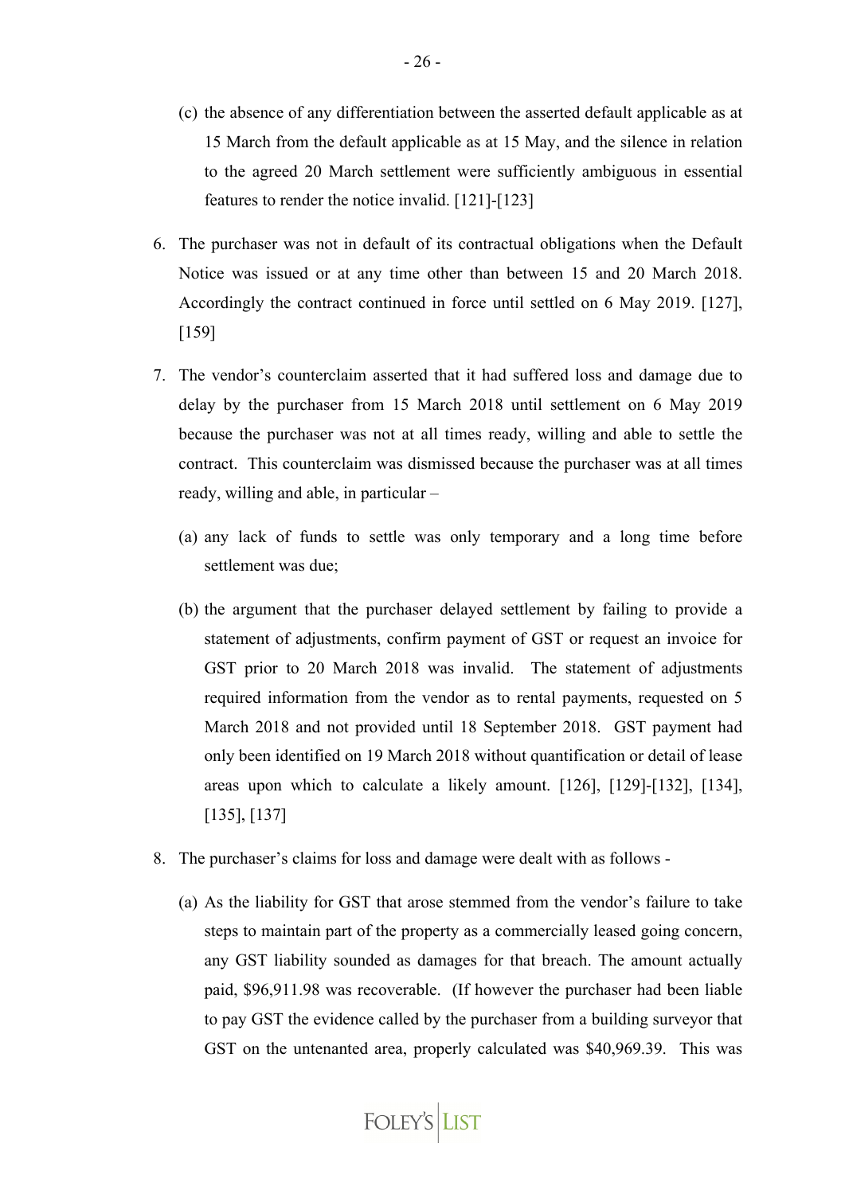(c) the absence of any differentiation between the asserted default applicable as at 15 March from the default applicable as at 15 May, and the silence in relation to the agreed 20 March settlement were sufficiently ambiguous in essential features to render the notice invalid. [121]-[123]

6. The purchaser was not in default of its contractual obligations when the Default Notice was issued or at any time other than between 15 and 20 March 2018. Accordingly the contract continued in force until settled on 6 May 2019. [127], [159]

7. The vendor's counterclaim asserted that it had suffered loss and damage due to delay by the purchaser from 15 March 2018 until settlement on 6 May 2019 because the purchaser was not at all times ready, willing and able to settle the contract. This counterclaim was dismissed because the purchaser was at all times ready, willing and able, in particular –

   (a) any lack of funds to settle was only temporary and a long time before settlement was due;

   (b) the argument that the purchaser delayed settlement by failing to provide a statement of adjustments, confirm payment of GST or request an invoice for GST prior to 20 March 2018 was invalid. The statement of adjustments required information from the vendor as to rental payments, requested on 5 March 2018 and not provided until 18 September 2018. GST payment had only been identified on 19 March 2018 without quantification or detail of lease areas upon which to calculate a likely amount. [126], [129]-[132], [134], [135], [137]

8. The purchaser's claims for loss and damage were dealt with as follows -

   (a) As the liability for GST that arose stemmed from the vendor's failure to take steps to maintain part of the property as a commercially leased going concern, any GST liability sounded as damages for that breach. The amount actually paid, $96,911.98 was recoverable. (If however the purchaser had been liable to pay GST the evidence called by the purchaser from a building surveyor that GST on the untenanted area, properly calculated was $40,969.39. This was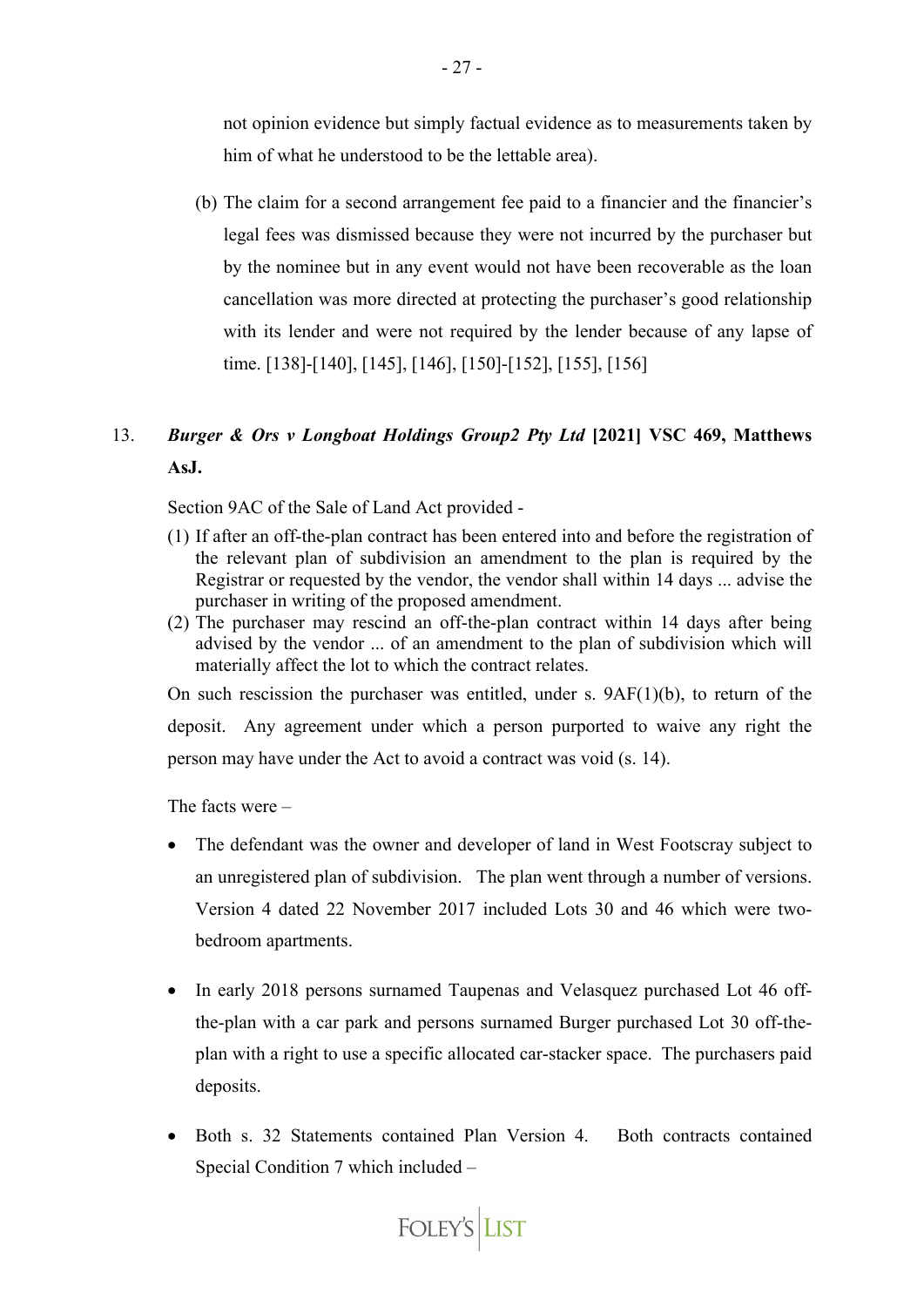not opinion evidence but simply factual evidence as to measurements taken by him of what he understood to be the lettable area).

(b) The claim for a second arrangement fee paid to a financier and the financier's legal fees was dismissed because they were not incurred by the purchaser but by the nominee but in any event would not have been recoverable as the loan cancellation was more directed at protecting the purchaser's good relationship with its lender and were not required by the lender because of any lapse of time. [138]-[140], [145], [146], [150]-[152], [155], [156]

13. ***Burger & Ors v Longboat Holdings Group2 Pty Ltd* [2021] VSC 469, Matthews AsJ.**

Section 9AC of the Sale of Land Act provided -

(1) If after an off-the-plan contract has been entered into and before the registration of the relevant plan of subdivision an amendment to the plan is required by the Registrar or requested by the vendor, the vendor shall within 14 days ... advise the purchaser in writing of the proposed amendment.
(2) The purchaser may rescind an off-the-plan contract within 14 days after being advised by the vendor ... of an amendment to the plan of subdivision which will materially affect the lot to which the contract relates.

On such rescission the purchaser was entitled, under s. 9AF(1)(b), to return of the deposit. Any agreement under which a person purported to waive any right the person may have under the Act to avoid a contract was void (s. 14).

The facts were –

- The defendant was the owner and developer of land in West Footscray subject to an unregistered plan of subdivision. The plan went through a number of versions. Version 4 dated 22 November 2017 included Lots 30 and 46 which were two-bedroom apartments.

- In early 2018 persons surnamed Taupenas and Velasquez purchased Lot 46 off-the-plan with a car park and persons surnamed Burger purchased Lot 30 off-the-plan with a right to use a specific allocated car-stacker space. The purchasers paid deposits.

- Both s. 32 Statements contained Plan Version 4. Both contracts contained Special Condition 7 which included –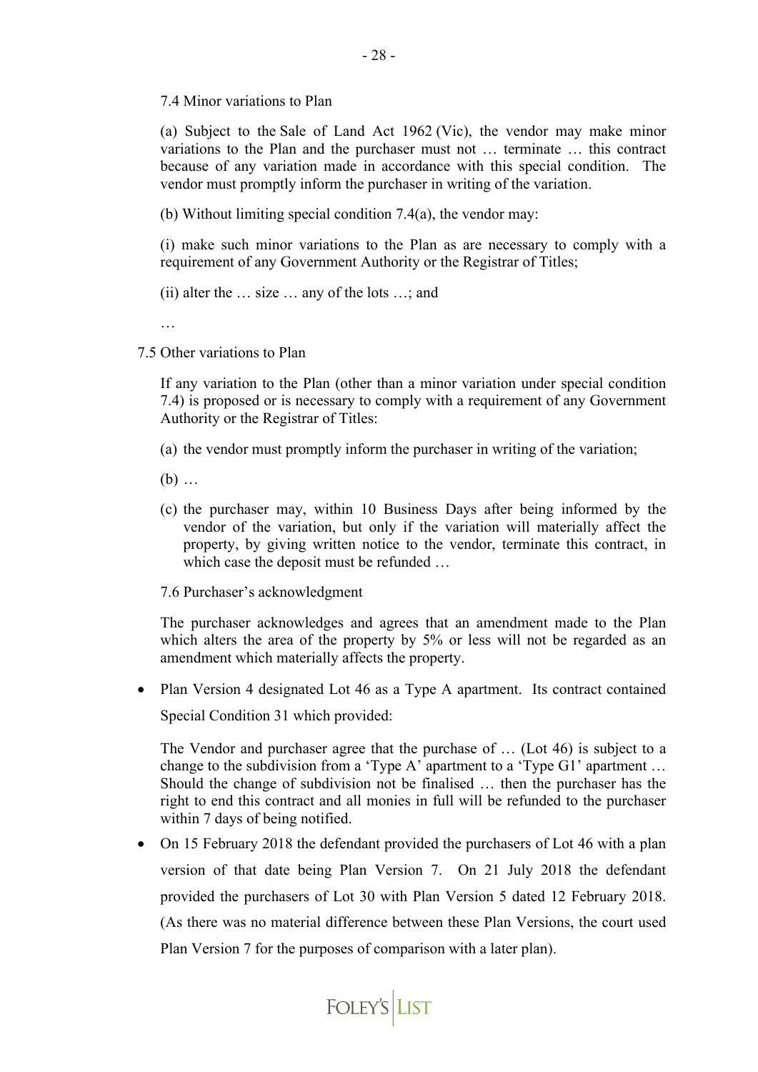7.4 Minor variations to Plan

(a) Subject to the Sale of Land Act 1962 (Vic), the vendor may make minor variations to the Plan and the purchaser must not … terminate … this contract because of any variation made in accordance with this special condition. The vendor must promptly inform the purchaser in writing of the variation.

(b) Without limiting special condition 7.4(a), the vendor may:

(i) make such minor variations to the Plan as are necessary to comply with a requirement of any Government Authority or the Registrar of Titles;

(ii) alter the … size … any of the lots …; and

…

7.5 Other variations to Plan

If any variation to the Plan (other than a minor variation under special condition 7.4) is proposed or is necessary to comply with a requirement of any Government Authority or the Registrar of Titles:

(a) the vendor must promptly inform the purchaser in writing of the variation;

(b) …

(c) the purchaser may, within 10 Business Days after being informed by the vendor of the variation, but only if the variation will materially affect the property, by giving written notice to the vendor, terminate this contract, in which case the deposit must be refunded …

7.6 Purchaser's acknowledgment

The purchaser acknowledges and agrees that an amendment made to the Plan which alters the area of the property by 5% or less will not be regarded as an amendment which materially affects the property.

- Plan Version 4 designated Lot 46 as a Type A apartment. Its contract contained Special Condition 31 which provided:

  The Vendor and purchaser agree that the purchase of … (Lot 46) is subject to a change to the subdivision from a 'Type A' apartment to a 'Type G1' apartment … Should the change of subdivision not be finalised … then the purchaser has the right to end this contract and all monies in full will be refunded to the purchaser within 7 days of being notified.

- On 15 February 2018 the defendant provided the purchasers of Lot 46 with a plan version of that date being Plan Version 7. On 21 July 2018 the defendant provided the purchasers of Lot 30 with Plan Version 5 dated 12 February 2018. (As there was no material difference between these Plan Versions, the court used Plan Version 7 for the purposes of comparison with a later plan).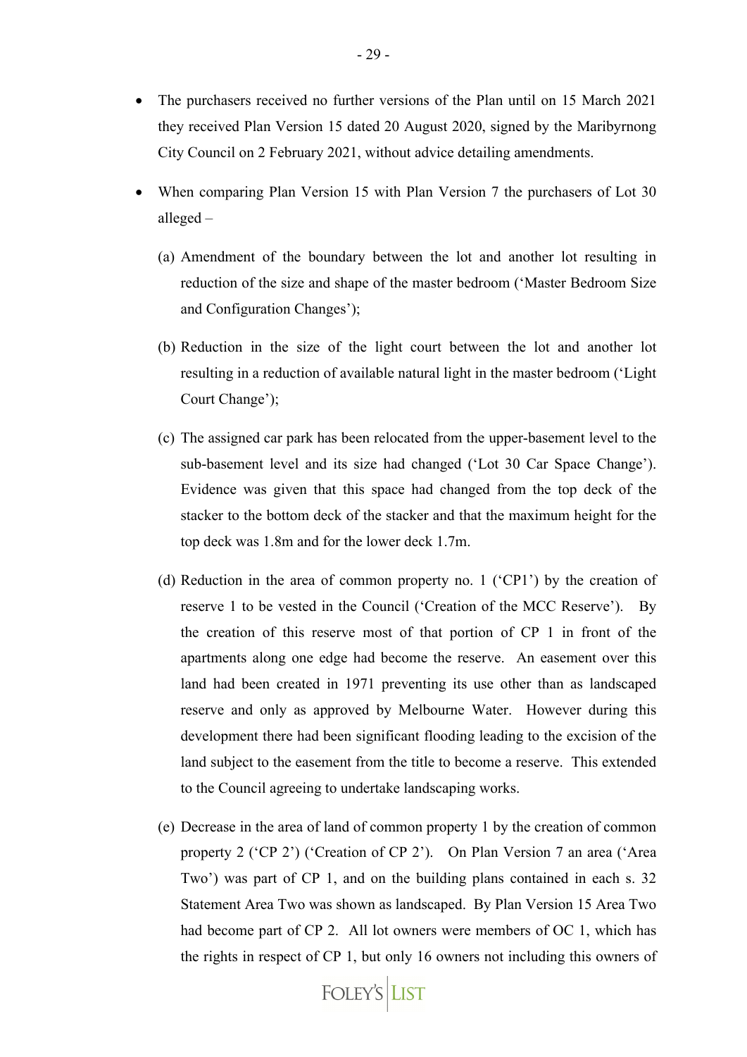- The purchasers received no further versions of the Plan until on 15 March 2021 they received Plan Version 15 dated 20 August 2020, signed by the Maribyrnong City Council on 2 February 2021, without advice detailing amendments.

- When comparing Plan Version 15 with Plan Version 7 the purchasers of Lot 30 alleged –

  (a) Amendment of the boundary between the lot and another lot resulting in reduction of the size and shape of the master bedroom ('Master Bedroom Size and Configuration Changes');

  (b) Reduction in the size of the light court between the lot and another lot resulting in a reduction of available natural light in the master bedroom ('Light Court Change');

  (c) The assigned car park has been relocated from the upper-basement level to the sub-basement level and its size had changed ('Lot 30 Car Space Change'). Evidence was given that this space had changed from the top deck of the stacker to the bottom deck of the stacker and that the maximum height for the top deck was 1.8m and for the lower deck 1.7m.

  (d) Reduction in the area of common property no. 1 ('CP1') by the creation of reserve 1 to be vested in the Council ('Creation of the MCC Reserve'). By the creation of this reserve most of that portion of CP 1 in front of the apartments along one edge had become the reserve. An easement over this land had been created in 1971 preventing its use other than as landscaped reserve and only as approved by Melbourne Water. However during this development there had been significant flooding leading to the excision of the land subject to the easement from the title to become a reserve. This extended to the Council agreeing to undertake landscaping works.

  (e) Decrease in the area of land of common property 1 by the creation of common property 2 ('CP 2') ('Creation of CP 2'). On Plan Version 7 an area ('Area Two') was part of CP 1, and on the building plans contained in each s. 32 Statement Area Two was shown as landscaped. By Plan Version 15 Area Two had become part of CP 2. All lot owners were members of OC 1, which has the rights in respect of CP 1, but only 16 owners not including this owners of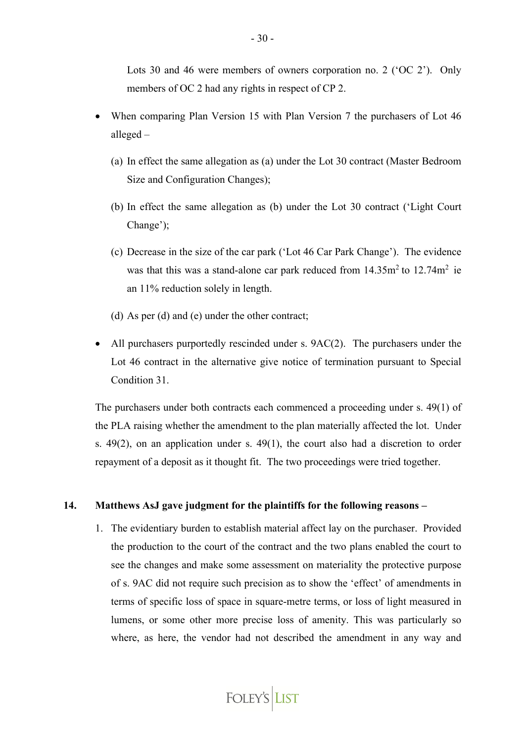Lots 30 and 46 were members of owners corporation no. 2 ('OC 2'). Only members of OC 2 had any rights in respect of CP 2.

- When comparing Plan Version 15 with Plan Version 7 the purchasers of Lot 46 alleged –

  (a) In effect the same allegation as (a) under the Lot 30 contract (Master Bedroom Size and Configuration Changes);

  (b) In effect the same allegation as (b) under the Lot 30 contract ('Light Court Change');

  (c) Decrease in the size of the car park ('Lot 46 Car Park Change'). The evidence was that this was a stand-alone car park reduced from 14.35m$^2$ to 12.74m$^2$ ie an 11% reduction solely in length.

  (d) As per (d) and (e) under the other contract;

- All purchasers purportedly rescinded under s. 9AC(2). The purchasers under the Lot 46 contract in the alternative give notice of termination pursuant to Special Condition 31.

The purchasers under both contracts each commenced a proceeding under s. 49(1) of the PLA raising whether the amendment to the plan materially affected the lot. Under s. 49(2), on an application under s. 49(1), the court also had a discretion to order repayment of a deposit as it thought fit. The two proceedings were tried together.

**14. Matthews AsJ gave judgment for the plaintiffs for the following reasons –**

1. The evidentiary burden to establish material affect lay on the purchaser. Provided the production to the court of the contract and the two plans enabled the court to see the changes and make some assessment on materiality the protective purpose of s. 9AC did not require such precision as to show the 'effect' of amendments in terms of specific loss of space in square-metre terms, or loss of light measured in lumens, or some other more precise loss of amenity. This was particularly so where, as here, the vendor had not described the amendment in any way and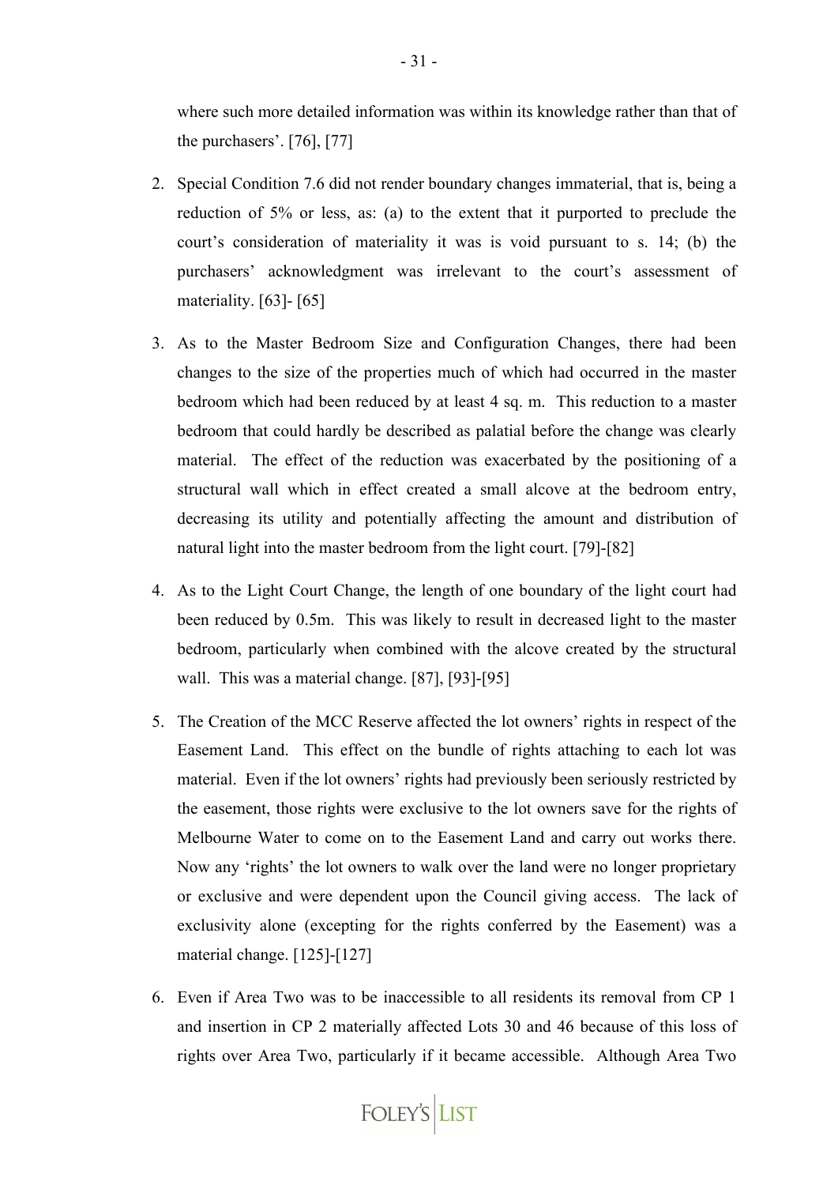where such more detailed information was within its knowledge rather than that of the purchasers'. [76], [77]

2. Special Condition 7.6 did not render boundary changes immaterial, that is, being a reduction of 5% or less, as: (a) to the extent that it purported to preclude the court's consideration of materiality it was is void pursuant to s. 14; (b) the purchasers' acknowledgment was irrelevant to the court's assessment of materiality. [63]- [65]

3. As to the Master Bedroom Size and Configuration Changes, there had been changes to the size of the properties much of which had occurred in the master bedroom which had been reduced by at least 4 sq. m. This reduction to a master bedroom that could hardly be described as palatial before the change was clearly material. The effect of the reduction was exacerbated by the positioning of a structural wall which in effect created a small alcove at the bedroom entry, decreasing its utility and potentially affecting the amount and distribution of natural light into the master bedroom from the light court. [79]-[82]

4. As to the Light Court Change, the length of one boundary of the light court had been reduced by 0.5m. This was likely to result in decreased light to the master bedroom, particularly when combined with the alcove created by the structural wall. This was a material change. [87], [93]-[95]

5. The Creation of the MCC Reserve affected the lot owners' rights in respect of the Easement Land. This effect on the bundle of rights attaching to each lot was material. Even if the lot owners' rights had previously been seriously restricted by the easement, those rights were exclusive to the lot owners save for the rights of Melbourne Water to come on to the Easement Land and carry out works there. Now any 'rights' the lot owners to walk over the land were no longer proprietary or exclusive and were dependent upon the Council giving access. The lack of exclusivity alone (excepting for the rights conferred by the Easement) was a material change. [125]-[127]

6. Even if Area Two was to be inaccessible to all residents its removal from CP 1 and insertion in CP 2 materially affected Lots 30 and 46 because of this loss of rights over Area Two, particularly if it became accessible. Although Area Two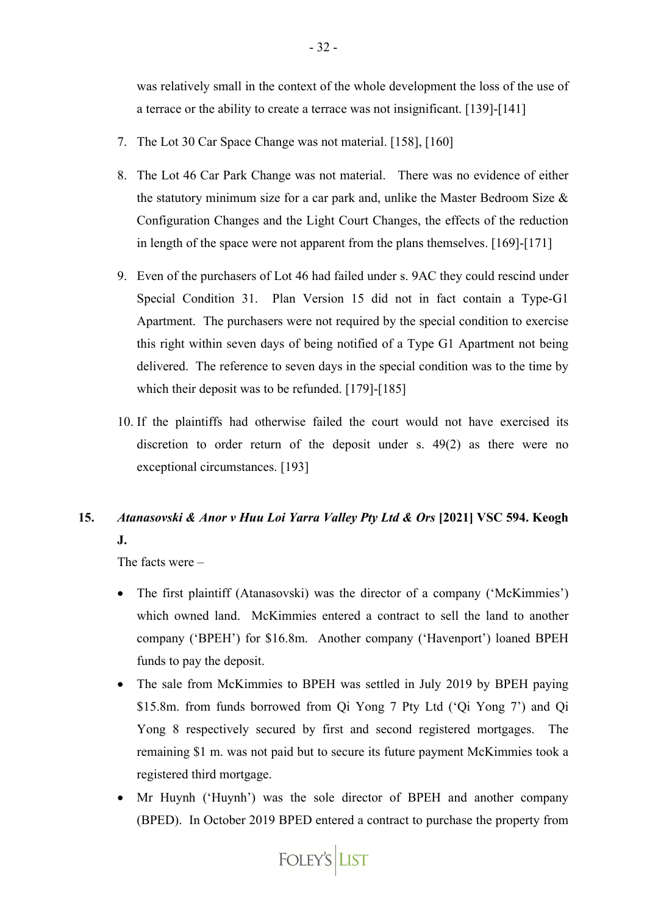was relatively small in the context of the whole development the loss of the use of a terrace or the ability to create a terrace was not insignificant. [139]-[141]

7. The Lot 30 Car Space Change was not material. [158], [160]

8. The Lot 46 Car Park Change was not material. There was no evidence of either the statutory minimum size for a car park and, unlike the Master Bedroom Size & Configuration Changes and the Light Court Changes, the effects of the reduction in length of the space were not apparent from the plans themselves. [169]-[171]

9. Even of the purchasers of Lot 46 had failed under s. 9AC they could rescind under Special Condition 31. Plan Version 15 did not in fact contain a Type-G1 Apartment. The purchasers were not required by the special condition to exercise this right within seven days of being notified of a Type G1 Apartment not being delivered. The reference to seven days in the special condition was to the time by which their deposit was to be refunded. [179]-[185]

10. If the plaintiffs had otherwise failed the court would not have exercised its discretion to order return of the deposit under s. 49(2) as there were no exceptional circumstances. [193]

## 15. *Atanasovski & Anor v Huu Loi Yarra Valley Pty Ltd & Ors* [2021] VSC 594. Keogh J.

The facts were –

- The first plaintiff (Atanasovski) was the director of a company ('McKimmies') which owned land. McKimmies entered a contract to sell the land to another company ('BPEH') for $16.8m. Another company ('Havenport') loaned BPEH funds to pay the deposit.
- The sale from McKimmies to BPEH was settled in July 2019 by BPEH paying $15.8m. from funds borrowed from Qi Yong 7 Pty Ltd ('Qi Yong 7') and Qi Yong 8 respectively secured by first and second registered mortgages. The remaining $1 m. was not paid but to secure its future payment McKimmies took a registered third mortgage.
- Mr Huynh ('Huynh') was the sole director of BPEH and another company (BPED). In October 2019 BPED entered a contract to purchase the property from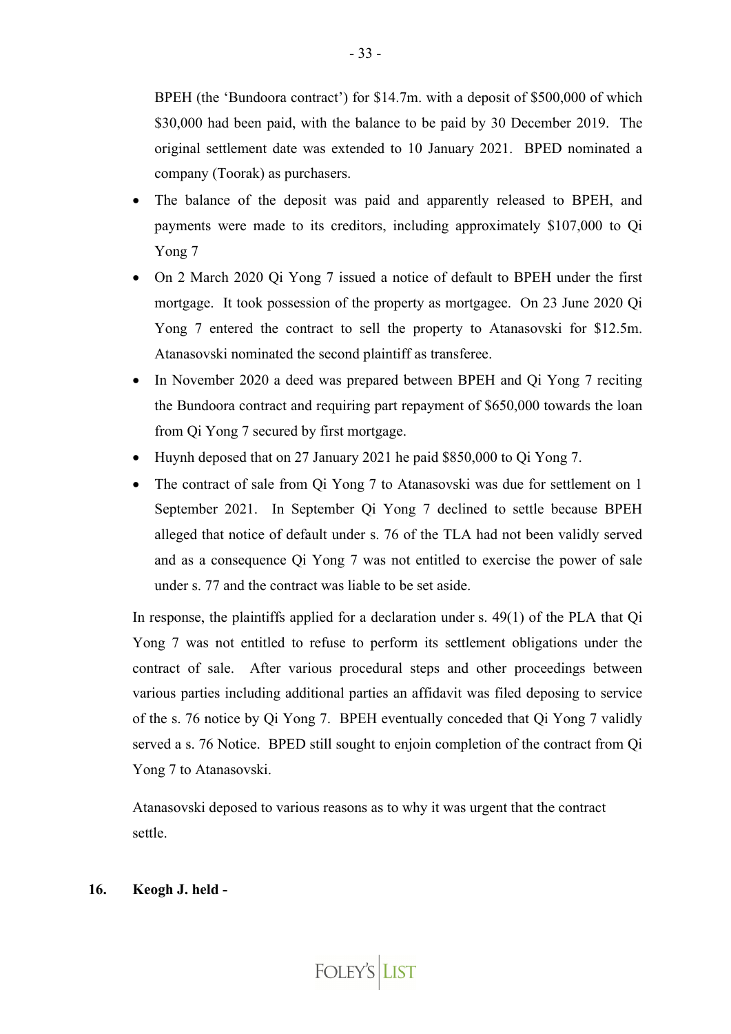BPEH (the 'Bundoora contract') for $14.7m. with a deposit of $500,000 of which $30,000 had been paid, with the balance to be paid by 30 December 2019. The original settlement date was extended to 10 January 2021. BPED nominated a company (Toorak) as purchasers.

- The balance of the deposit was paid and apparently released to BPEH, and payments were made to its creditors, including approximately $107,000 to Qi Yong 7
- On 2 March 2020 Qi Yong 7 issued a notice of default to BPEH under the first mortgage. It took possession of the property as mortgagee. On 23 June 2020 Qi Yong 7 entered the contract to sell the property to Atanasovski for $12.5m. Atanasovski nominated the second plaintiff as transferee.
- In November 2020 a deed was prepared between BPEH and Qi Yong 7 reciting the Bundoora contract and requiring part repayment of $650,000 towards the loan from Qi Yong 7 secured by first mortgage.
- Huynh deposed that on 27 January 2021 he paid $850,000 to Qi Yong 7.
- The contract of sale from Qi Yong 7 to Atanasovski was due for settlement on 1 September 2021. In September Qi Yong 7 declined to settle because BPEH alleged that notice of default under s. 76 of the TLA had not been validly served and as a consequence Qi Yong 7 was not entitled to exercise the power of sale under s. 77 and the contract was liable to be set aside.

In response, the plaintiffs applied for a declaration under s. 49(1) of the PLA that Qi Yong 7 was not entitled to refuse to perform its settlement obligations under the contract of sale. After various procedural steps and other proceedings between various parties including additional parties an affidavit was filed deposing to service of the s. 76 notice by Qi Yong 7. BPEH eventually conceded that Qi Yong 7 validly served a s. 76 Notice. BPED still sought to enjoin completion of the contract from Qi Yong 7 to Atanasovski.

Atanasovski deposed to various reasons as to why it was urgent that the contract settle.

**16. Keogh J. held -**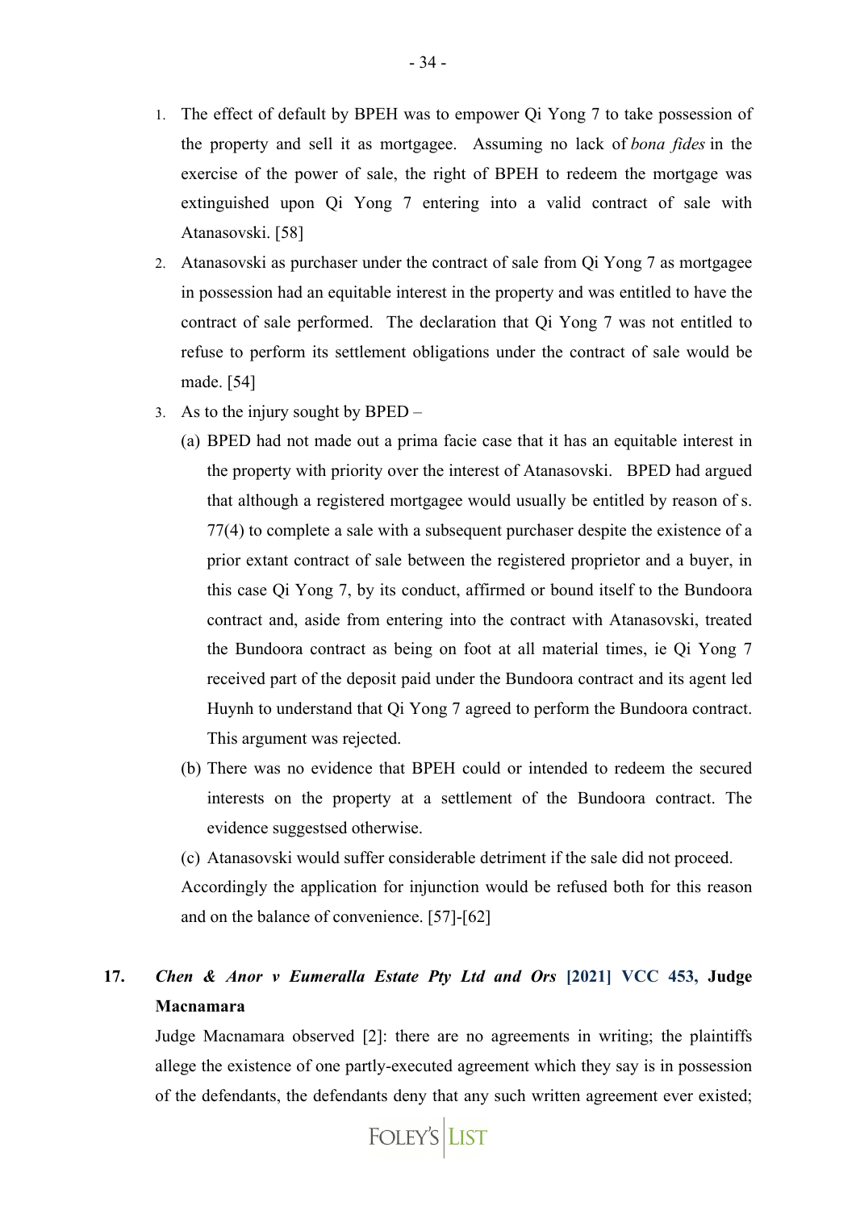1. The effect of default by BPEH was to empower Qi Yong 7 to take possession of the property and sell it as mortgagee. Assuming no lack of *bona fides* in the exercise of the power of sale, the right of BPEH to redeem the mortgage was extinguished upon Qi Yong 7 entering into a valid contract of sale with Atanasovski. [58]
2. Atanasovski as purchaser under the contract of sale from Qi Yong 7 as mortgagee in possession had an equitable interest in the property and was entitled to have the contract of sale performed. The declaration that Qi Yong 7 was not entitled to refuse to perform its settlement obligations under the contract of sale would be made. [54]
3. As to the injury sought by BPED –
   (a) BPED had not made out a prima facie case that it has an equitable interest in the property with priority over the interest of Atanasovski. BPED had argued that although a registered mortgagee would usually be entitled by reason of s. 77(4) to complete a sale with a subsequent purchaser despite the existence of a prior extant contract of sale between the registered proprietor and a buyer, in this case Qi Yong 7, by its conduct, affirmed or bound itself to the Bundoora contract and, aside from entering into the contract with Atanasovski, treated the Bundoora contract as being on foot at all material times, ie Qi Yong 7 received part of the deposit paid under the Bundoora contract and its agent led Huynh to understand that Qi Yong 7 agreed to perform the Bundoora contract. This argument was rejected.
   (b) There was no evidence that BPEH could or intended to redeem the secured interests on the property at a settlement of the Bundoora contract. The evidence suggestsed otherwise.
   (c) Atanasovski would suffer considerable detriment if the sale did not proceed.
   
   Accordingly the application for injunction would be refused both for this reason and on the balance of convenience. [57]-[62]

**17. *Chen & Anor v Eumeralla Estate Pty Ltd and Ors* [2021] VCC 453, Judge Macnamara**

Judge Macnamara observed [2]: there are no agreements in writing; the plaintiffs allege the existence of one partly-executed agreement which they say is in possession of the defendants, the defendants deny that any such written agreement ever existed;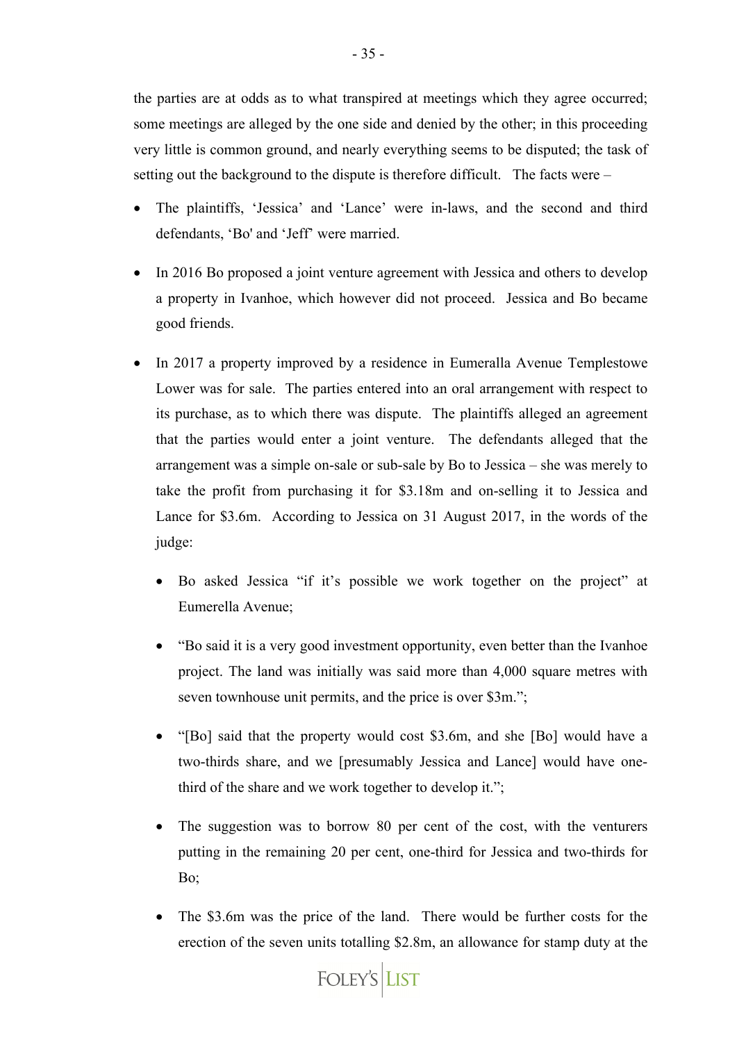the parties are at odds as to what transpired at meetings which they agree occurred; some meetings are alleged by the one side and denied by the other; in this proceeding very little is common ground, and nearly everything seems to be disputed; the task of setting out the background to the dispute is therefore difficult. The facts were –

- The plaintiffs, 'Jessica' and 'Lance' were in-laws, and the second and third defendants, 'Bo' and 'Jeff' were married.
- In 2016 Bo proposed a joint venture agreement with Jessica and others to develop a property in Ivanhoe, which however did not proceed. Jessica and Bo became good friends.
- In 2017 a property improved by a residence in Eumeralla Avenue Templestowe Lower was for sale. The parties entered into an oral arrangement with respect to its purchase, as to which there was dispute. The plaintiffs alleged an agreement that the parties would enter a joint venture. The defendants alleged that the arrangement was a simple on-sale or sub-sale by Bo to Jessica – she was merely to take the profit from purchasing it for \$3.18m and on-selling it to Jessica and Lance for \$3.6m. According to Jessica on 31 August 2017, in the words of the judge:
  - Bo asked Jessica "if it's possible we work together on the project" at Eumerella Avenue;
  - "Bo said it is a very good investment opportunity, even better than the Ivanhoe project. The land was initially was said more than 4,000 square metres with seven townhouse unit permits, and the price is over \$3m.";
  - "[Bo] said that the property would cost \$3.6m, and she [Bo] would have a two-thirds share, and we [presumably Jessica and Lance] would have one-third of the share and we work together to develop it.";
  - The suggestion was to borrow 80 per cent of the cost, with the venturers putting in the remaining 20 per cent, one-third for Jessica and two-thirds for Bo;
  - The \$3.6m was the price of the land. There would be further costs for the erection of the seven units totalling \$2.8m, an allowance for stamp duty at the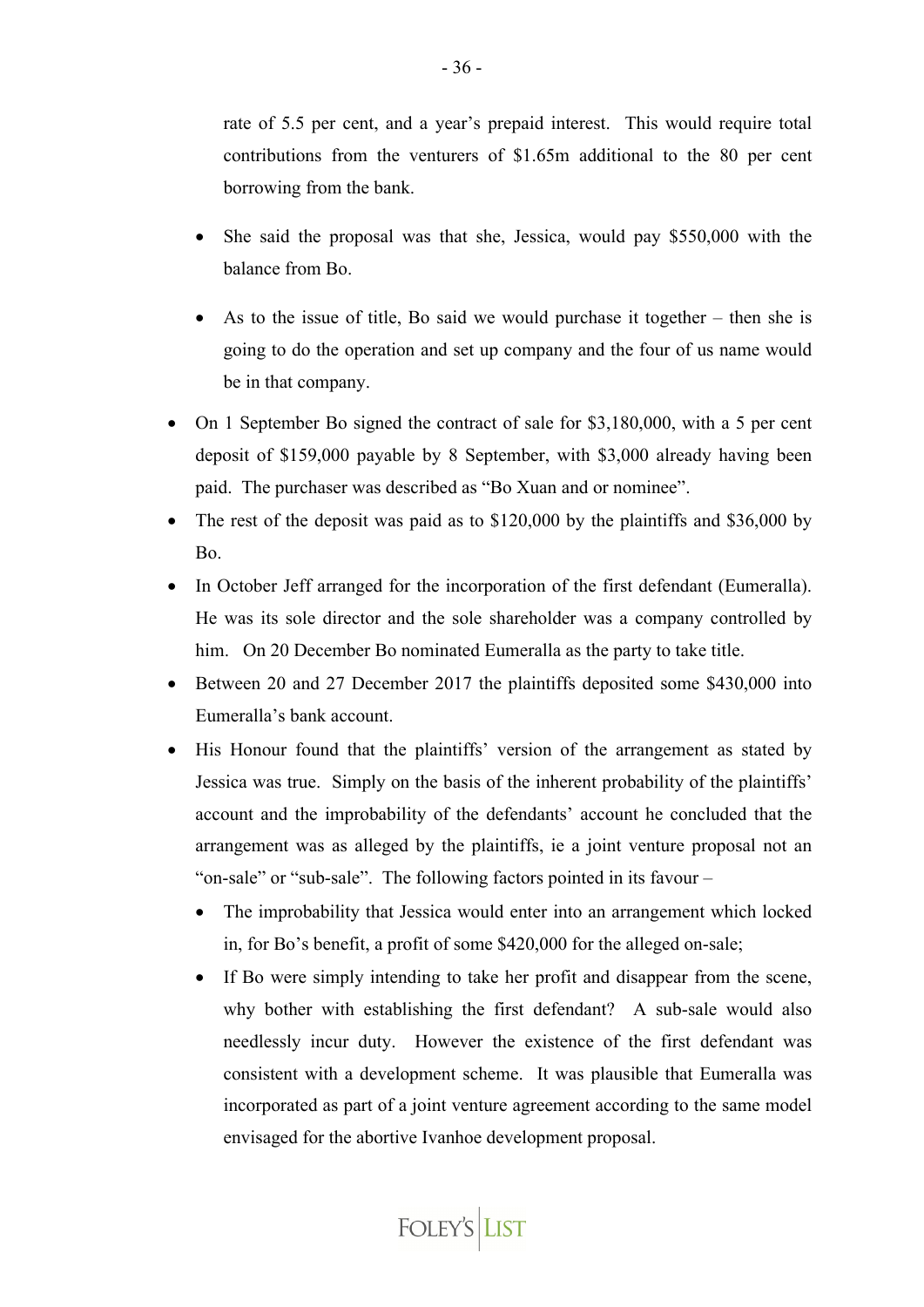rate of 5.5 per cent, and a year's prepaid interest. This would require total contributions from the venturers of $1.65m additional to the 80 per cent borrowing from the bank.

- She said the proposal was that she, Jessica, would pay $550,000 with the balance from Bo.
- As to the issue of title, Bo said we would purchase it together – then she is going to do the operation and set up company and the four of us name would be in that company.

- On 1 September Bo signed the contract of sale for $3,180,000, with a 5 per cent deposit of $159,000 payable by 8 September, with $3,000 already having been paid. The purchaser was described as "Bo Xuan and or nominee".
- The rest of the deposit was paid as to $120,000 by the plaintiffs and $36,000 by Bo.
- In October Jeff arranged for the incorporation of the first defendant (Eumeralla). He was its sole director and the sole shareholder was a company controlled by him. On 20 December Bo nominated Eumeralla as the party to take title.
- Between 20 and 27 December 2017 the plaintiffs deposited some $430,000 into Eumeralla's bank account.
- His Honour found that the plaintiffs' version of the arrangement as stated by Jessica was true. Simply on the basis of the inherent probability of the plaintiffs' account and the improbability of the defendants' account he concluded that the arrangement was as alleged by the plaintiffs, ie a joint venture proposal not an "on-sale" or "sub-sale". The following factors pointed in its favour –
  - The improbability that Jessica would enter into an arrangement which locked in, for Bo's benefit, a profit of some $420,000 for the alleged on-sale;
  - If Bo were simply intending to take her profit and disappear from the scene, why bother with establishing the first defendant? A sub-sale would also needlessly incur duty. However the existence of the first defendant was consistent with a development scheme. It was plausible that Eumeralla was incorporated as part of a joint venture agreement according to the same model envisaged for the abortive Ivanhoe development proposal.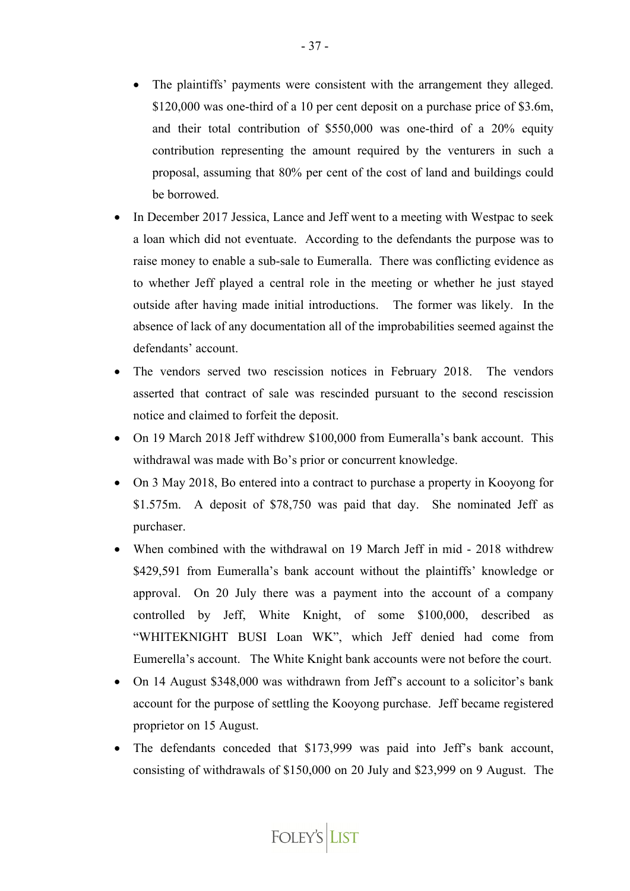- The plaintiffs' payments were consistent with the arrangement they alleged. $120,000 was one-third of a 10 per cent deposit on a purchase price of $3.6m, and their total contribution of $550,000 was one-third of a 20% equity contribution representing the amount required by the venturers in such a proposal, assuming that 80% per cent of the cost of land and buildings could be borrowed.

- In December 2017 Jessica, Lance and Jeff went to a meeting with Westpac to seek a loan which did not eventuate. According to the defendants the purpose was to raise money to enable a sub-sale to Eumeralla. There was conflicting evidence as to whether Jeff played a central role in the meeting or whether he just stayed outside after having made initial introductions. The former was likely. In the absence of lack of any documentation all of the improbabilities seemed against the defendants' account.
- The vendors served two rescission notices in February 2018. The vendors asserted that contract of sale was rescinded pursuant to the second rescission notice and claimed to forfeit the deposit.
- On 19 March 2018 Jeff withdrew $100,000 from Eumeralla's bank account. This withdrawal was made with Bo's prior or concurrent knowledge.
- On 3 May 2018, Bo entered into a contract to purchase a property in Kooyong for $1.575m. A deposit of $78,750 was paid that day. She nominated Jeff as purchaser.
- When combined with the withdrawal on 19 March Jeff in mid - 2018 withdrew $429,591 from Eumeralla's bank account without the plaintiffs' knowledge or approval. On 20 July there was a payment into the account of a company controlled by Jeff, White Knight, of some $100,000, described as "WHITEKNIGHT BUSI Loan WK", which Jeff denied had come from Eumerella's account. The White Knight bank accounts were not before the court.
- On 14 August $348,000 was withdrawn from Jeff's account to a solicitor's bank account for the purpose of settling the Kooyong purchase. Jeff became registered proprietor on 15 August.
- The defendants conceded that $173,999 was paid into Jeff's bank account, consisting of withdrawals of $150,000 on 20 July and $23,999 on 9 August. The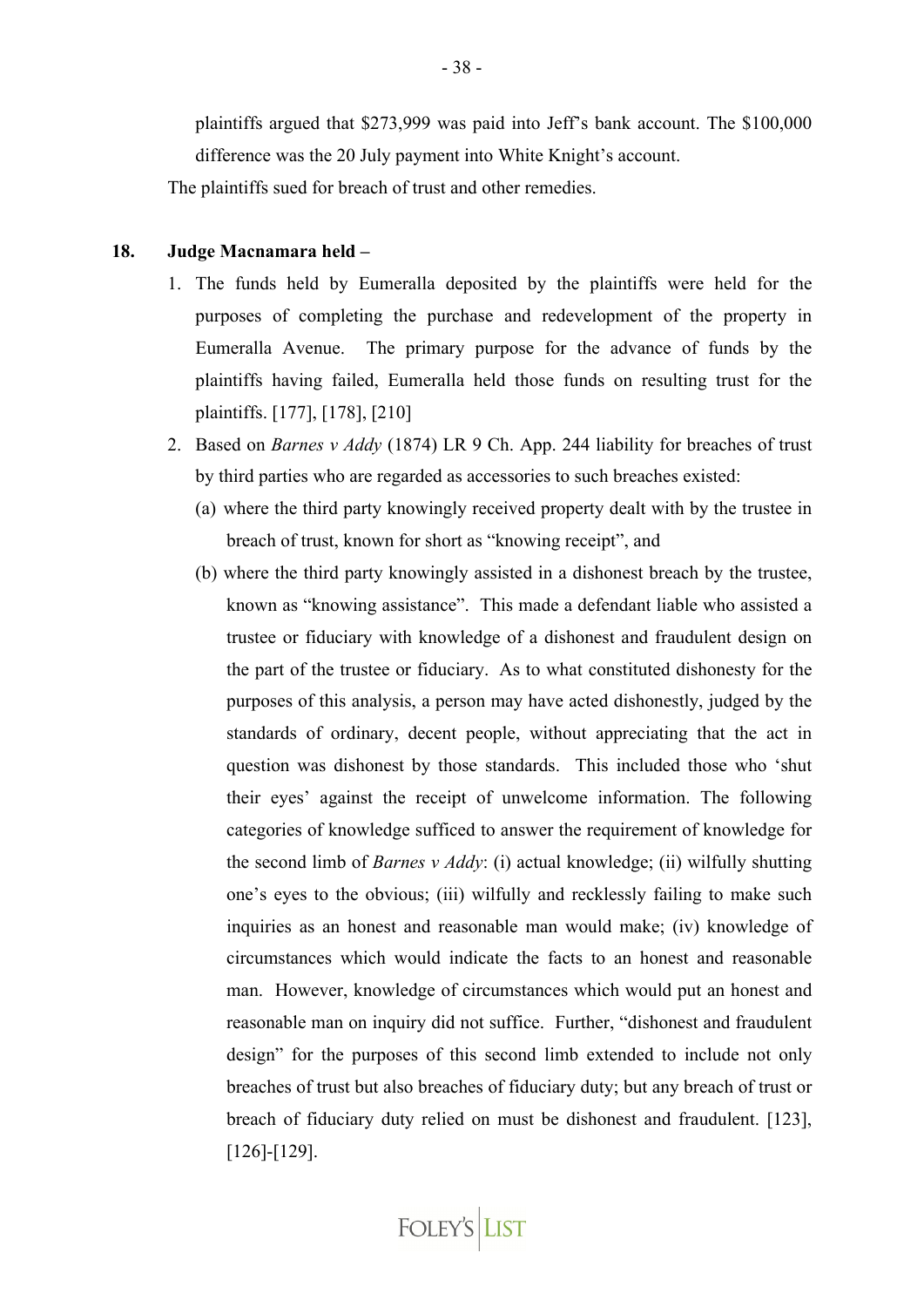plaintiffs argued that $273,999 was paid into Jeff's bank account. The $100,000 difference was the 20 July payment into White Knight's account.

The plaintiffs sued for breach of trust and other remedies.

**18. Judge Macnamara held –**

1. The funds held by Eumeralla deposited by the plaintiffs were held for the purposes of completing the purchase and redevelopment of the property in Eumeralla Avenue. The primary purpose for the advance of funds by the plaintiffs having failed, Eumeralla held those funds on resulting trust for the plaintiffs. [177], [178], [210]
2. Based on *Barnes v Addy* (1874) LR 9 Ch. App. 244 liability for breaches of trust by third parties who are regarded as accessories to such breaches existed:
   (a) where the third party knowingly received property dealt with by the trustee in breach of trust, known for short as "knowing receipt", and
   (b) where the third party knowingly assisted in a dishonest breach by the trustee, known as "knowing assistance". This made a defendant liable who assisted a trustee or fiduciary with knowledge of a dishonest and fraudulent design on the part of the trustee or fiduciary. As to what constituted dishonesty for the purposes of this analysis, a person may have acted dishonestly, judged by the standards of ordinary, decent people, without appreciating that the act in question was dishonest by those standards. This included those who 'shut their eyes' against the receipt of unwelcome information. The following categories of knowledge sufficed to answer the requirement of knowledge for the second limb of *Barnes v Addy*: (i) actual knowledge; (ii) wilfully shutting one's eyes to the obvious; (iii) wilfully and recklessly failing to make such inquiries as an honest and reasonable man would make; (iv) knowledge of circumstances which would indicate the facts to an honest and reasonable man. However, knowledge of circumstances which would put an honest and reasonable man on inquiry did not suffice. Further, "dishonest and fraudulent design" for the purposes of this second limb extended to include not only breaches of trust but also breaches of fiduciary duty; but any breach of trust or breach of fiduciary duty relied on must be dishonest and fraudulent. [123], [126]-[129].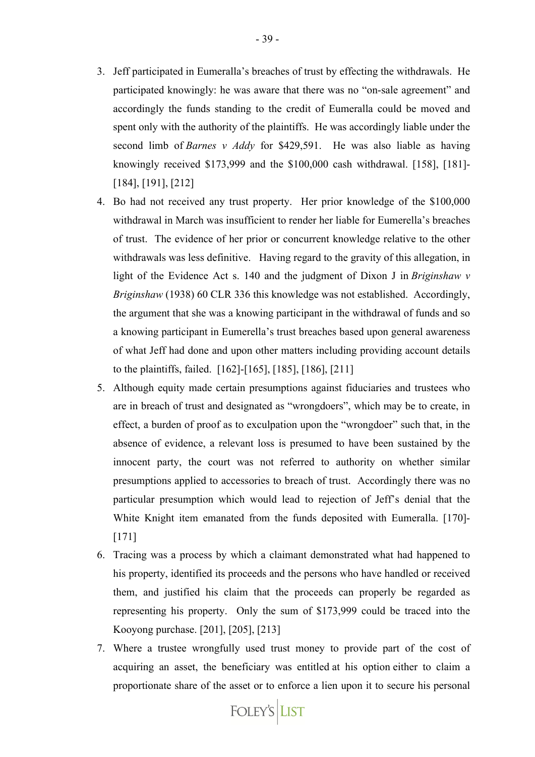3. Jeff participated in Eumeralla's breaches of trust by effecting the withdrawals. He participated knowingly: he was aware that there was no "on-sale agreement" and accordingly the funds standing to the credit of Eumeralla could be moved and spent only with the authority of the plaintiffs. He was accordingly liable under the second limb of *Barnes v Addy* for $429,591. He was also liable as having knowingly received $173,999 and the $100,000 cash withdrawal. [158], [181]-[184], [191], [212]
4. Bo had not received any trust property. Her prior knowledge of the $100,000 withdrawal in March was insufficient to render her liable for Eumerella's breaches of trust. The evidence of her prior or concurrent knowledge relative to the other withdrawals was less definitive. Having regard to the gravity of this allegation, in light of the Evidence Act s. 140 and the judgment of Dixon J in *Briginshaw v Briginshaw* (1938) 60 CLR 336 this knowledge was not established. Accordingly, the argument that she was a knowing participant in the withdrawal of funds and so a knowing participant in Eumerella's trust breaches based upon general awareness of what Jeff had done and upon other matters including providing account details to the plaintiffs, failed. [162]-[165], [185], [186], [211]
5. Although equity made certain presumptions against fiduciaries and trustees who are in breach of trust and designated as "wrongdoers", which may be to create, in effect, a burden of proof as to exculpation upon the "wrongdoer" such that, in the absence of evidence, a relevant loss is presumed to have been sustained by the innocent party, the court was not referred to authority on whether similar presumptions applied to accessories to breach of trust. Accordingly there was no particular presumption which would lead to rejection of Jeff's denial that the White Knight item emanated from the funds deposited with Eumeralla. [170]-[171]
6. Tracing was a process by which a claimant demonstrated what had happened to his property, identified its proceeds and the persons who have handled or received them, and justified his claim that the proceeds can properly be regarded as representing his property. Only the sum of $173,999 could be traced into the Kooyong purchase. [201], [205], [213]
7. Where a trustee wrongfully used trust money to provide part of the cost of acquiring an asset, the beneficiary was entitled at his option either to claim a proportionate share of the asset or to enforce a lien upon it to secure his personal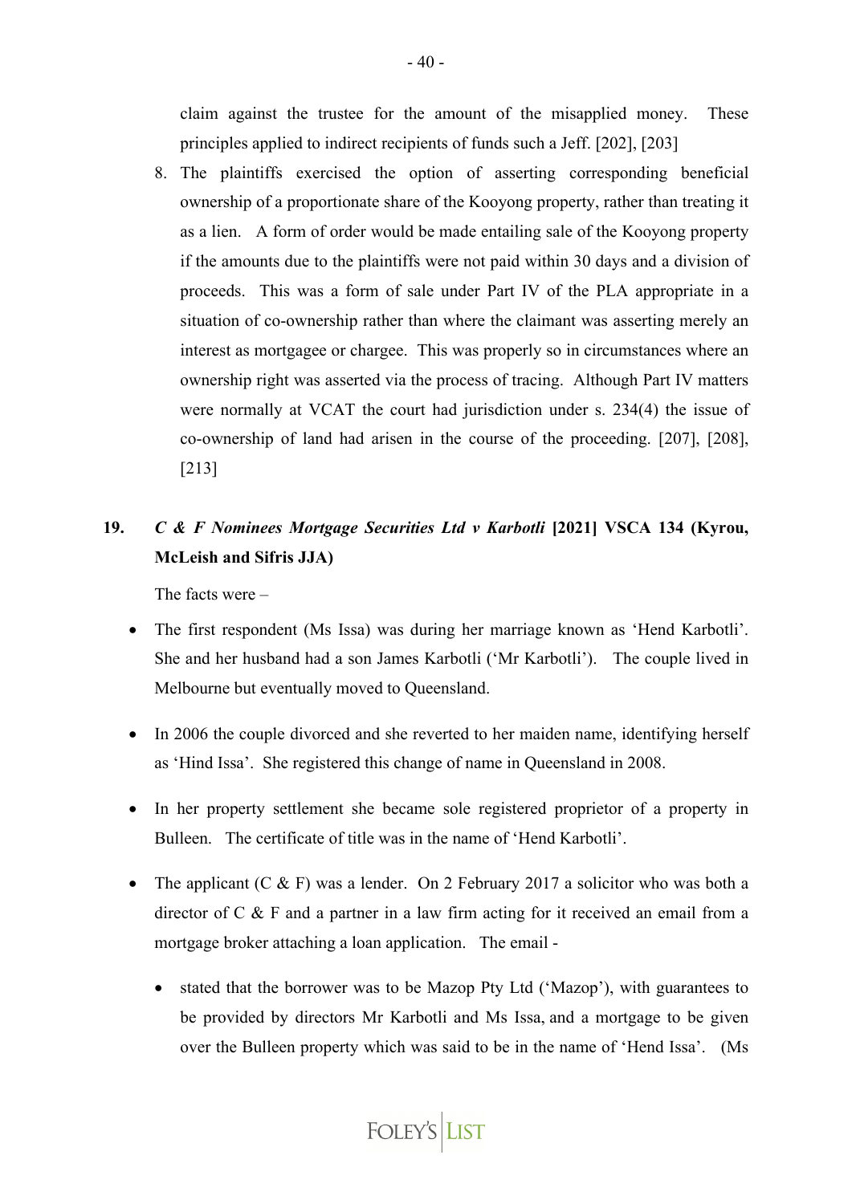claim against the trustee for the amount of the misapplied money. These principles applied to indirect recipients of funds such a Jeff. [202], [203]

8. The plaintiffs exercised the option of asserting corresponding beneficial ownership of a proportionate share of the Kooyong property, rather than treating it as a lien. A form of order would be made entailing sale of the Kooyong property if the amounts due to the plaintiffs were not paid within 30 days and a division of proceeds. This was a form of sale under Part IV of the PLA appropriate in a situation of co-ownership rather than where the claimant was asserting merely an interest as mortgagee or chargee. This was properly so in circumstances where an ownership right was asserted via the process of tracing. Although Part IV matters were normally at VCAT the court had jurisdiction under s. 234(4) the issue of co-ownership of land had arisen in the course of the proceeding. [207], [208], [213]

**19. *C & F Nominees Mortgage Securities Ltd v Karbotli* [2021] VSCA 134 (Kyrou, McLeish and Sifris JJA)**

The facts were –

- The first respondent (Ms Issa) was during her marriage known as 'Hend Karbotli'. She and her husband had a son James Karbotli ('Mr Karbotli'). The couple lived in Melbourne but eventually moved to Queensland.

- In 2006 the couple divorced and she reverted to her maiden name, identifying herself as 'Hind Issa'. She registered this change of name in Queensland in 2008.

- In her property settlement she became sole registered proprietor of a property in Bulleen. The certificate of title was in the name of 'Hend Karbotli'.

- The applicant (C & F) was a lender. On 2 February 2017 a solicitor who was both a director of C & F and a partner in a law firm acting for it received an email from a mortgage broker attaching a loan application. The email -

  - stated that the borrower was to be Mazop Pty Ltd ('Mazop'), with guarantees to be provided by directors Mr Karbotli and Ms Issa, and a mortgage to be given over the Bulleen property which was said to be in the name of 'Hend Issa'. (Ms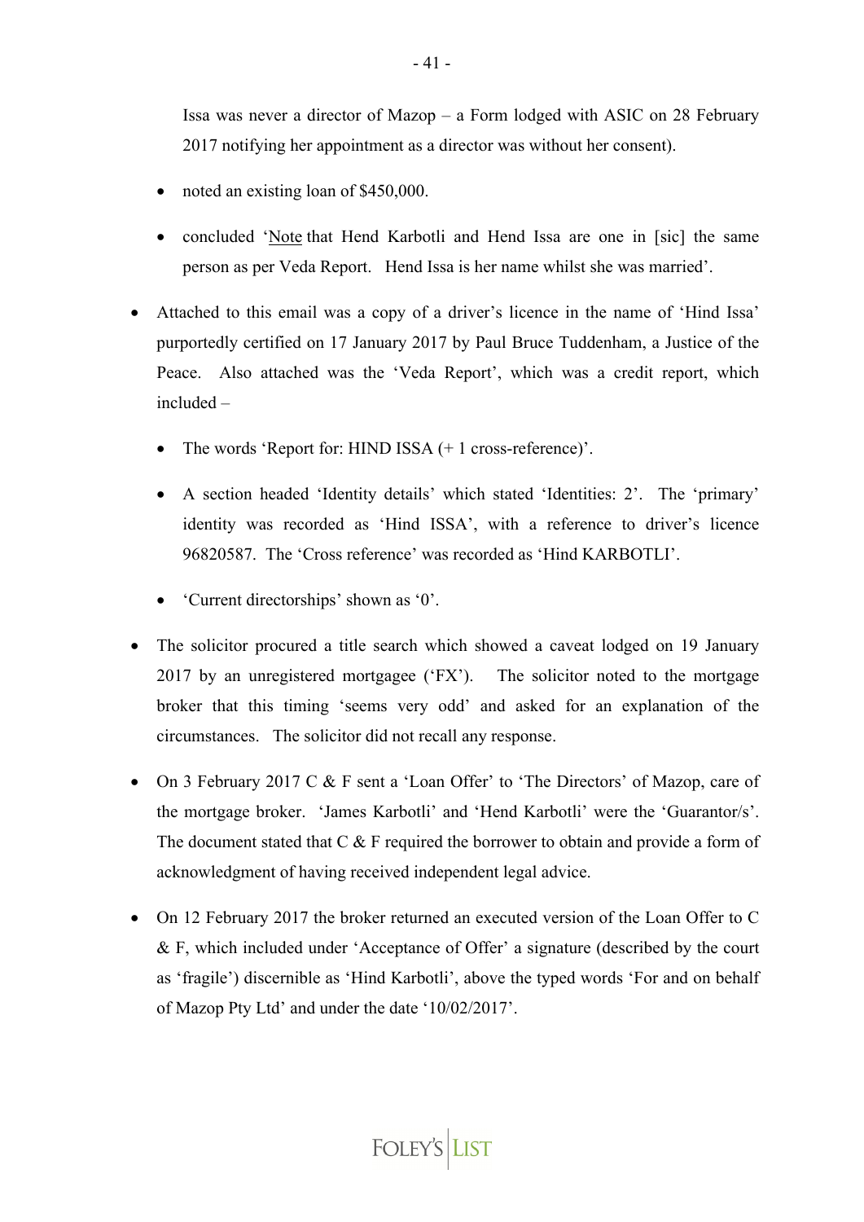Issa was never a director of Mazop – a Form lodged with ASIC on 28 February 2017 notifying her appointment as a director was without her consent).

  - noted an existing loan of $450,000.
  - concluded 'Note that Hend Karbotli and Hend Issa are one in [sic] the same person as per Veda Report. Hend Issa is her name whilst she was married'.

- Attached to this email was a copy of a driver's licence in the name of 'Hind Issa' purportedly certified on 17 January 2017 by Paul Bruce Tuddenham, a Justice of the Peace. Also attached was the 'Veda Report', which was a credit report, which included –
  - The words 'Report for: HIND ISSA (+ 1 cross-reference)'.
  - A section headed 'Identity details' which stated 'Identities: 2'. The 'primary' identity was recorded as 'Hind ISSA', with a reference to driver's licence 96820587. The 'Cross reference' was recorded as 'Hind KARBOTLI'.
  - 'Current directorships' shown as '0'.
- The solicitor procured a title search which showed a caveat lodged on 19 January 2017 by an unregistered mortgagee ('FX'). The solicitor noted to the mortgage broker that this timing 'seems very odd' and asked for an explanation of the circumstances. The solicitor did not recall any response.
- On 3 February 2017 C & F sent a 'Loan Offer' to 'The Directors' of Mazop, care of the mortgage broker. 'James Karbotli' and 'Hend Karbotli' were the 'Guarantor/s'. The document stated that C & F required the borrower to obtain and provide a form of acknowledgment of having received independent legal advice.
- On 12 February 2017 the broker returned an executed version of the Loan Offer to C & F, which included under 'Acceptance of Offer' a signature (described by the court as 'fragile') discernible as 'Hind Karbotli', above the typed words 'For and on behalf of Mazop Pty Ltd' and under the date '10/02/2017'.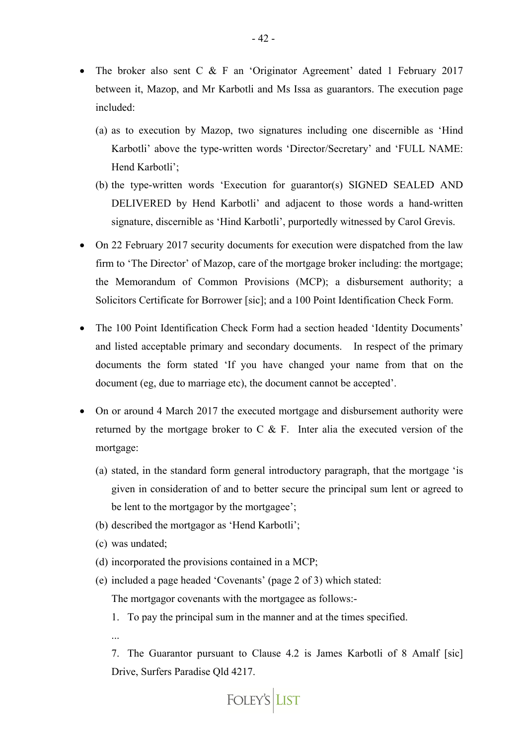- The broker also sent C & F an 'Originator Agreement' dated 1 February 2017 between it, Mazop, and Mr Karbotli and Ms Issa as guarantors. The execution page included:

  (a) as to execution by Mazop, two signatures including one discernible as 'Hind Karbotli' above the type-written words 'Director/Secretary' and 'FULL NAME: Hend Karbotli';

  (b) the type-written words 'Execution for guarantor(s) SIGNED SEALED AND DELIVERED by Hend Karbotli' and adjacent to those words a hand-written signature, discernible as 'Hind Karbotli', purportedly witnessed by Carol Grevis.

- On 22 February 2017 security documents for execution were dispatched from the law firm to 'The Director' of Mazop, care of the mortgage broker including: the mortgage; the Memorandum of Common Provisions (MCP); a disbursement authority; a Solicitors Certificate for Borrower [sic]; and a 100 Point Identification Check Form.

- The 100 Point Identification Check Form had a section headed 'Identity Documents' and listed acceptable primary and secondary documents. In respect of the primary documents the form stated 'If you have changed your name from that on the document (eg, due to marriage etc), the document cannot be accepted'.

- On or around 4 March 2017 the executed mortgage and disbursement authority were returned by the mortgage broker to C & F. Inter alia the executed version of the mortgage:

  (a) stated, in the standard form general introductory paragraph, that the mortgage 'is given in consideration of and to better secure the principal sum lent or agreed to be lent to the mortgagor by the mortgagee';

  (b) described the mortgagor as 'Hend Karbotli';

  (c) was undated;

  (d) incorporated the provisions contained in a MCP;

  (e) included a page headed 'Covenants' (page 2 of 3) which stated:

  The mortgagor covenants with the mortgagee as follows:-

  1. To pay the principal sum in the manner and at the times specified.

  ...

  7. The Guarantor pursuant to Clause 4.2 is James Karbotli of 8 Amalf [sic] Drive, Surfers Paradise Qld 4217.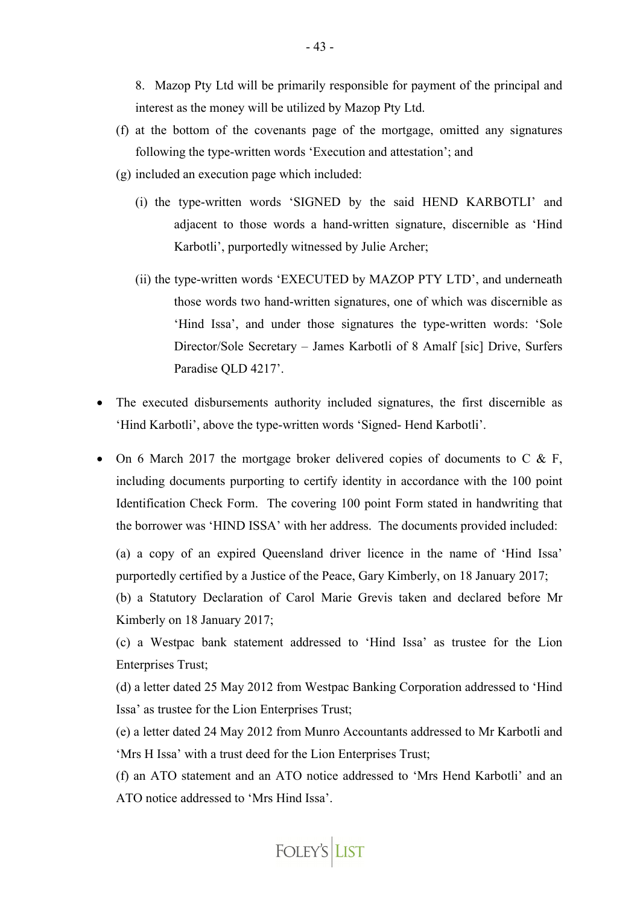8. Mazop Pty Ltd will be primarily responsible for payment of the principal and interest as the money will be utilized by Mazop Pty Ltd.

(f) at the bottom of the covenants page of the mortgage, omitted any signatures following the type-written words 'Execution and attestation'; and

(g) included an execution page which included:

(i) the type-written words 'SIGNED by the said HEND KARBOTLI' and adjacent to those words a hand-written signature, discernible as 'Hind Karbotli', purportedly witnessed by Julie Archer;

(ii) the type-written words 'EXECUTED by MAZOP PTY LTD', and underneath those words two hand-written signatures, one of which was discernible as 'Hind Issa', and under those signatures the type-written words: 'Sole Director/Sole Secretary – James Karbotli of 8 Amalf [sic] Drive, Surfers Paradise QLD 4217'.

- The executed disbursements authority included signatures, the first discernible as 'Hind Karbotli', above the type-written words 'Signed- Hend Karbotli'.

- On 6 March 2017 the mortgage broker delivered copies of documents to C & F, including documents purporting to certify identity in accordance with the 100 point Identification Check Form. The covering 100 point Form stated in handwriting that the borrower was 'HIND ISSA' with her address. The documents provided included:

  (a) a copy of an expired Queensland driver licence in the name of 'Hind Issa' purportedly certified by a Justice of the Peace, Gary Kimberly, on 18 January 2017;

  (b) a Statutory Declaration of Carol Marie Grevis taken and declared before Mr Kimberly on 18 January 2017;

  (c) a Westpac bank statement addressed to 'Hind Issa' as trustee for the Lion Enterprises Trust;

  (d) a letter dated 25 May 2012 from Westpac Banking Corporation addressed to 'Hind Issa' as trustee for the Lion Enterprises Trust;

  (e) a letter dated 24 May 2012 from Munro Accountants addressed to Mr Karbotli and 'Mrs H Issa' with a trust deed for the Lion Enterprises Trust;

  (f) an ATO statement and an ATO notice addressed to 'Mrs Hend Karbotli' and an ATO notice addressed to 'Mrs Hind Issa'.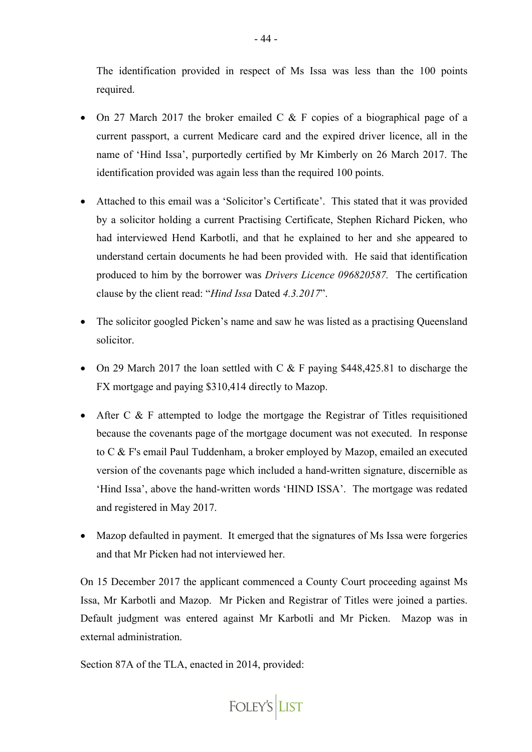The identification provided in respect of Ms Issa was less than the 100 points required.

- On 27 March 2017 the broker emailed C & F copies of a biographical page of a current passport, a current Medicare card and the expired driver licence, all in the name of 'Hind Issa', purportedly certified by Mr Kimberly on 26 March 2017. The identification provided was again less than the required 100 points.

- Attached to this email was a 'Solicitor's Certificate'. This stated that it was provided by a solicitor holding a current Practising Certificate, Stephen Richard Picken, who had interviewed Hend Karbotli, and that he explained to her and she appeared to understand certain documents he had been provided with. He said that identification produced to him by the borrower was *Drivers Licence 096820587.* The certification clause by the client read: "*Hind Issa* Dated *4.3.2017*".

- The solicitor googled Picken's name and saw he was listed as a practising Queensland solicitor.

- On 29 March 2017 the loan settled with C & F paying $448,425.81 to discharge the FX mortgage and paying $310,414 directly to Mazop.

- After C & F attempted to lodge the mortgage the Registrar of Titles requisitioned because the covenants page of the mortgage document was not executed. In response to C & F's email Paul Tuddenham, a broker employed by Mazop, emailed an executed version of the covenants page which included a hand-written signature, discernible as 'Hind Issa', above the hand-written words 'HIND ISSA'. The mortgage was redated and registered in May 2017.

- Mazop defaulted in payment. It emerged that the signatures of Ms Issa were forgeries and that Mr Picken had not interviewed her.

On 15 December 2017 the applicant commenced a County Court proceeding against Ms Issa, Mr Karbotli and Mazop. Mr Picken and Registrar of Titles were joined a parties. Default judgment was entered against Mr Karbotli and Mr Picken. Mazop was in external administration.

Section 87A of the TLA, enacted in 2014, provided: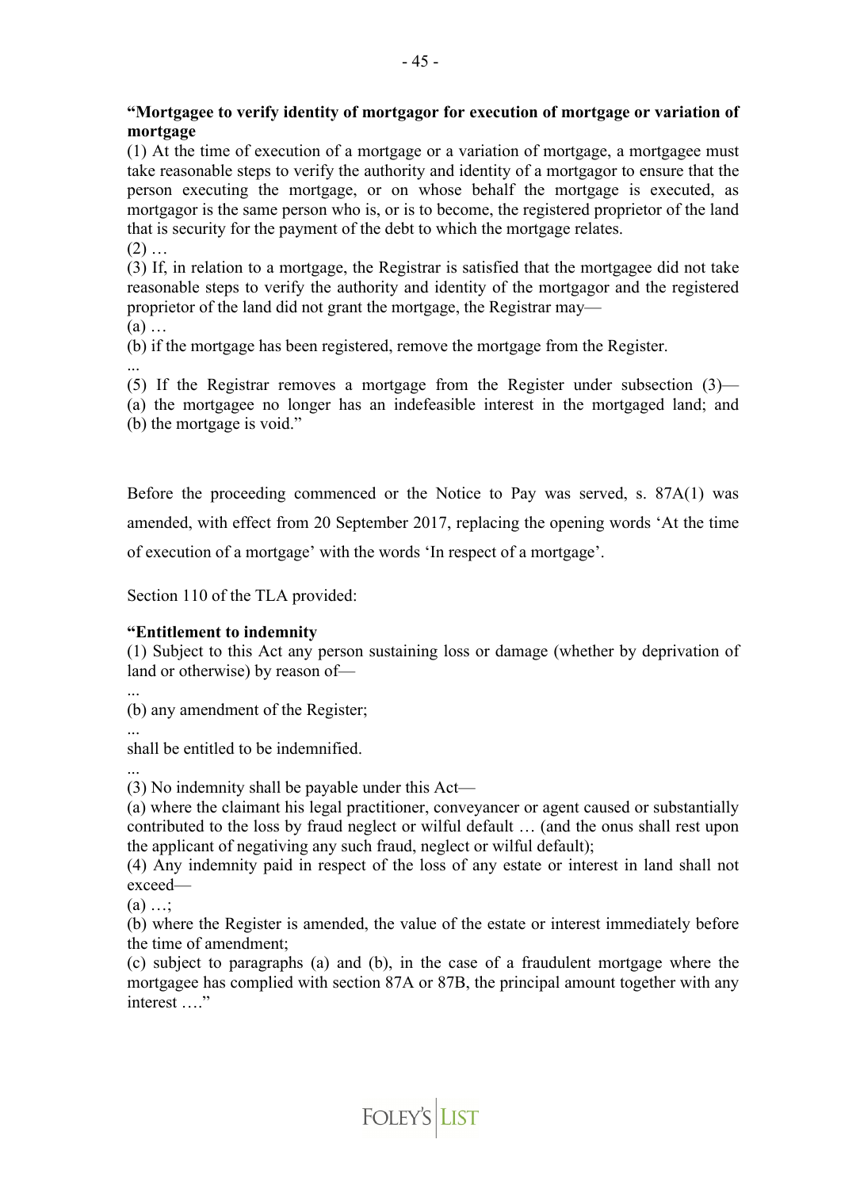**"Mortgagee to verify identity of mortgagor for execution of mortgage or variation of mortgage**

(1) At the time of execution of a mortgage or a variation of mortgage, a mortgagee must take reasonable steps to verify the authority and identity of a mortgagor to ensure that the person executing the mortgage, or on whose behalf the mortgage is executed, as mortgagor is the same person who is, or is to become, the registered proprietor of the land that is security for the payment of the debt to which the mortgage relates.

(2) …

(3) If, in relation to a mortgage, the Registrar is satisfied that the mortgagee did not take reasonable steps to verify the authority and identity of the mortgagor and the registered proprietor of the land did not grant the mortgage, the Registrar may—

(a) …

(b) if the mortgage has been registered, remove the mortgage from the Register.

...

(5) If the Registrar removes a mortgage from the Register under subsection (3)—
(a) the mortgagee no longer has an indefeasible interest in the mortgaged land; and
(b) the mortgage is void."

Before the proceeding commenced or the Notice to Pay was served, s. 87A(1) was amended, with effect from 20 September 2017, replacing the opening words 'At the time of execution of a mortgage' with the words 'In respect of a mortgage'.

Section 110 of the TLA provided:

**"Entitlement to indemnity**

(1) Subject to this Act any person sustaining loss or damage (whether by deprivation of land or otherwise) by reason of—

...

(b) any amendment of the Register;

...

shall be entitled to be indemnified.

...

(3) No indemnity shall be payable under this Act—

(a) where the claimant his legal practitioner, conveyancer or agent caused or substantially contributed to the loss by fraud neglect or wilful default … (and the onus shall rest upon the applicant of negativing any such fraud, neglect or wilful default);

(4) Any indemnity paid in respect of the loss of any estate or interest in land shall not exceed—

(a) …;

(b) where the Register is amended, the value of the estate or interest immediately before the time of amendment;

(c) subject to paragraphs (a) and (b), in the case of a fraudulent mortgage where the mortgagee has complied with section 87A or 87B, the principal amount together with any interest …."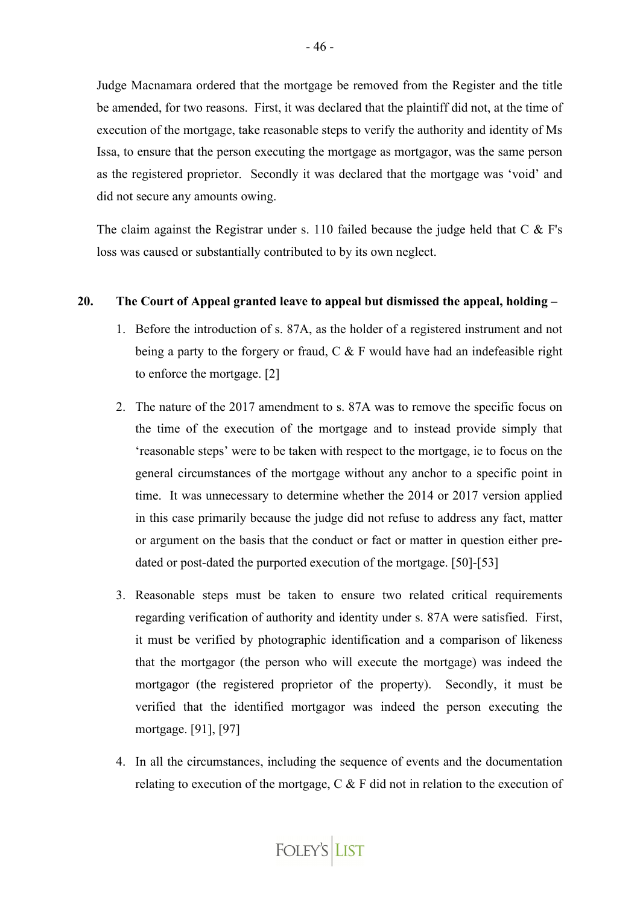Judge Macnamara ordered that the mortgage be removed from the Register and the title be amended, for two reasons. First, it was declared that the plaintiff did not, at the time of execution of the mortgage, take reasonable steps to verify the authority and identity of Ms Issa, to ensure that the person executing the mortgage as mortgagor, was the same person as the registered proprietor. Secondly it was declared that the mortgage was 'void' and did not secure any amounts owing.

The claim against the Registrar under s. 110 failed because the judge held that C & F's loss was caused or substantially contributed to by its own neglect.

**20. The Court of Appeal granted leave to appeal but dismissed the appeal, holding –**

1. Before the introduction of s. 87A, as the holder of a registered instrument and not being a party to the forgery or fraud, C & F would have had an indefeasible right to enforce the mortgage. [2]

2. The nature of the 2017 amendment to s. 87A was to remove the specific focus on the time of the execution of the mortgage and to instead provide simply that 'reasonable steps' were to be taken with respect to the mortgage, ie to focus on the general circumstances of the mortgage without any anchor to a specific point in time. It was unnecessary to determine whether the 2014 or 2017 version applied in this case primarily because the judge did not refuse to address any fact, matter or argument on the basis that the conduct or fact or matter in question either pre-dated or post-dated the purported execution of the mortgage. [50]-[53]

3. Reasonable steps must be taken to ensure two related critical requirements regarding verification of authority and identity under s. 87A were satisfied. First, it must be verified by photographic identification and a comparison of likeness that the mortgagor (the person who will execute the mortgage) was indeed the mortgagor (the registered proprietor of the property). Secondly, it must be verified that the identified mortgagor was indeed the person executing the mortgage. [91], [97]

4. In all the circumstances, including the sequence of events and the documentation relating to execution of the mortgage, C & F did not in relation to the execution of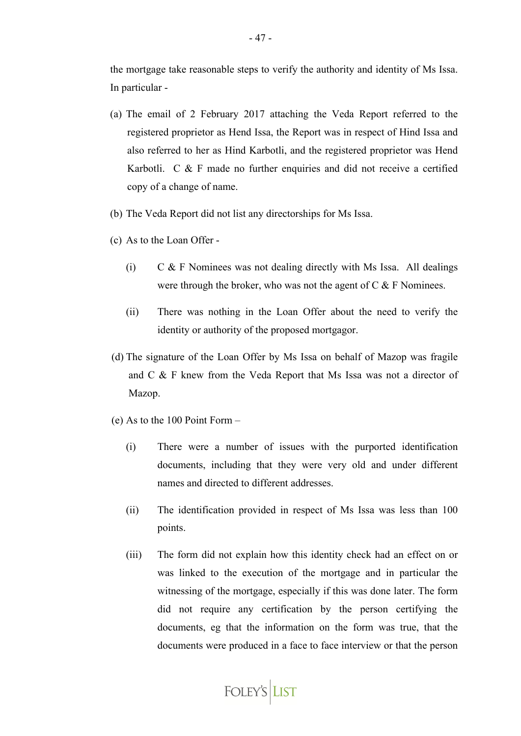the mortgage take reasonable steps to verify the authority and identity of Ms Issa. In particular -

(a) The email of 2 February 2017 attaching the Veda Report referred to the registered proprietor as Hend Issa, the Report was in respect of Hind Issa and also referred to her as Hind Karbotli, and the registered proprietor was Hend Karbotli. C & F made no further enquiries and did not receive a certified copy of a change of name.

(b) The Veda Report did not list any directorships for Ms Issa.

(c) As to the Loan Offer -

  (i) C & F Nominees was not dealing directly with Ms Issa. All dealings were through the broker, who was not the agent of C & F Nominees.

  (ii) There was nothing in the Loan Offer about the need to verify the identity or authority of the proposed mortgagor.

(d) The signature of the Loan Offer by Ms Issa on behalf of Mazop was fragile and C & F knew from the Veda Report that Ms Issa was not a director of Mazop.

(e) As to the 100 Point Form –

  (i) There were a number of issues with the purported identification documents, including that they were very old and under different names and directed to different addresses.

  (ii) The identification provided in respect of Ms Issa was less than 100 points.

  (iii) The form did not explain how this identity check had an effect on or was linked to the execution of the mortgage and in particular the witnessing of the mortgage, especially if this was done later. The form did not require any certification by the person certifying the documents, eg that the information on the form was true, that the documents were produced in a face to face interview or that the person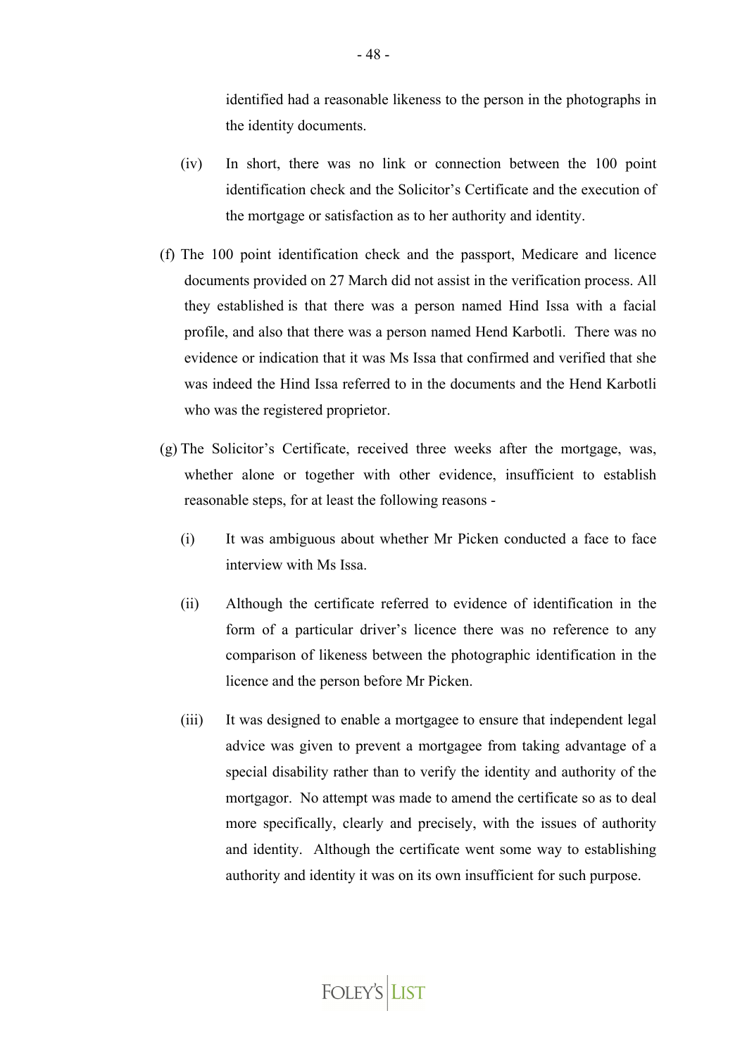identified had a reasonable likeness to the person in the photographs in the identity documents.

(iv) In short, there was no link or connection between the 100 point identification check and the Solicitor's Certificate and the execution of the mortgage or satisfaction as to her authority and identity.

(f) The 100 point identification check and the passport, Medicare and licence documents provided on 27 March did not assist in the verification process. All they established is that there was a person named Hind Issa with a facial profile, and also that there was a person named Hend Karbotli. There was no evidence or indication that it was Ms Issa that confirmed and verified that she was indeed the Hind Issa referred to in the documents and the Hend Karbotli who was the registered proprietor.

(g) The Solicitor's Certificate, received three weeks after the mortgage, was, whether alone or together with other evidence, insufficient to establish reasonable steps, for at least the following reasons -

(i) It was ambiguous about whether Mr Picken conducted a face to face interview with Ms Issa.

(ii) Although the certificate referred to evidence of identification in the form of a particular driver's licence there was no reference to any comparison of likeness between the photographic identification in the licence and the person before Mr Picken.

(iii) It was designed to enable a mortgagee to ensure that independent legal advice was given to prevent a mortgagee from taking advantage of a special disability rather than to verify the identity and authority of the mortgagor. No attempt was made to amend the certificate so as to deal more specifically, clearly and precisely, with the issues of authority and identity. Although the certificate went some way to establishing authority and identity it was on its own insufficient for such purpose.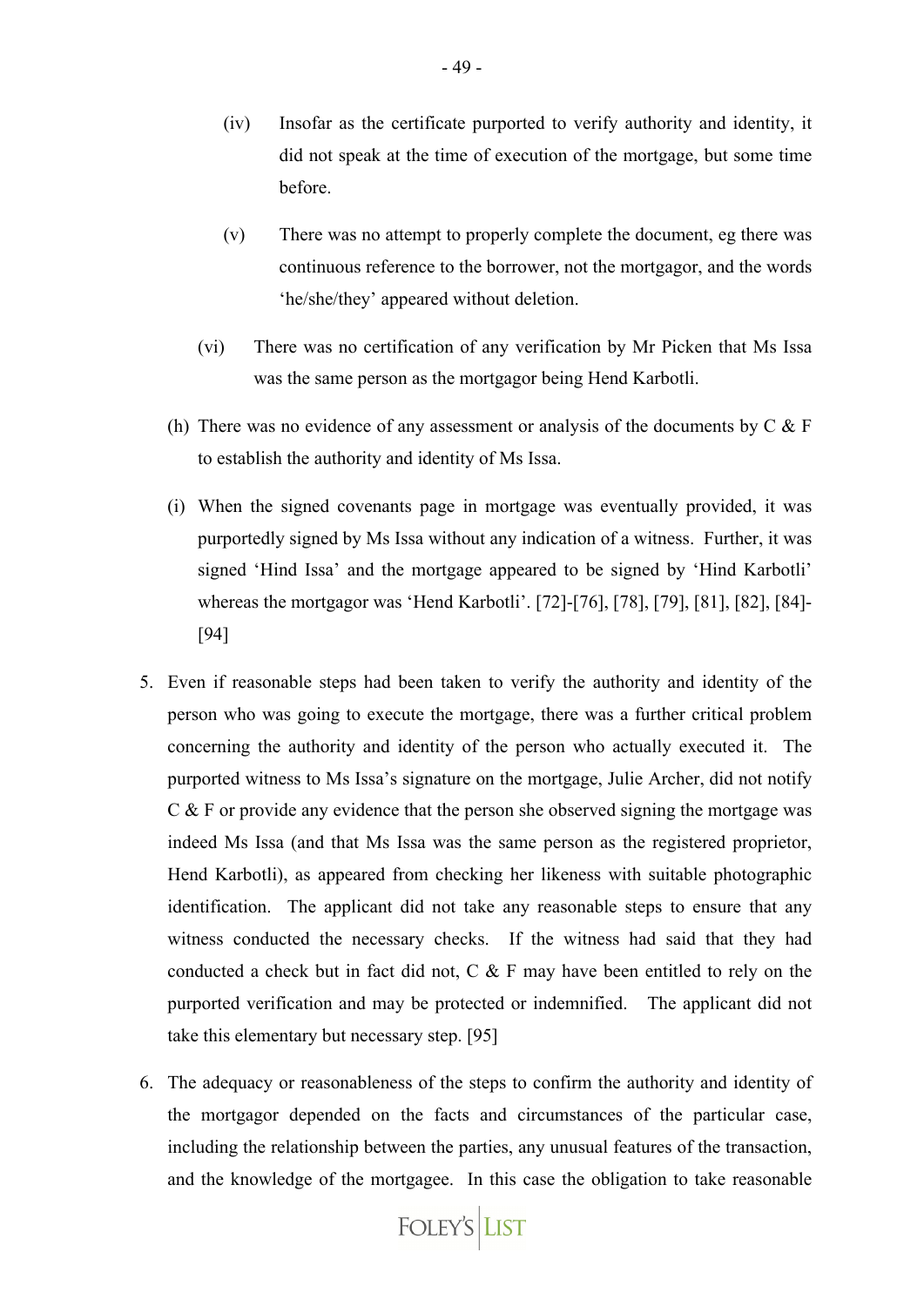(iv) Insofar as the certificate purported to verify authority and identity, it did not speak at the time of execution of the mortgage, but some time before.

(v) There was no attempt to properly complete the document, eg there was continuous reference to the borrower, not the mortgagor, and the words 'he/she/they' appeared without deletion.

(vi) There was no certification of any verification by Mr Picken that Ms Issa was the same person as the mortgagor being Hend Karbotli.

(h) There was no evidence of any assessment or analysis of the documents by C & F to establish the authority and identity of Ms Issa.

(i) When the signed covenants page in mortgage was eventually provided, it was purportedly signed by Ms Issa without any indication of a witness. Further, it was signed 'Hind Issa' and the mortgage appeared to be signed by 'Hind Karbotli' whereas the mortgagor was 'Hend Karbotli'. [72]-[76], [78], [79], [81], [82], [84]-[94]

5. Even if reasonable steps had been taken to verify the authority and identity of the person who was going to execute the mortgage, there was a further critical problem concerning the authority and identity of the person who actually executed it. The purported witness to Ms Issa's signature on the mortgage, Julie Archer, did not notify C & F or provide any evidence that the person she observed signing the mortgage was indeed Ms Issa (and that Ms Issa was the same person as the registered proprietor, Hend Karbotli), as appeared from checking her likeness with suitable photographic identification. The applicant did not take any reasonable steps to ensure that any witness conducted the necessary checks. If the witness had said that they had conducted a check but in fact did not, C & F may have been entitled to rely on the purported verification and may be protected or indemnified. The applicant did not take this elementary but necessary step. [95]

6. The adequacy or reasonableness of the steps to confirm the authority and identity of the mortgagor depended on the facts and circumstances of the particular case, including the relationship between the parties, any unusual features of the transaction, and the knowledge of the mortgagee. In this case the obligation to take reasonable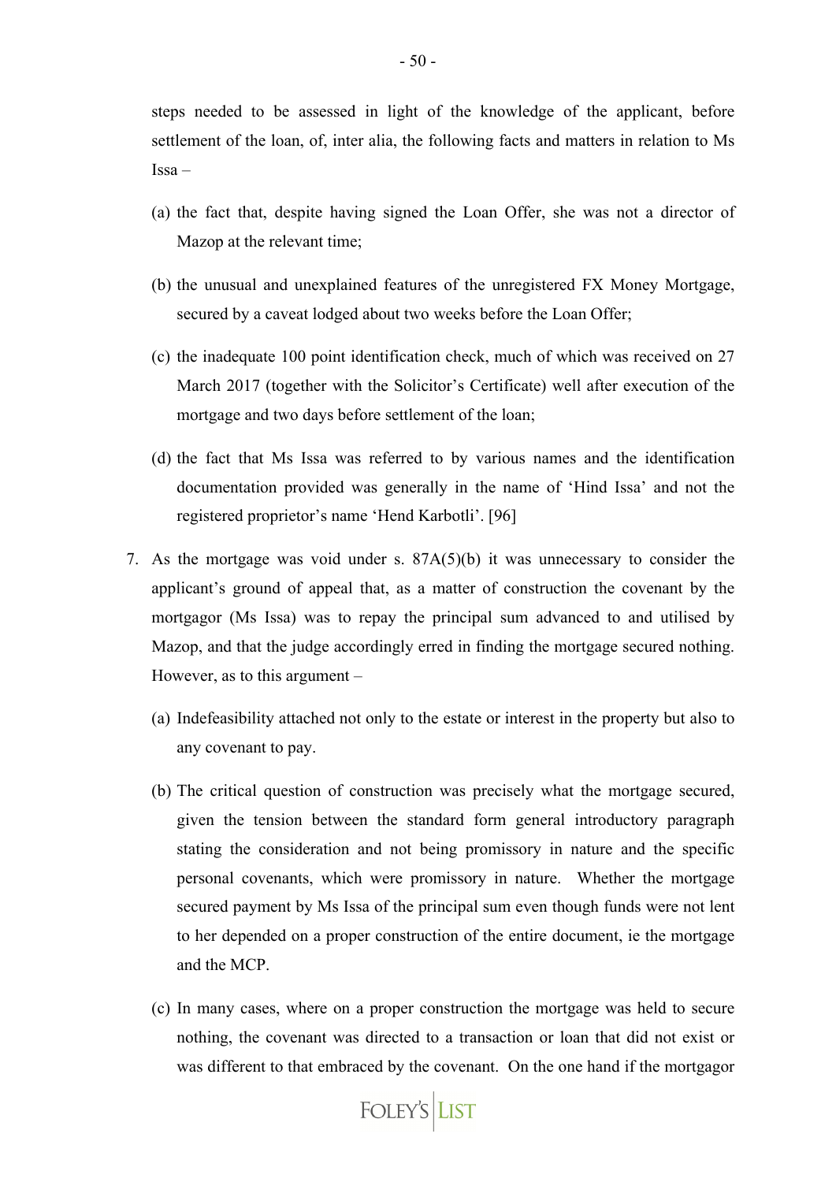steps needed to be assessed in light of the knowledge of the applicant, before settlement of the loan, of, inter alia, the following facts and matters in relation to Ms Issa –

(a) the fact that, despite having signed the Loan Offer, she was not a director of Mazop at the relevant time;

(b) the unusual and unexplained features of the unregistered FX Money Mortgage, secured by a caveat lodged about two weeks before the Loan Offer;

(c) the inadequate 100 point identification check, much of which was received on 27 March 2017 (together with the Solicitor's Certificate) well after execution of the mortgage and two days before settlement of the loan;

(d) the fact that Ms Issa was referred to by various names and the identification documentation provided was generally in the name of 'Hind Issa' and not the registered proprietor's name 'Hend Karbotli'. [96]

7. As the mortgage was void under s. 87A(5)(b) it was unnecessary to consider the applicant's ground of appeal that, as a matter of construction the covenant by the mortgagor (Ms Issa) was to repay the principal sum advanced to and utilised by Mazop, and that the judge accordingly erred in finding the mortgage secured nothing. However, as to this argument –

   (a) Indefeasibility attached not only to the estate or interest in the property but also to any covenant to pay.

   (b) The critical question of construction was precisely what the mortgage secured, given the tension between the standard form general introductory paragraph stating the consideration and not being promissory in nature and the specific personal covenants, which were promissory in nature. Whether the mortgage secured payment by Ms Issa of the principal sum even though funds were not lent to her depended on a proper construction of the entire document, ie the mortgage and the MCP.

   (c) In many cases, where on a proper construction the mortgage was held to secure nothing, the covenant was directed to a transaction or loan that did not exist or was different to that embraced by the covenant. On the one hand if the mortgagor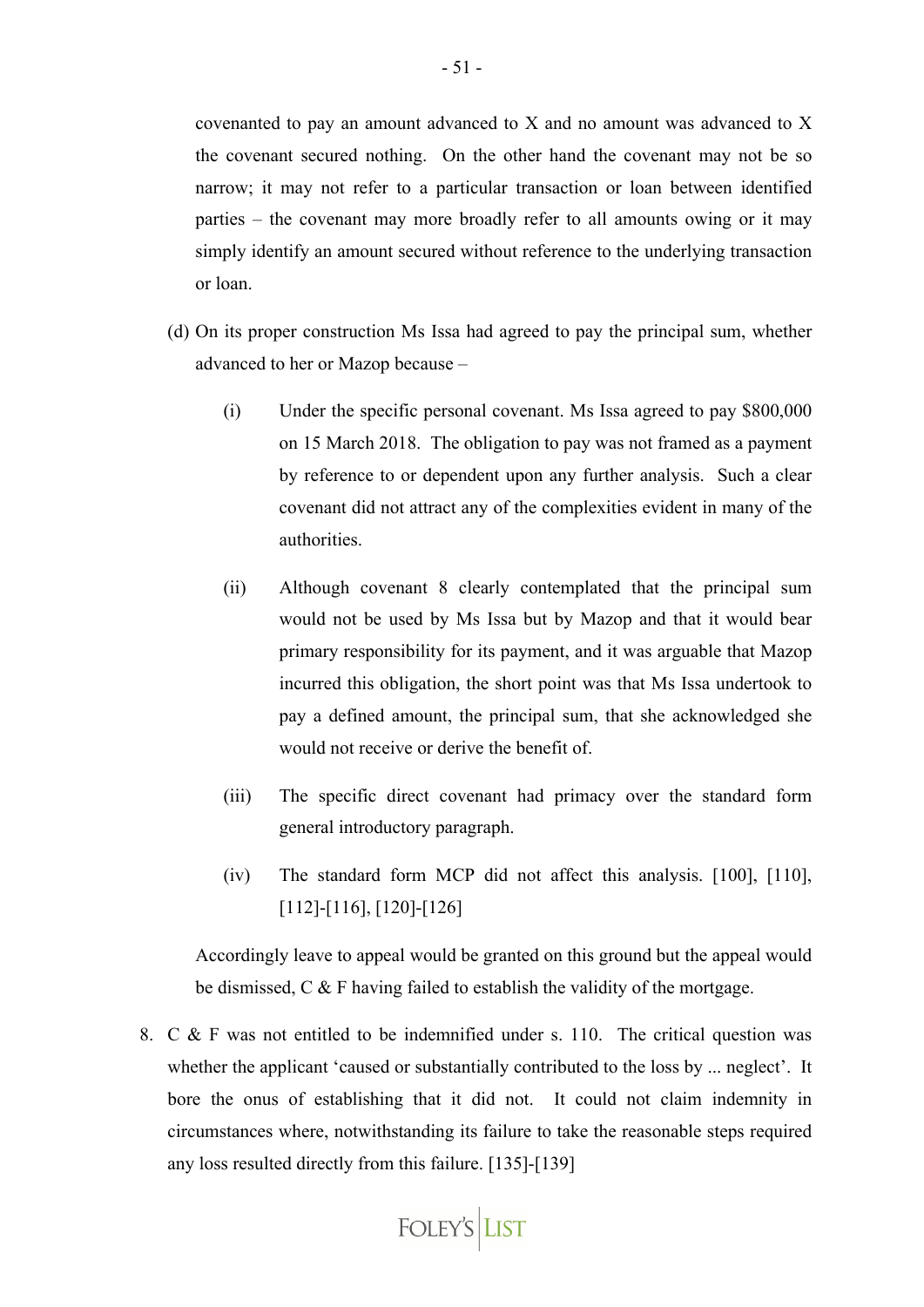covenanted to pay an amount advanced to X and no amount was advanced to X the covenant secured nothing. On the other hand the covenant may not be so narrow; it may not refer to a particular transaction or loan between identified parties – the covenant may more broadly refer to all amounts owing or it may simply identify an amount secured without reference to the underlying transaction or loan.

(d) On its proper construction Ms Issa had agreed to pay the principal sum, whether advanced to her or Mazop because –

   (i) Under the specific personal covenant. Ms Issa agreed to pay $800,000 on 15 March 2018. The obligation to pay was not framed as a payment by reference to or dependent upon any further analysis. Such a clear covenant did not attract any of the complexities evident in many of the authorities.

   (ii) Although covenant 8 clearly contemplated that the principal sum would not be used by Ms Issa but by Mazop and that it would bear primary responsibility for its payment, and it was arguable that Mazop incurred this obligation, the short point was that Ms Issa undertook to pay a defined amount, the principal sum, that she acknowledged she would not receive or derive the benefit of.

   (iii) The specific direct covenant had primacy over the standard form general introductory paragraph.

   (iv) The standard form MCP did not affect this analysis. [100], [110], [112]-[116], [120]-[126]

Accordingly leave to appeal would be granted on this ground but the appeal would be dismissed, C & F having failed to establish the validity of the mortgage.

8. C & F was not entitled to be indemnified under s. 110. The critical question was whether the applicant 'caused or substantially contributed to the loss by ... neglect'. It bore the onus of establishing that it did not. It could not claim indemnity in circumstances where, notwithstanding its failure to take the reasonable steps required any loss resulted directly from this failure. [135]-[139]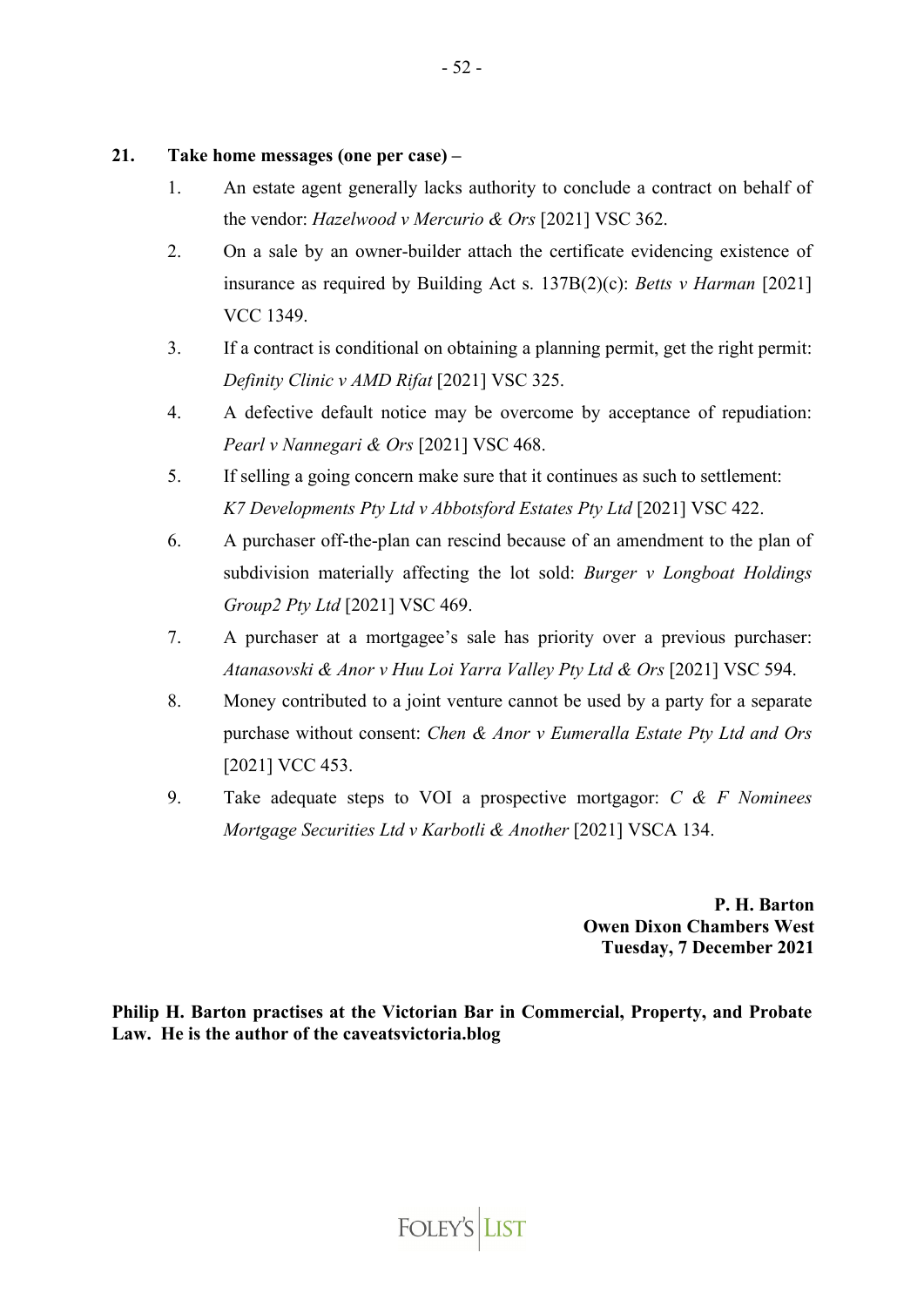**21. Take home messages (one per case) –**

1. An estate agent generally lacks authority to conclude a contract on behalf of the vendor: *Hazelwood v Mercurio & Ors* [2021] VSC 362.
2. On a sale by an owner-builder attach the certificate evidencing existence of insurance as required by Building Act s. 137B(2)(c): *Betts v Harman* [2021] VCC 1349.
3. If a contract is conditional on obtaining a planning permit, get the right permit: *Definity Clinic v AMD Rifat* [2021] VSC 325.
4. A defective default notice may be overcome by acceptance of repudiation: *Pearl v Nannegari & Ors* [2021] VSC 468.
5. If selling a going concern make sure that it continues as such to settlement: *K7 Developments Pty Ltd v Abbotsford Estates Pty Ltd* [2021] VSC 422.
6. A purchaser off-the-plan can rescind because of an amendment to the plan of subdivision materially affecting the lot sold: *Burger v Longboat Holdings Group2 Pty Ltd* [2021] VSC 469.
7. A purchaser at a mortgagee's sale has priority over a previous purchaser: *Atanasovski & Anor v Huu Loi Yarra Valley Pty Ltd & Ors* [2021] VSC 594.
8. Money contributed to a joint venture cannot be used by a party for a separate purchase without consent: *Chen & Anor v Eumeralla Estate Pty Ltd and Ors* [2021] VCC 453.
9. Take adequate steps to VOI a prospective mortgagor: *C & F Nominees Mortgage Securities Ltd v Karbotli & Another* [2021] VSCA 134.

**P. H. Barton**
**Owen Dixon Chambers West**
**Tuesday, 7 December 2021**

**Philip H. Barton practises at the Victorian Bar in Commercial, Property, and Probate Law. He is the author of the caveatsvictoria.blog**

FOLEY'S LIST